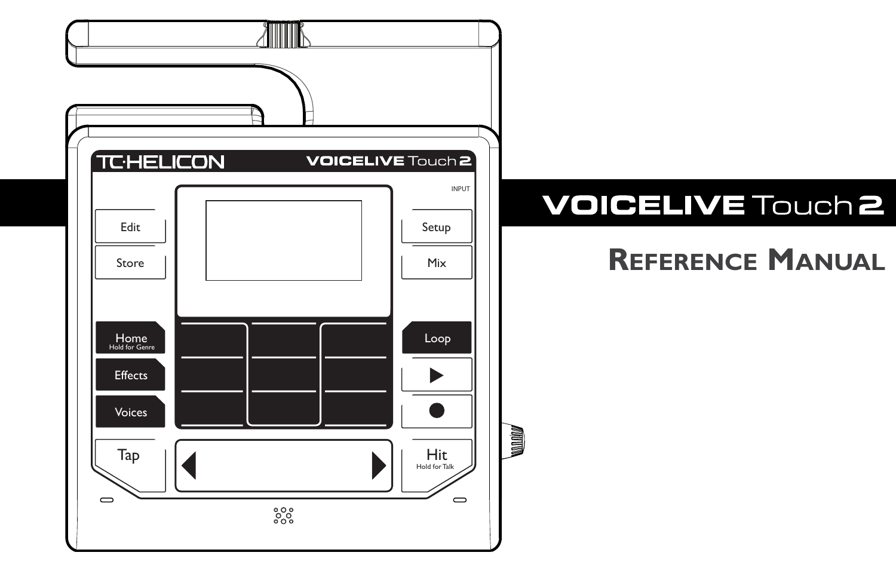# VOICELIVE Touch 2

## Reference Manual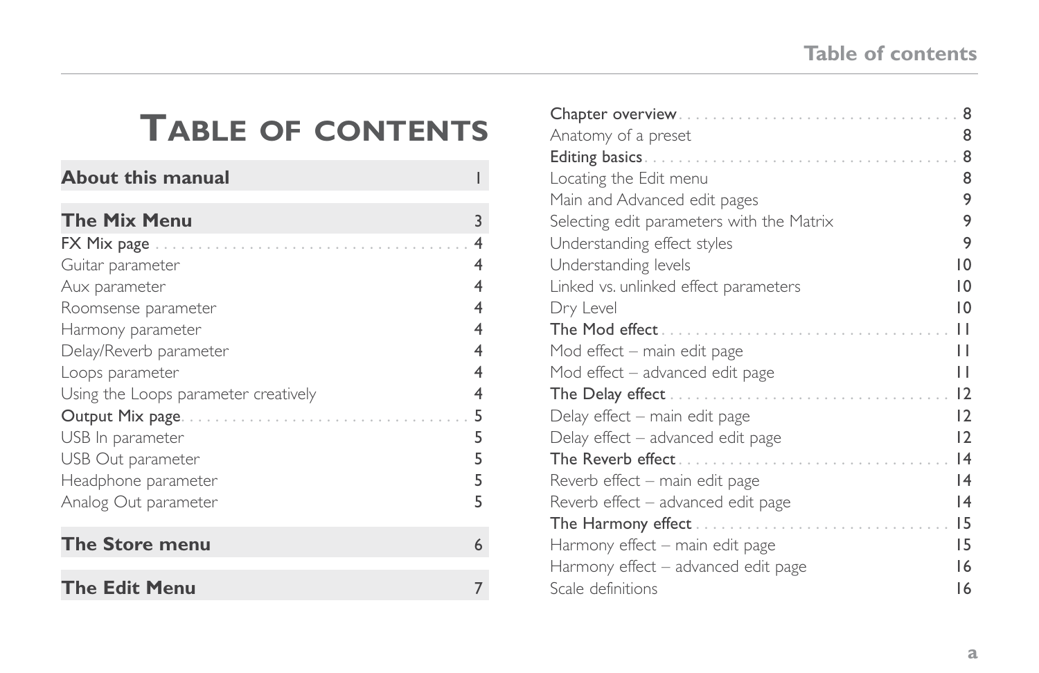# Table of contents

| | |
|---|---|
| **About this manual** | 1 |
| **The Mix Menu** | 3 |
| FX Mix page | 4 |
| Guitar parameter | 4 |
| Aux parameter | 4 |
| Roomsense parameter | 4 |
| Harmony parameter | 4 |
| Delay/Reverb parameter | 4 |
| Loops parameter | 4 |
| Using the Loops parameter creatively | 4 |
| Output Mix page | 5 |
| USB In parameter | 5 |
| USB Out parameter | 5 |
| Headphone parameter | 5 |
| Analog Out parameter | 5 |
| **The Store menu** | 6 |
| **The Edit Menu** | 7 |
| Chapter overview | 8 |
| Anatomy of a preset | 8 |
| Editing basics | 8 |
| Locating the Edit menu | 8 |
| Main and Advanced edit pages | 9 |
| Selecting edit parameters with the Matrix | 9 |
| Understanding effect styles | 9 |
| Understanding levels | 10 |
| Linked vs. unlinked effect parameters | 10 |
| Dry Level | 10 |
| The Mod effect | 11 |
| Mod effect – main edit page | 11 |
| Mod effect – advanced edit page | 11 |
| The Delay effect | 12 |
| Delay effect – main edit page | 12 |
| Delay effect – advanced edit page | 12 |
| The Reverb effect | 14 |
| Reverb effect – main edit page | 14 |
| Reverb effect – advanced edit page | 14 |
| The Harmony effect | 15 |
| Harmony effect – main edit page | 15 |
| Harmony effect – advanced edit page | 16 |
| Scale definitions | 16 |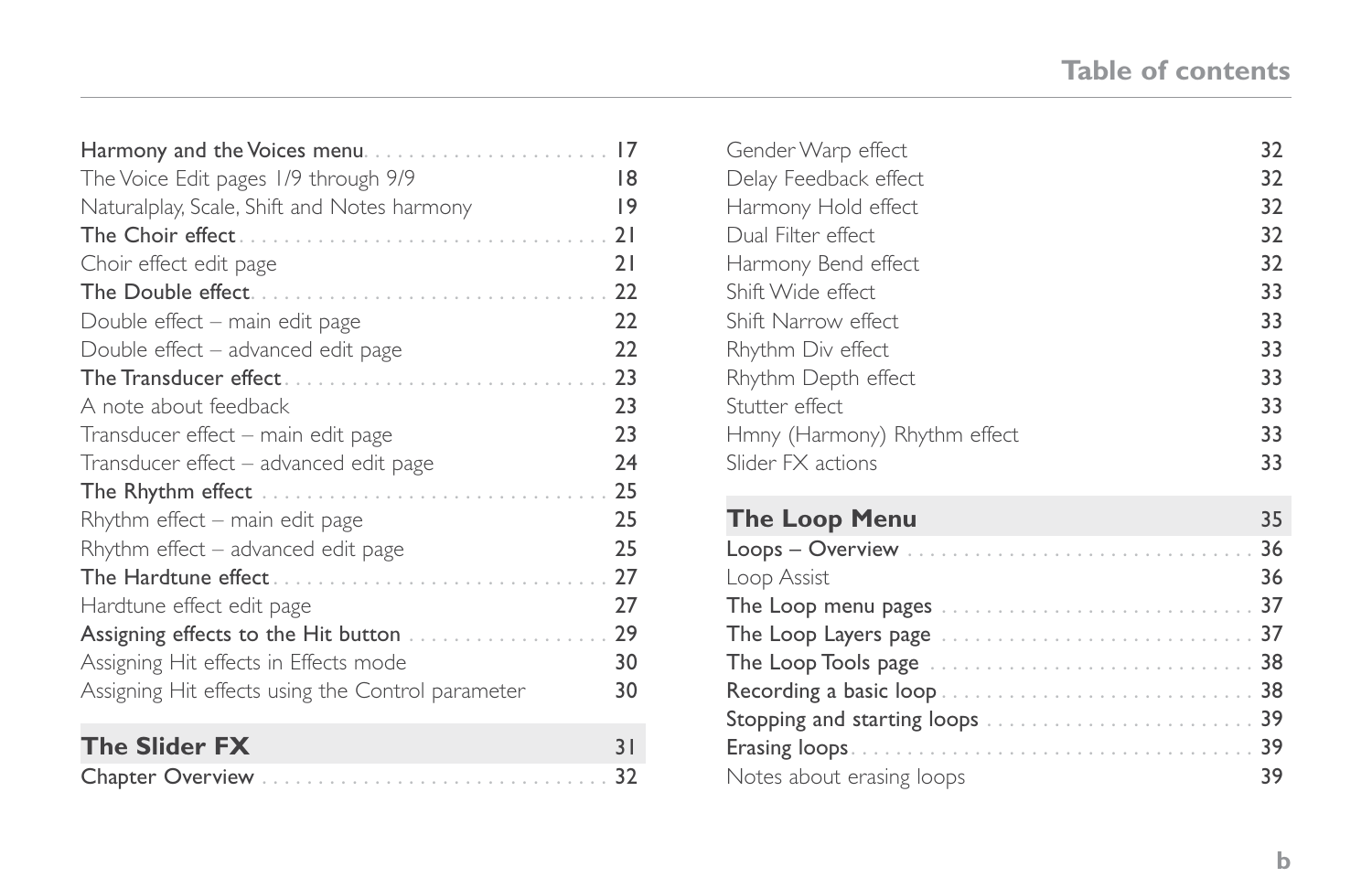# Table of contents

| | |
|---|---|
| Harmony and the Voices menu | 17 |
| The Voice Edit pages 1/9 through 9/9 | 18 |
| Naturalplay, Scale, Shift and Notes harmony | 19 |
| The Choir effect | 21 |
| Choir effect edit page | 21 |
| The Double effect | 22 |
| Double effect – main edit page | 22 |
| Double effect – advanced edit page | 22 |
| The Transducer effect | 23 |
| A note about feedback | 23 |
| Transducer effect – main edit page | 23 |
| Transducer effect – advanced edit page | 24 |
| The Rhythm effect | 25 |
| Rhythm effect – main edit page | 25 |
| Rhythm effect – advanced edit page | 25 |
| The Hardtune effect | 27 |
| Hardtune effect edit page | 27 |
| Assigning effects to the Hit button | 29 |
| Assigning Hit effects in Effects mode | 30 |
| Assigning Hit effects using the Control parameter | 30 |
| **The Slider FX** | **31** |
| Chapter Overview | 32 |
| Gender Warp effect | 32 |
| Delay Feedback effect | 32 |
| Harmony Hold effect | 32 |
| Dual Filter effect | 32 |
| Harmony Bend effect | 32 |
| Shift Wide effect | 33 |
| Shift Narrow effect | 33 |
| Rhythm Div effect | 33 |
| Rhythm Depth effect | 33 |
| Stutter effect | 33 |
| Hmny (Harmony) Rhythm effect | 33 |
| Slider FX actions | 33 |
| **The Loop Menu** | **35** |
| Loops – Overview | 36 |
| Loop Assist | 36 |
| The Loop menu pages | 37 |
| The Loop Layers page | 37 |
| The Loop Tools page | 38 |
| Recording a basic loop | 38 |
| Stopping and starting loops | 39 |
| Erasing loops | 39 |
| Notes about erasing loops | 39 |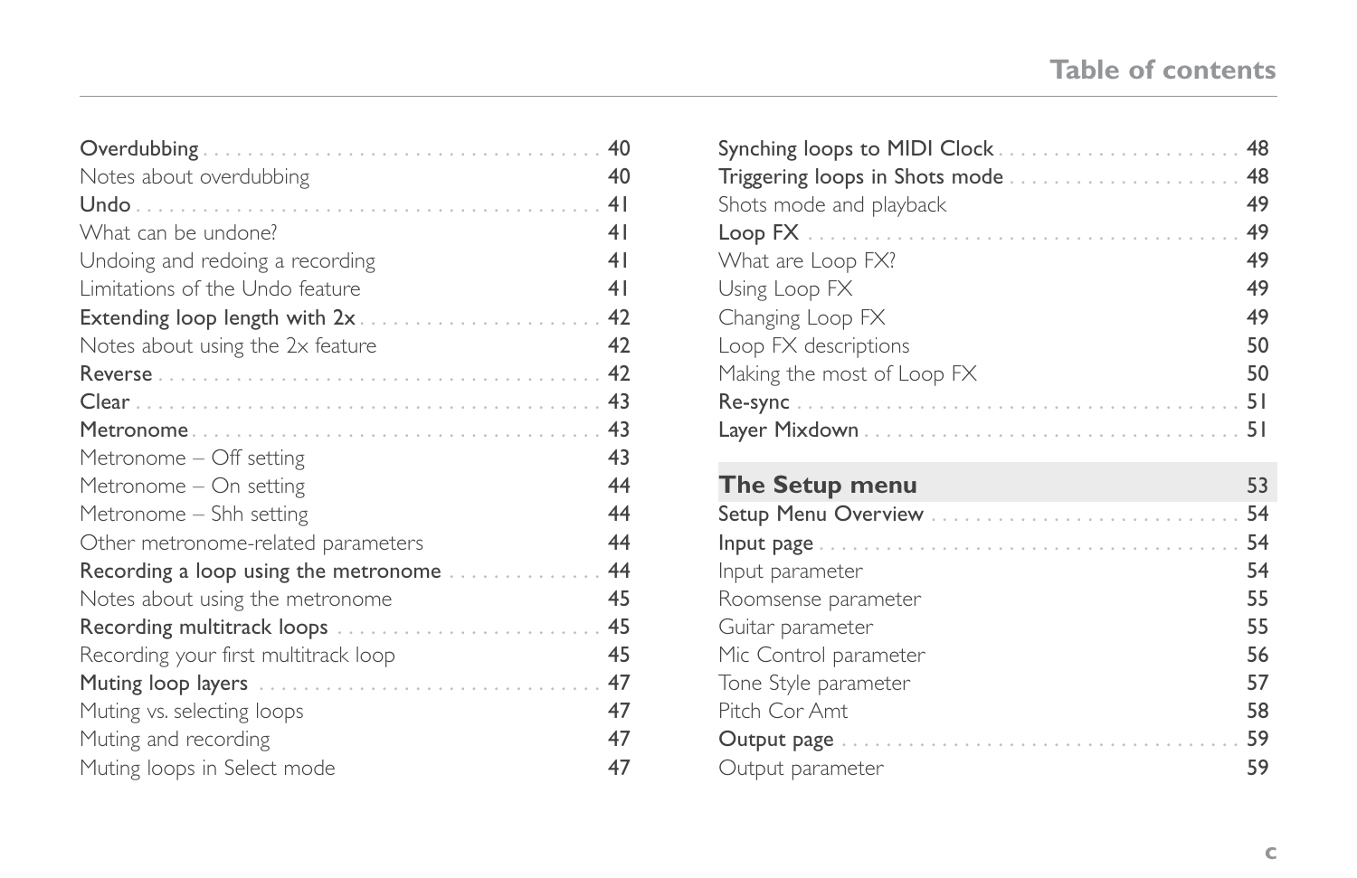## Table of contents

Overdubbing . . . . . . . . . . 40
Notes about overdubbing 40
Undo . . . . . . . . . . 41
What can be undone? 41
Undoing and redoing a recording 41
Limitations of the Undo feature 41
Extending loop length with 2x . . . . . . . . . . 42
Notes about using the 2x feature 42
Reverse . . . . . . . . . . 42
Clear . . . . . . . . . . 43
Metronome . . . . . . . . . . 43
Metronome – Off setting 43
Metronome – On setting 44
Metronome – Shh setting 44
Other metronome-related parameters 44
Recording a loop using the metronome . . . . . . . . . . 44
Notes about using the metronome 45
Recording multitrack loops . . . . . . . . . . 45
Recording your first multitrack loop 45
Muting loop layers . . . . . . . . . . 47
Muting vs. selecting loops 47
Muting and recording 47
Muting loops in Select mode 47
Synching loops to MIDI Clock . . . . . . . . . . 48
Triggering loops in Shots mode . . . . . . . . . . 48
Shots mode and playback 49
Loop FX . . . . . . . . . . 49
What are Loop FX? 49
Using Loop FX 49
Changing Loop FX 49
Loop FX descriptions 50
Making the most of Loop FX 50
Re-sync . . . . . . . . . . 51
Layer Mixdown . . . . . . . . . . 51

**The Setup menu** 53

Setup Menu Overview . . . . . . . . . . 54
Input page . . . . . . . . . . 54
Input parameter 54
Roomsense parameter 55
Guitar parameter 55
Mic Control parameter 56
Tone Style parameter 57
Pitch Cor Amt 58
Output page . . . . . . . . . . 59
Output parameter 59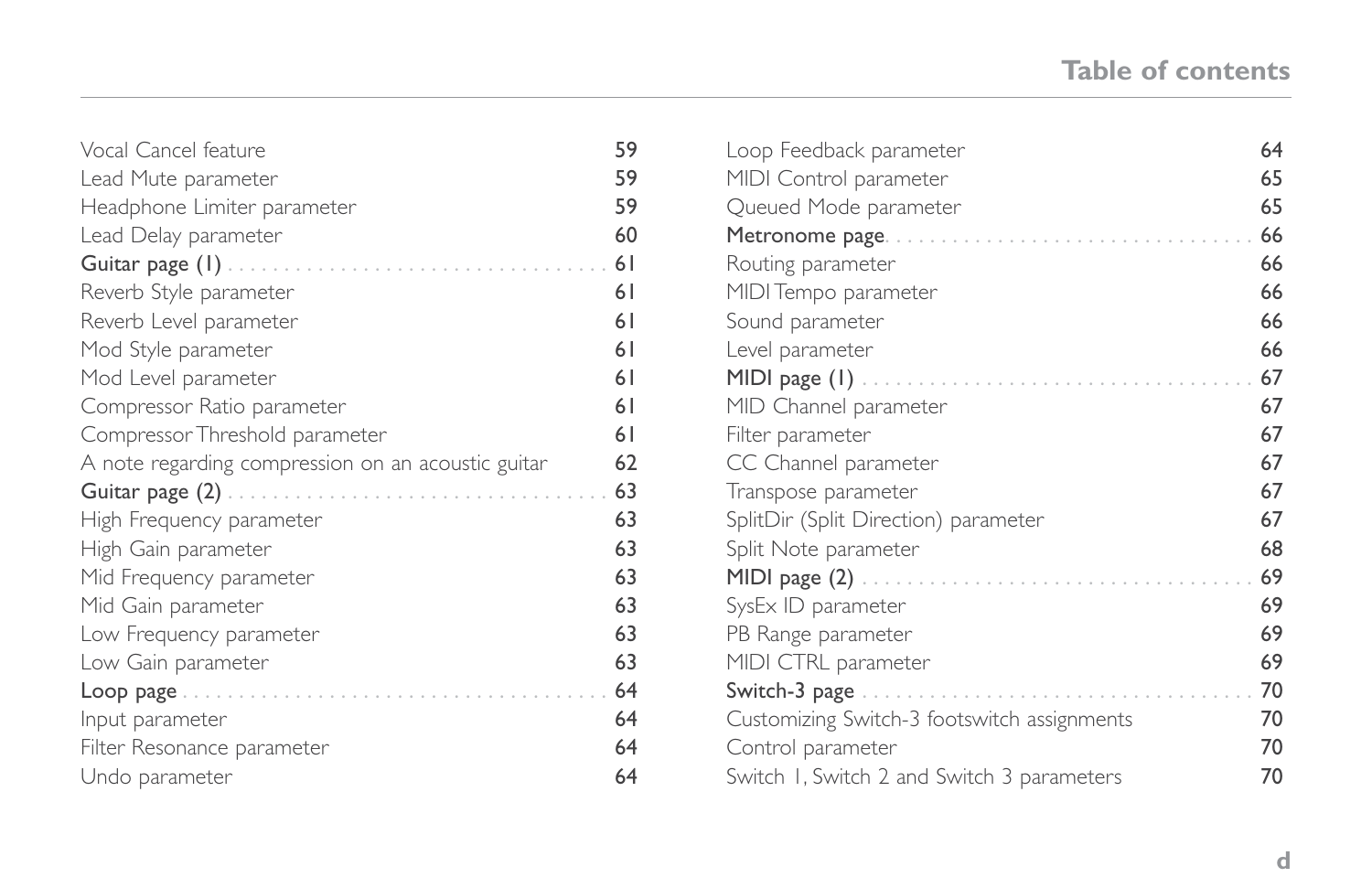# Table of contents

| | |
|---|---|
| Vocal Cancel feature | 59 |
| Lead Mute parameter | 59 |
| Headphone Limiter parameter | 59 |
| Lead Delay parameter | 60 |
| **Guitar page (1)** | **61** |
| Reverb Style parameter | 61 |
| Reverb Level parameter | 61 |
| Mod Style parameter | 61 |
| Mod Level parameter | 61 |
| Compressor Ratio parameter | 61 |
| Compressor Threshold parameter | 61 |
| A note regarding compression on an acoustic guitar | 62 |
| **Guitar page (2)** | **63** |
| High Frequency parameter | 63 |
| High Gain parameter | 63 |
| Mid Frequency parameter | 63 |
| Mid Gain parameter | 63 |
| Low Frequency parameter | 63 |
| Low Gain parameter | 63 |
| **Loop page** | **64** |
| Input parameter | 64 |
| Filter Resonance parameter | 64 |
| Undo parameter | 64 |
| Loop Feedback parameter | 64 |
| MIDI Control parameter | 65 |
| Queued Mode parameter | 65 |
| **Metronome page** | **66** |
| Routing parameter | 66 |
| MIDI Tempo parameter | 66 |
| Sound parameter | 66 |
| Level parameter | 66 |
| **MIDI page (1)** | **67** |
| MID Channel parameter | 67 |
| Filter parameter | 67 |
| CC Channel parameter | 67 |
| Transpose parameter | 67 |
| SplitDir (Split Direction) parameter | 67 |
| Split Note parameter | 68 |
| **MIDI page (2)** | **69** |
| SysEx ID parameter | 69 |
| PB Range parameter | 69 |
| MIDI CTRL parameter | 69 |
| **Switch-3 page** | **70** |
| Customizing Switch-3 footswitch assignments | 70 |
| Control parameter | 70 |
| Switch 1, Switch 2 and Switch 3 parameters | 70 |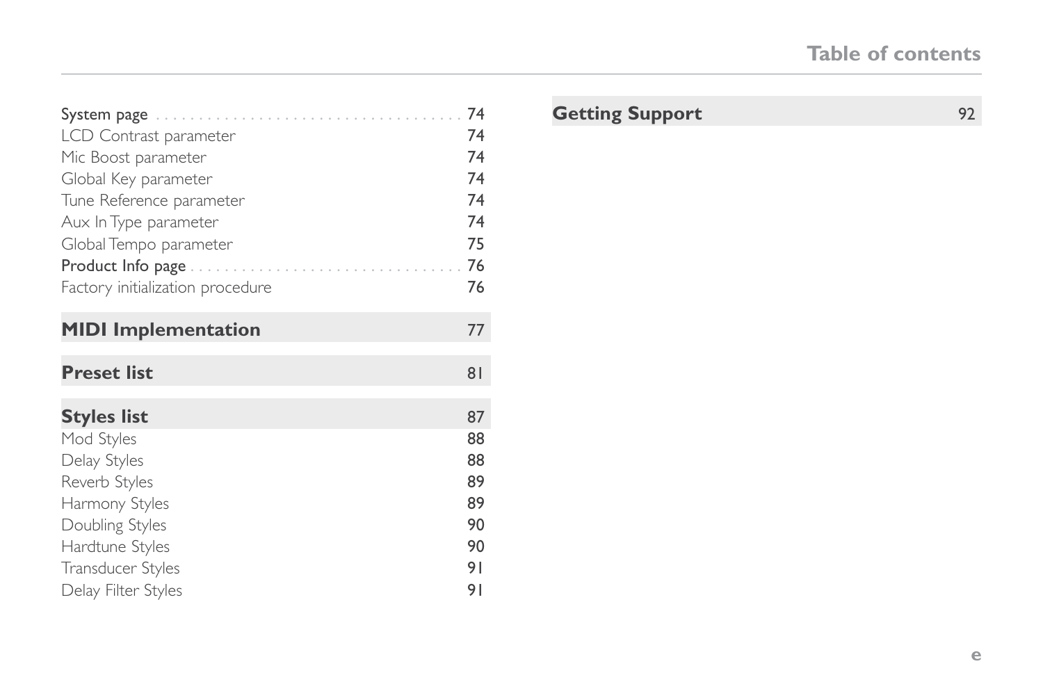System page . . . . . . . . . . . . . . . . . . . . . . . . . . . . . . . . . . . . . 74
LCD Contrast parameter 74
Mic Boost parameter 74
Global Key parameter 74
Tune Reference parameter 74
Aux In Type parameter 74
Global Tempo parameter 75
Product Info page . . . . . . . . . . . . . . . . . . . . . . . . . . . . . . . . . 76
Factory initialization procedure 76

**MIDI Implementation** 77

**Preset list** 81

**Styles list** 87
Mod Styles 88
Delay Styles 88
Reverb Styles 89
Harmony Styles 89
Doubling Styles 90
Hardtune Styles 90
Transducer Styles 91
Delay Filter Styles 91

**Getting Support** 92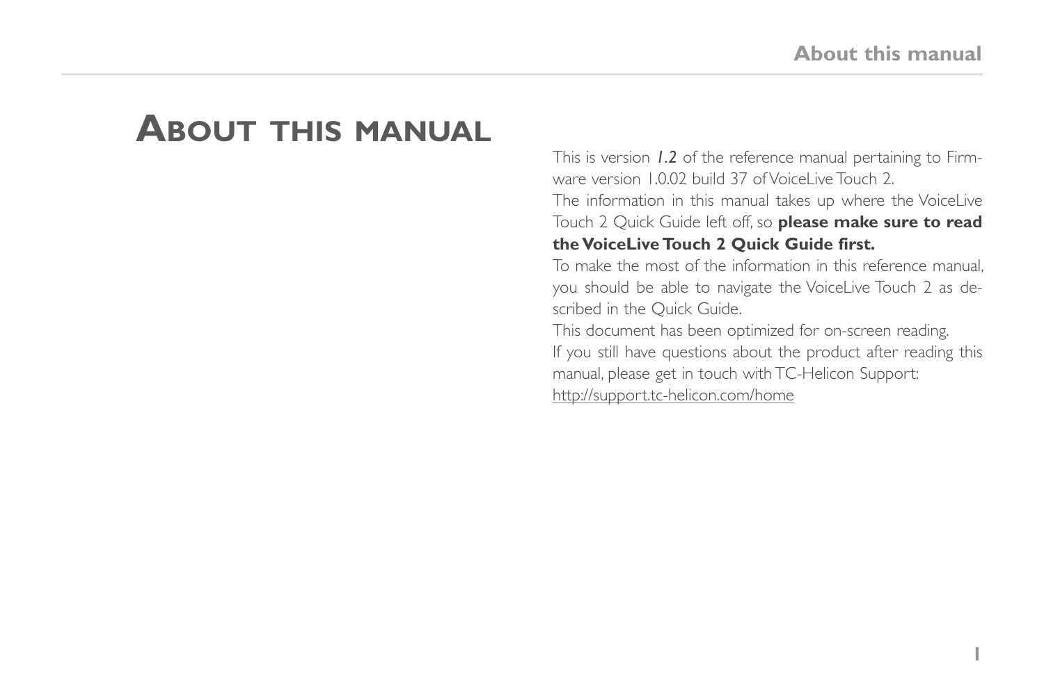# About this manual

This is version ***1.2*** of the reference manual pertaining to Firmware version 1.0.02 build 37 of VoiceLive Touch 2.

The information in this manual takes up where the VoiceLive Touch 2 Quick Guide left off, so **please make sure to read the VoiceLive Touch 2 Quick Guide first.**

To make the most of the information in this reference manual, you should be able to navigate the VoiceLive Touch 2 as described in the Quick Guide.

This document has been optimized for on-screen reading.

If you still have questions about the product after reading this manual, please get in touch with TC-Helicon Support:
http://support.tc-helicon.com/home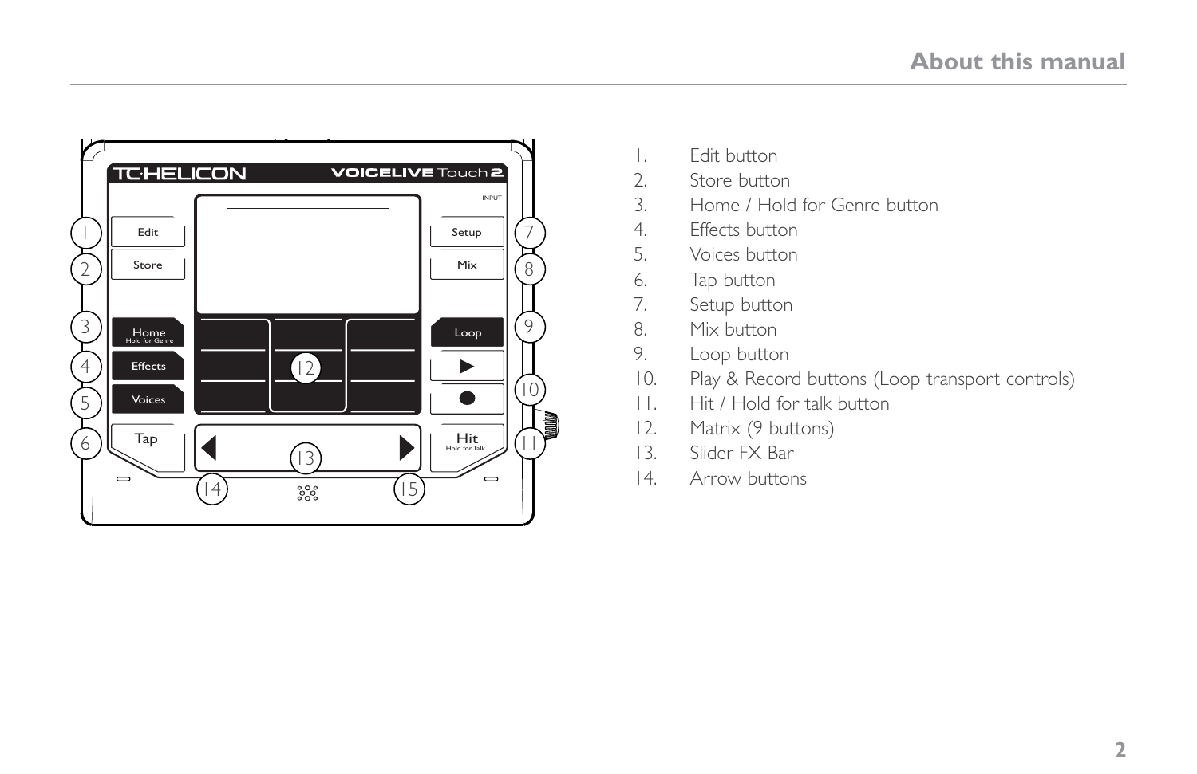1. Edit button
2. Store button
3. Home / Hold for Genre button
4. Effects button
5. Voices button
6. Tap button
7. Setup button
8. Mix button
9. Loop button
10. Play & Record buttons (Loop transport controls)
11. Hit / Hold for talk button
12. Matrix (9 buttons)
13. Slider FX Bar
14. Arrow buttons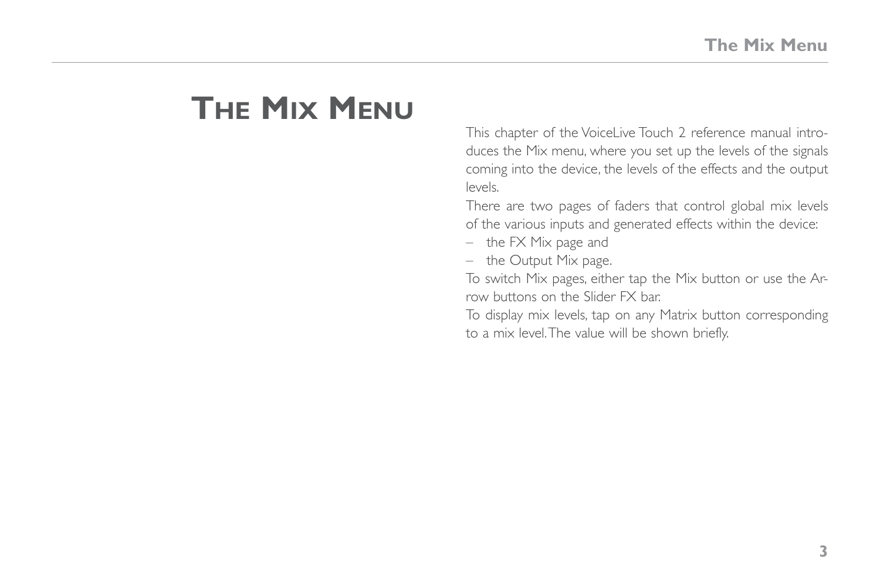# The Mix Menu

This chapter of the VoiceLive Touch 2 reference manual introduces the Mix menu, where you set up the levels of the signals coming into the device, the levels of the effects and the output levels.

There are two pages of faders that control global mix levels of the various inputs and generated effects within the device:

- the FX Mix page and
- the Output Mix page.

To switch Mix pages, either tap the Mix button or use the Arrow buttons on the Slider FX bar.

To display mix levels, tap on any Matrix button corresponding to a mix level. The value will be shown briefly.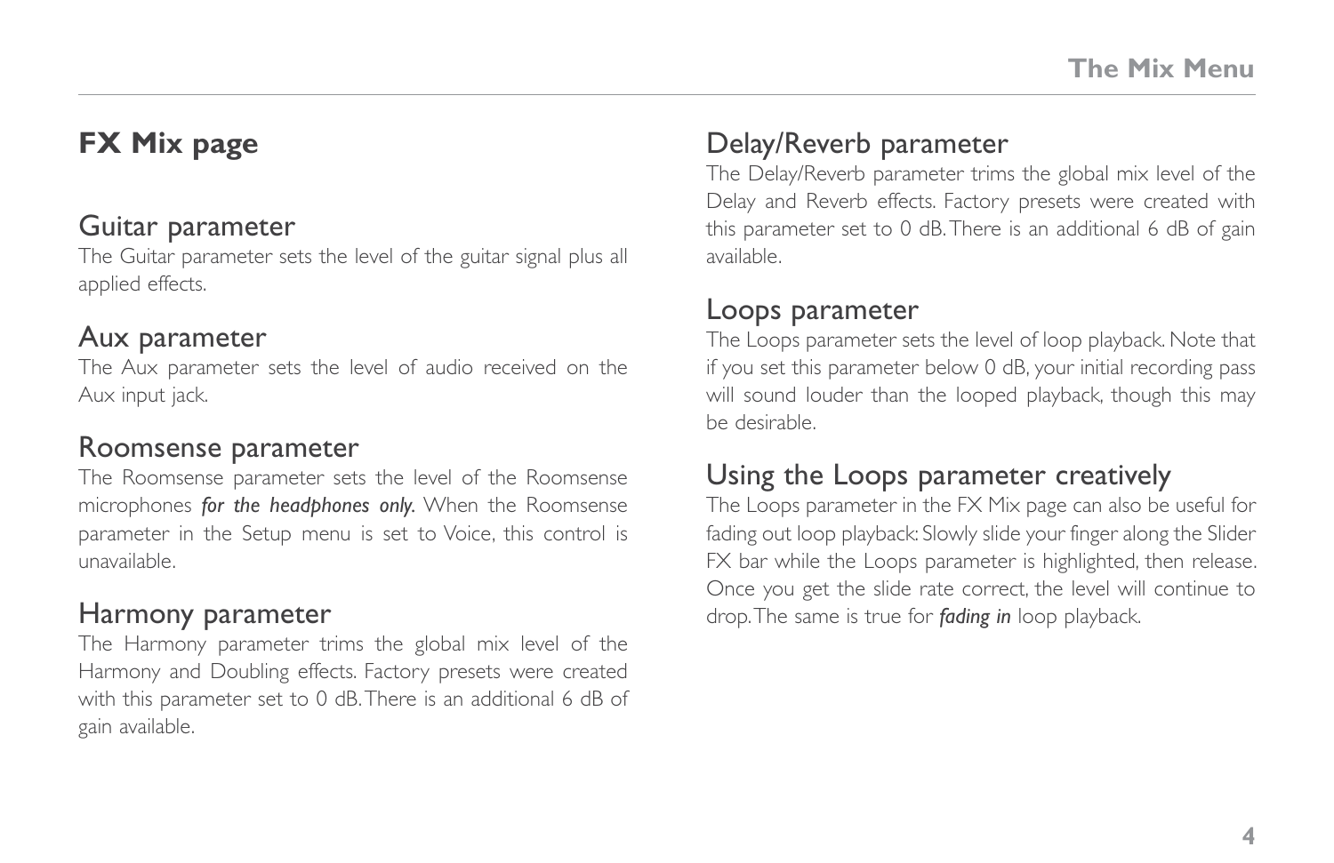## FX Mix page

### Guitar parameter

The Guitar parameter sets the level of the guitar signal plus all applied effects.

### Aux parameter

The Aux parameter sets the level of audio received on the Aux input jack.

### Roomsense parameter

The Roomsense parameter sets the level of the Roomsense microphones ***for the headphones only.*** When the Roomsense parameter in the Setup menu is set to Voice, this control is unavailable.

### Harmony parameter

The Harmony parameter trims the global mix level of the Harmony and Doubling effects. Factory presets were created with this parameter set to 0 dB. There is an additional 6 dB of gain available.

### Delay/Reverb parameter

The Delay/Reverb parameter trims the global mix level of the Delay and Reverb effects. Factory presets were created with this parameter set to 0 dB. There is an additional 6 dB of gain available.

### Loops parameter

The Loops parameter sets the level of loop playback. Note that if you set this parameter below 0 dB, your initial recording pass will sound louder than the looped playback, though this may be desirable.

### Using the Loops parameter creatively

The Loops parameter in the FX Mix page can also be useful for fading out loop playback: Slowly slide your finger along the Slider FX bar while the Loops parameter is highlighted, then release. Once you get the slide rate correct, the level will continue to drop. The same is true for ***fading in*** loop playback.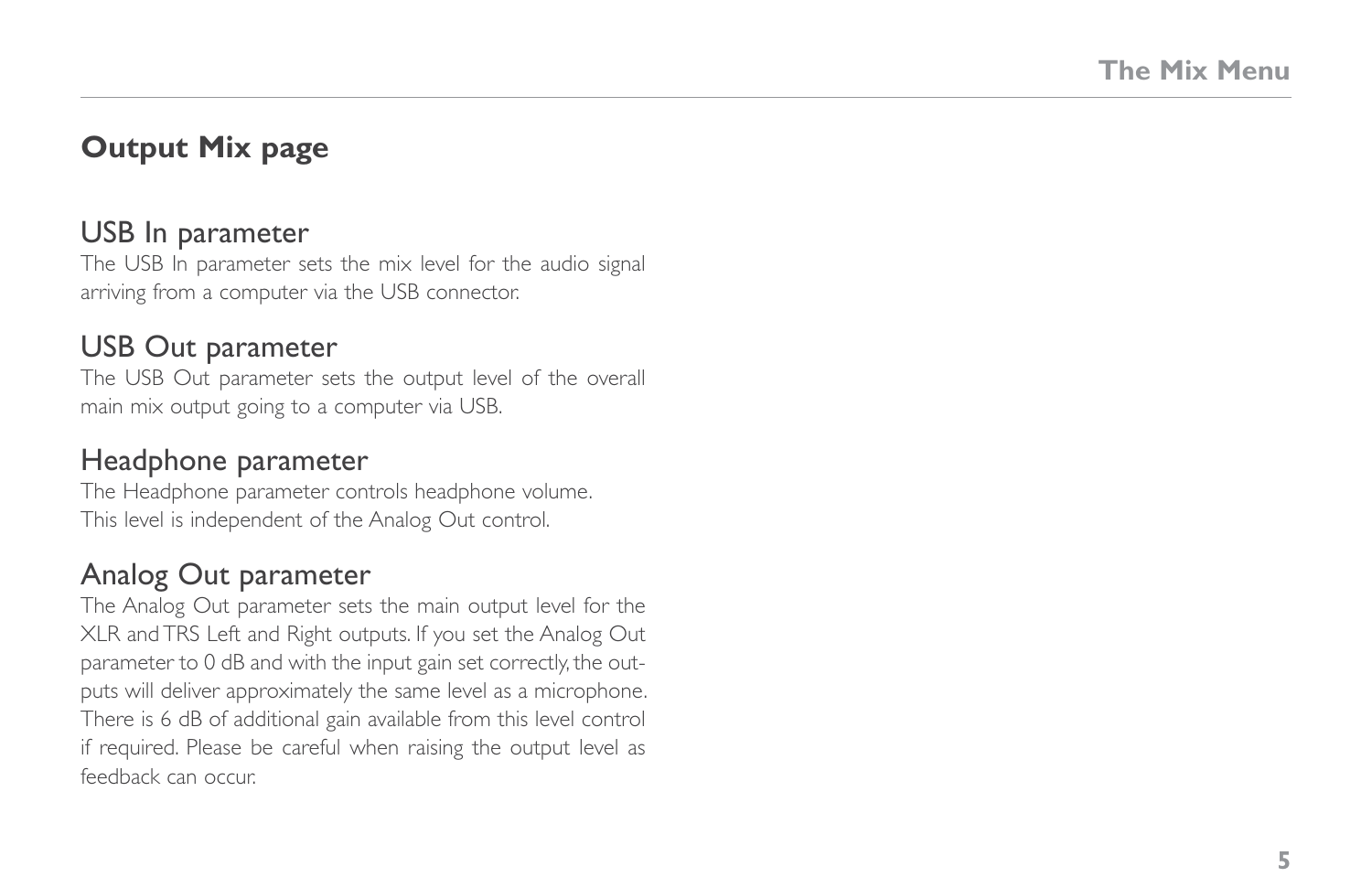## Output Mix page

### USB In parameter

The USB In parameter sets the mix level for the audio signal arriving from a computer via the USB connector.

### USB Out parameter

The USB Out parameter sets the output level of the overall main mix output going to a computer via USB.

### Headphone parameter

The Headphone parameter controls headphone volume.
This level is independent of the Analog Out control.

### Analog Out parameter

The Analog Out parameter sets the main output level for the XLR and TRS Left and Right outputs. If you set the Analog Out parameter to 0 dB and with the input gain set correctly, the outputs will deliver approximately the same level as a microphone. There is 6 dB of additional gain available from this level control if required. Please be careful when raising the output level as feedback can occur.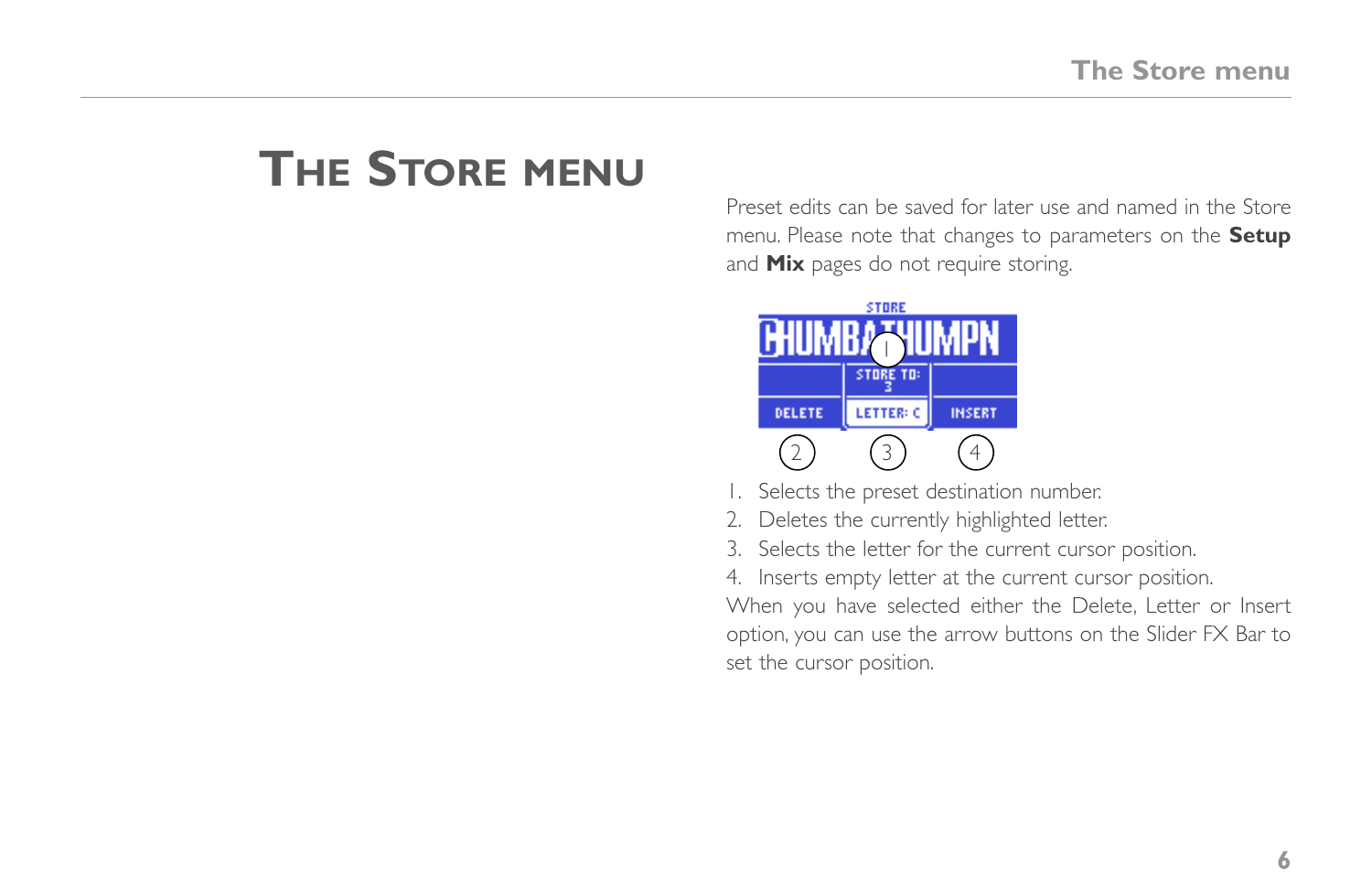# The Store menu

Preset edits can be saved for later use and named in the Store menu. Please note that changes to parameters on the **Setup** and **Mix** pages do not require storing.

1. Selects the preset destination number.
2. Deletes the currently highlighted letter.
3. Selects the letter for the current cursor position.
4. Inserts empty letter at the current cursor position.

When you have selected either the Delete, Letter or Insert option, you can use the arrow buttons on the Slider FX Bar to set the cursor position.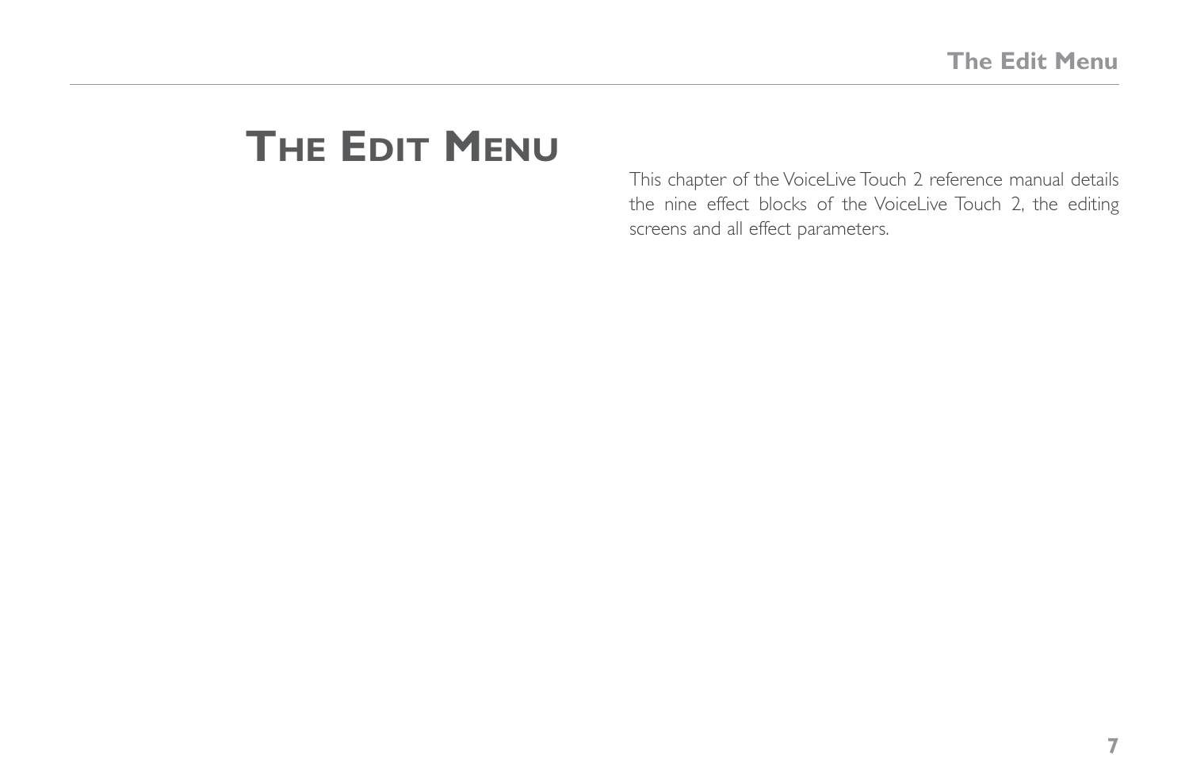# The Edit Menu

This chapter of the VoiceLive Touch 2 reference manual details the nine effect blocks of the VoiceLive Touch 2, the editing screens and all effect parameters.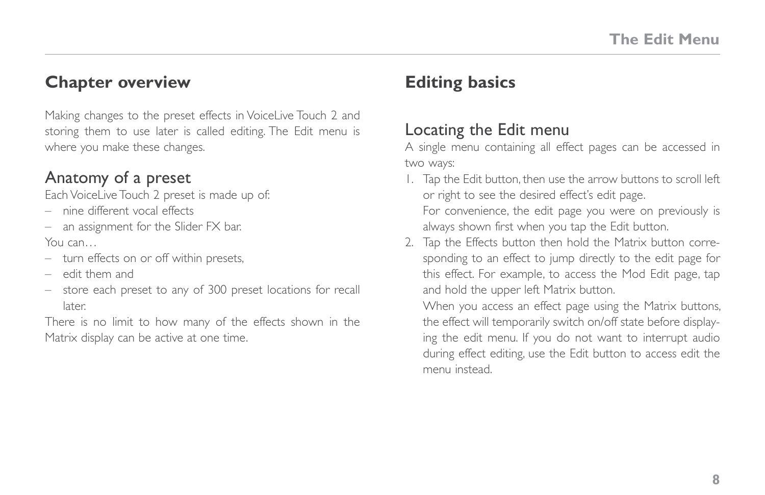## Chapter overview

Making changes to the preset effects in VoiceLive Touch 2 and storing them to use later is called editing. The Edit menu is where you make these changes.

### Anatomy of a preset

Each VoiceLive Touch 2 preset is made up of:

- nine different vocal effects
- an assignment for the Slider FX bar.

You can…

- turn effects on or off within presets,
- edit them and
- store each preset to any of 300 preset locations for recall later.

There is no limit to how many of the effects shown in the Matrix display can be active at one time.

## Editing basics

### Locating the Edit menu

A single menu containing all effect pages can be accessed in two ways:

1. Tap the Edit button, then use the arrow buttons to scroll left or right to see the desired effect's edit page.
   For convenience, the edit page you were on previously is always shown first when you tap the Edit button.
2. Tap the Effects button then hold the Matrix button corresponding to an effect to jump directly to the edit page for this effect. For example, to access the Mod Edit page, tap and hold the upper left Matrix button.
   When you access an effect page using the Matrix buttons, the effect will temporarily switch on/off state before displaying the edit menu. If you do not want to interrupt audio during effect editing, use the Edit button to access edit the menu instead.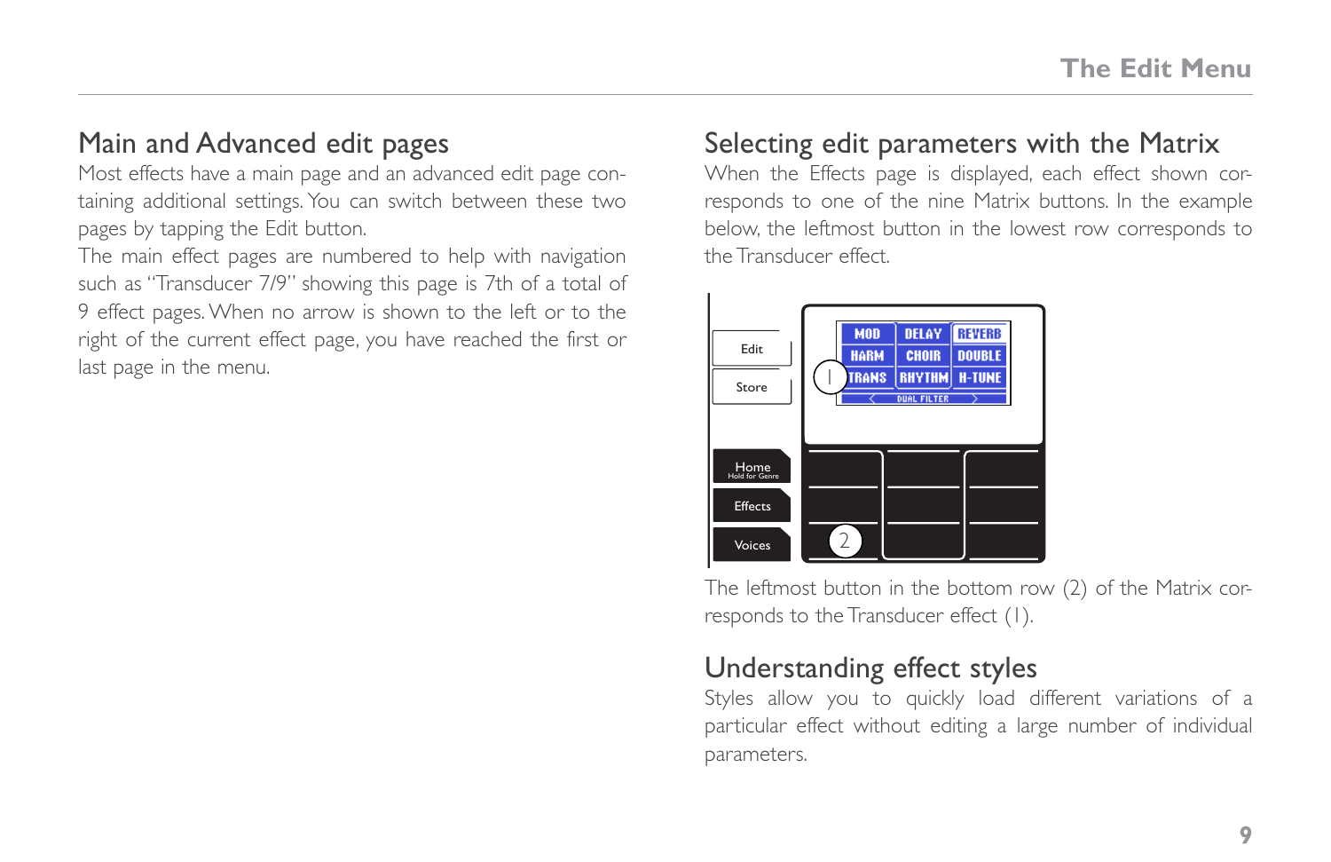## Main and Advanced edit pages

Most effects have a main page and an advanced edit page containing additional settings. You can switch between these two pages by tapping the Edit button.

The main effect pages are numbered to help with navigation such as "Transducer 7/9" showing this page is 7th of a total of 9 effect pages. When no arrow is shown to the left or to the right of the current effect page, you have reached the first or last page in the menu.

## Selecting edit parameters with the Matrix

When the Effects page is displayed, each effect shown corresponds to one of the nine Matrix buttons. In the example below, the leftmost button in the lowest row corresponds to the Transducer effect.

The leftmost button in the bottom row (2) of the Matrix corresponds to the Transducer effect (1).

## Understanding effect styles

Styles allow you to quickly load different variations of a particular effect without editing a large number of individual parameters.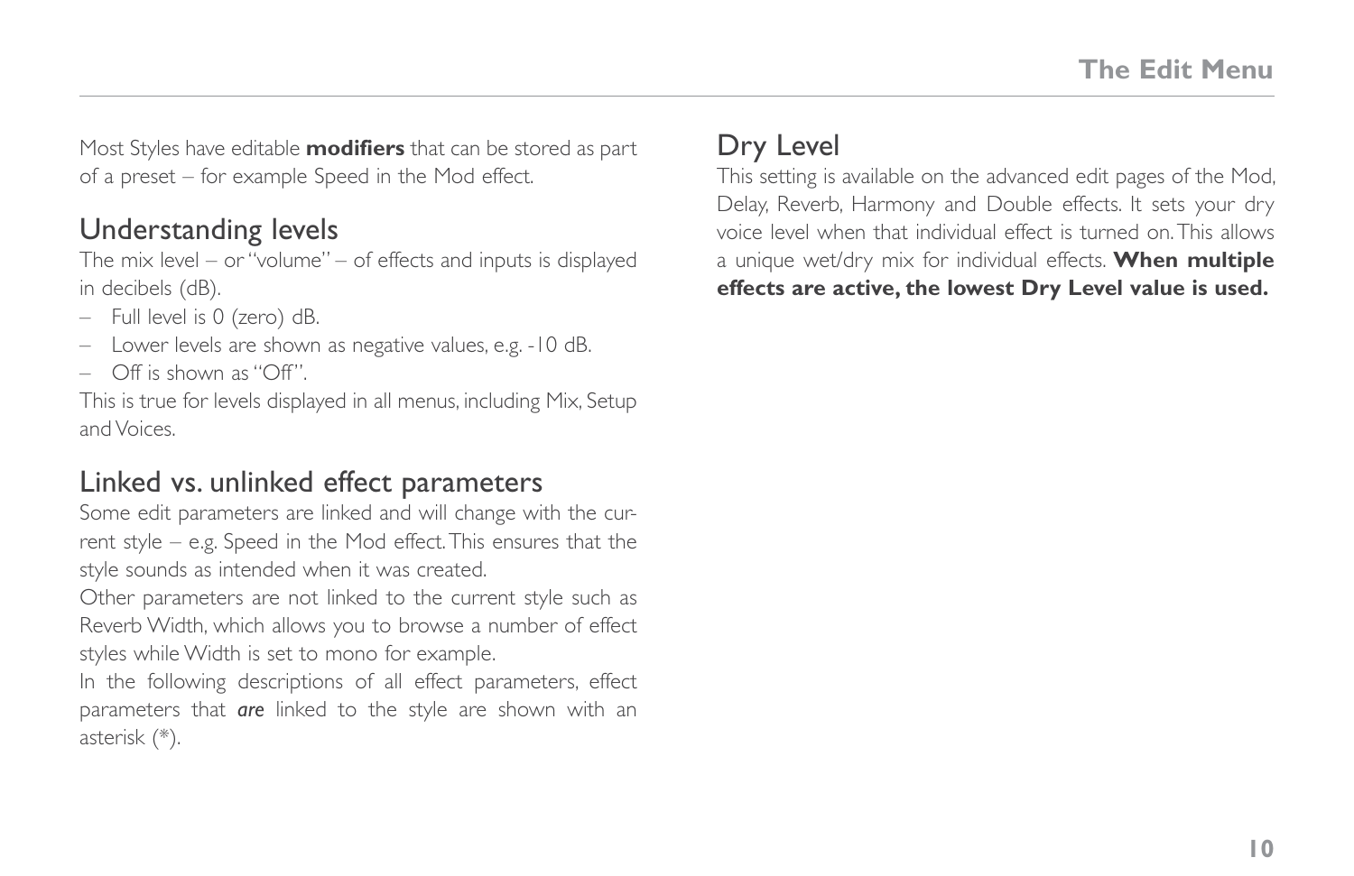Most Styles have editable **modifiers** that can be stored as part of a preset – for example Speed in the Mod effect.

## Understanding levels

The mix level – or "volume" – of effects and inputs is displayed in decibels (dB).

- Full level is 0 (zero) dB.
- Lower levels are shown as negative values, e.g. -10 dB.
- Off is shown as "Off".

This is true for levels displayed in all menus, including Mix, Setup and Voices.

## Linked vs. unlinked effect parameters

Some edit parameters are linked and will change with the current style – e.g. Speed in the Mod effect. This ensures that the style sounds as intended when it was created.

Other parameters are not linked to the current style such as Reverb Width, which allows you to browse a number of effect styles while Width is set to mono for example.

In the following descriptions of all effect parameters, effect parameters that ***are*** linked to the style are shown with an asterisk (*).

## Dry Level

This setting is available on the advanced edit pages of the Mod, Delay, Reverb, Harmony and Double effects. It sets your dry voice level when that individual effect is turned on. This allows a unique wet/dry mix for individual effects. **When multiple effects are active, the lowest Dry Level value is used.**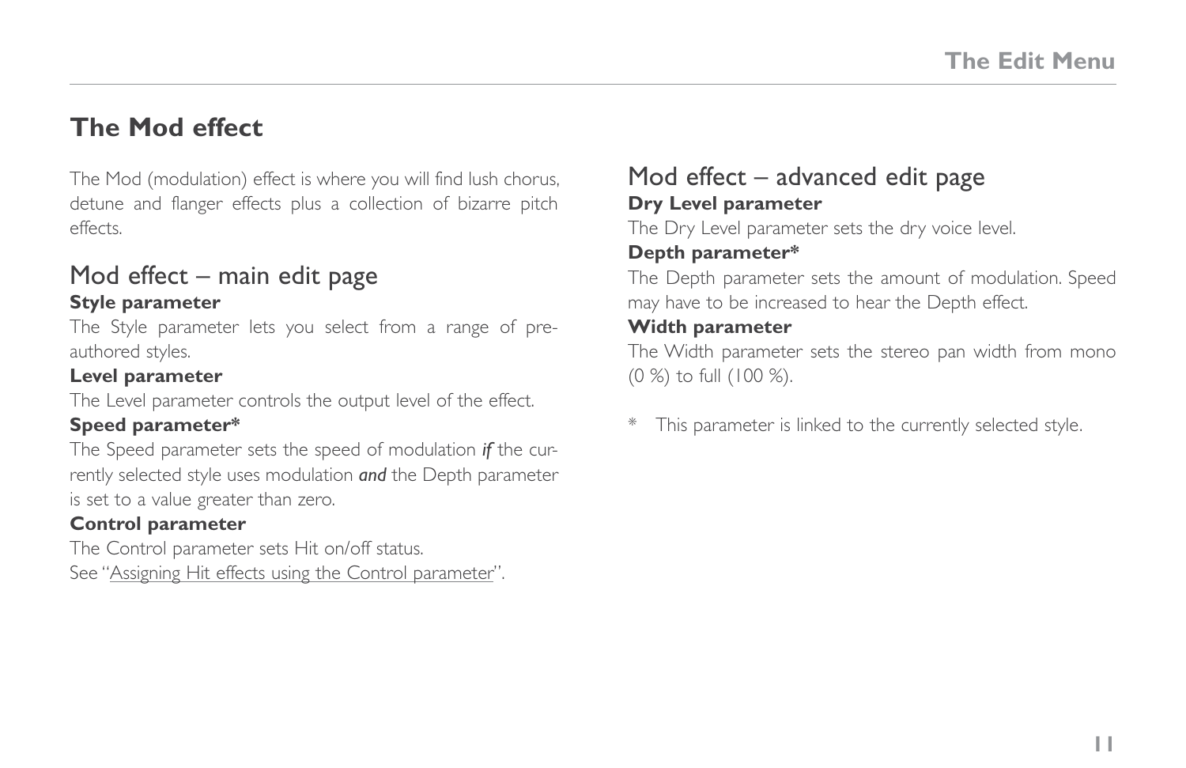# The Mod effect

The Mod (modulation) effect is where you will find lush chorus, detune and flanger effects plus a collection of bizarre pitch effects.

## Mod effect – main edit page

**Style parameter**

The Style parameter lets you select from a range of pre-authored styles.

**Level parameter**

The Level parameter controls the output level of the effect.

**Speed parameter***

The Speed parameter sets the speed of modulation ***if*** the currently selected style uses modulation ***and*** the Depth parameter is set to a value greater than zero.

**Control parameter**

The Control parameter sets Hit on/off status.
See "Assigning Hit effects using the Control parameter".

## Mod effect – advanced edit page

**Dry Level parameter**

The Dry Level parameter sets the dry voice level.

**Depth parameter***

The Depth parameter sets the amount of modulation. Speed may have to be increased to hear the Depth effect.

**Width parameter**

The Width parameter sets the stereo pan width from mono (0 %) to full (100 %).

* This parameter is linked to the currently selected style.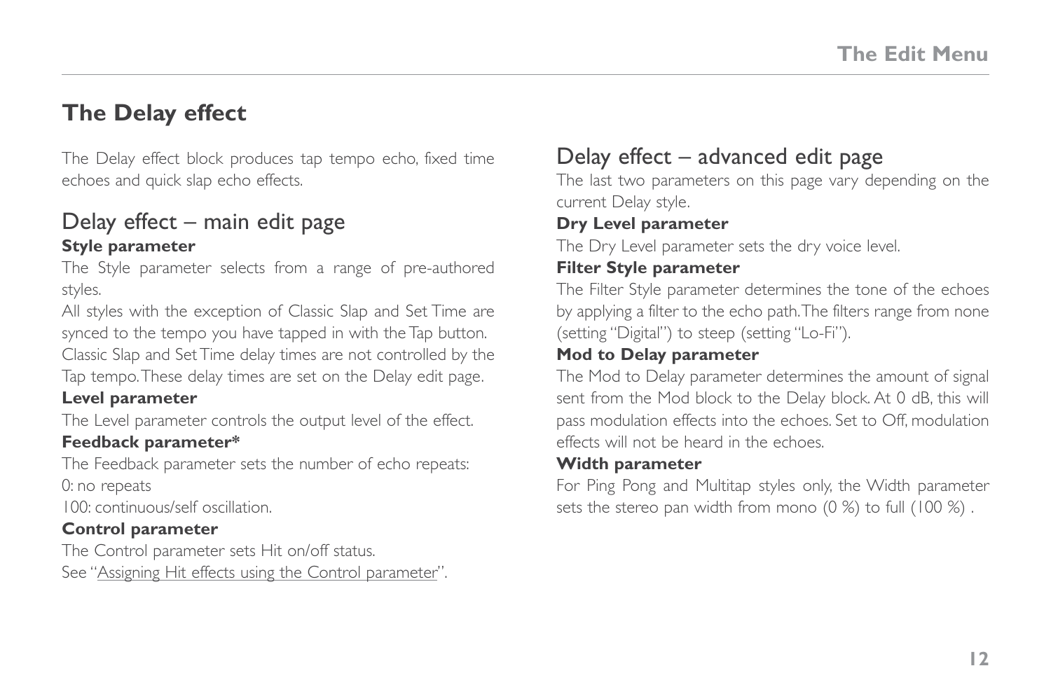# The Delay effect

The Delay effect block produces tap tempo echo, fixed time echoes and quick slap echo effects.

## Delay effect – main edit page

**Style parameter**

The Style parameter selects from a range of pre-authored styles.

All styles with the exception of Classic Slap and Set Time are synced to the tempo you have tapped in with the Tap button. Classic Slap and Set Time delay times are not controlled by the Tap tempo. These delay times are set on the Delay edit page.

**Level parameter**

The Level parameter controls the output level of the effect.

**Feedback parameter***

The Feedback parameter sets the number of echo repeats:

0: no repeats

100: continuous/self oscillation.

**Control parameter**

The Control parameter sets Hit on/off status.

See "Assigning Hit effects using the Control parameter".

## Delay effect – advanced edit page

The last two parameters on this page vary depending on the current Delay style.

**Dry Level parameter**

The Dry Level parameter sets the dry voice level.

**Filter Style parameter**

The Filter Style parameter determines the tone of the echoes by applying a filter to the echo path. The filters range from none (setting "Digital") to steep (setting "Lo-Fi").

**Mod to Delay parameter**

The Mod to Delay parameter determines the amount of signal sent from the Mod block to the Delay block. At 0 dB, this will pass modulation effects into the echoes. Set to Off, modulation effects will not be heard in the echoes.

**Width parameter**

For Ping Pong and Multitap styles only, the Width parameter sets the stereo pan width from mono (0 %) to full (100 %) .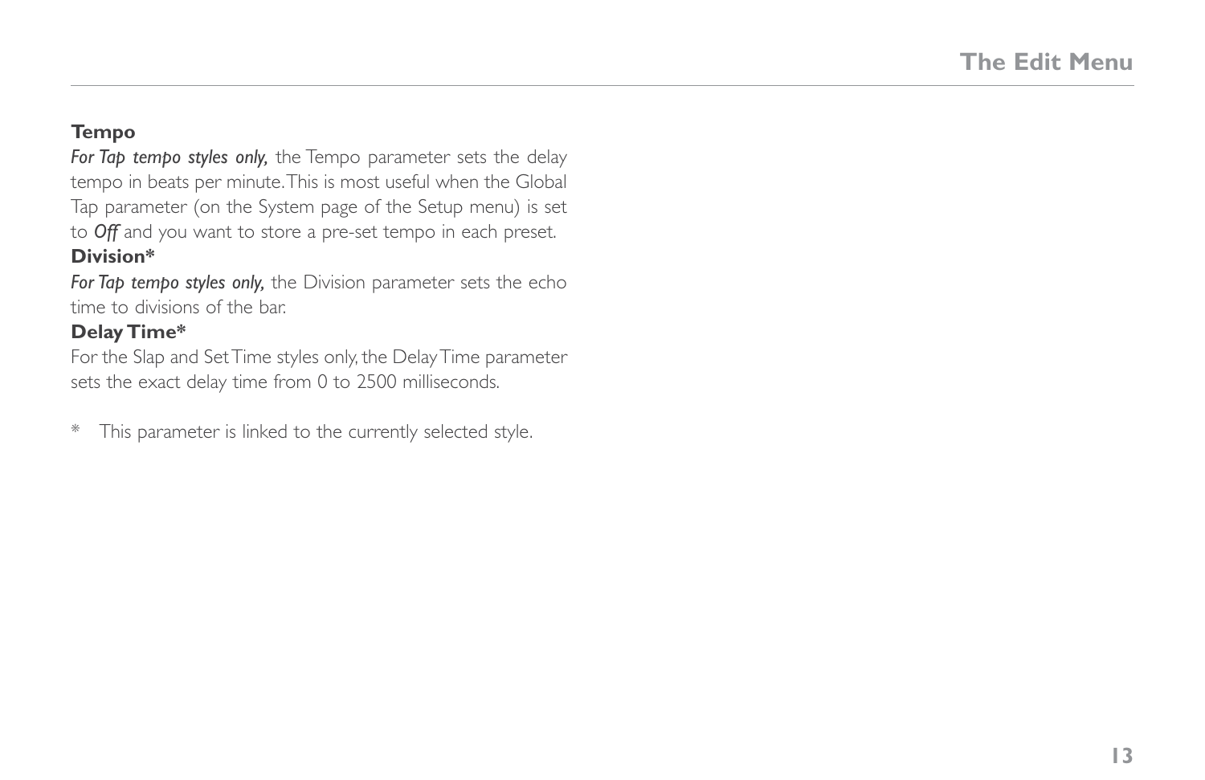### Tempo

*For Tap tempo styles only,* the Tempo parameter sets the delay tempo in beats per minute. This is most useful when the Global Tap parameter (on the System page of the Setup menu) is set to *Off* and you want to store a pre-set tempo in each preset.

### Division*

*For Tap tempo styles only,* the Division parameter sets the echo time to divisions of the bar.

### Delay Time*

For the Slap and Set Time styles only, the Delay Time parameter sets the exact delay time from 0 to 2500 milliseconds.

\* This parameter is linked to the currently selected style.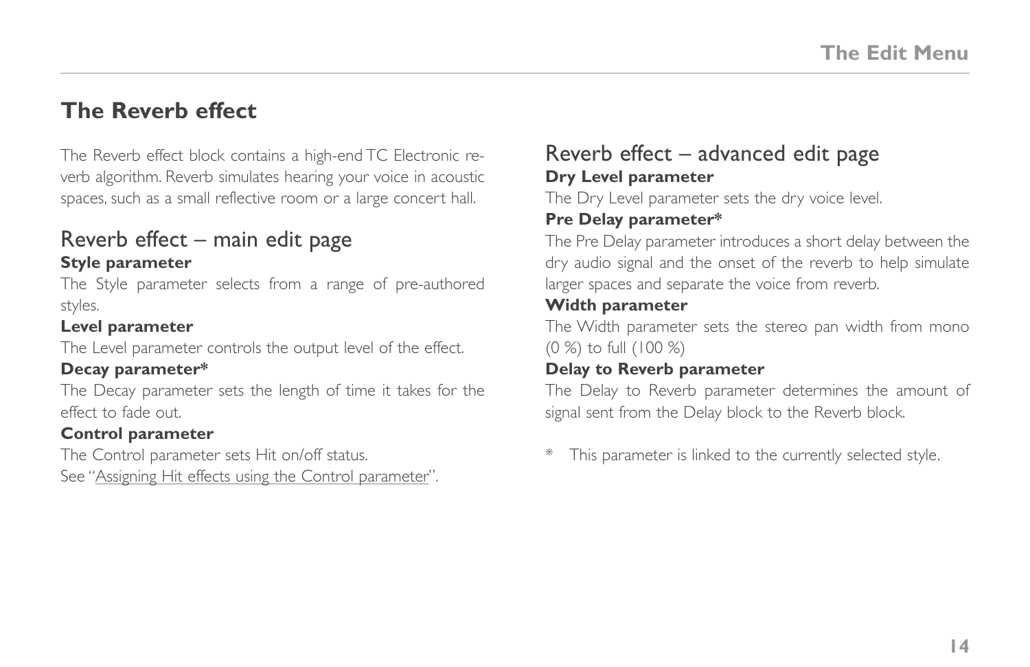## The Reverb effect

The Reverb effect block contains a high-end TC Electronic reverb algorithm. Reverb simulates hearing your voice in acoustic spaces, such as a small reflective room or a large concert hall.

### Reverb effect – main edit page

**Style parameter**

The Style parameter selects from a range of pre-authored styles.

**Level parameter**

The Level parameter controls the output level of the effect.

**Decay parameter***

The Decay parameter sets the length of time it takes for the effect to fade out.

**Control parameter**

The Control parameter sets Hit on/off status.
See "Assigning Hit effects using the Control parameter".

### Reverb effect – advanced edit page

**Dry Level parameter**

The Dry Level parameter sets the dry voice level.

**Pre Delay parameter***

The Pre Delay parameter introduces a short delay between the dry audio signal and the onset of the reverb to help simulate larger spaces and separate the voice from reverb.

**Width parameter**

The Width parameter sets the stereo pan width from mono (0 %) to full (100 %)

**Delay to Reverb parameter**

The Delay to Reverb parameter determines the amount of signal sent from the Delay block to the Reverb block.

* This parameter is linked to the currently selected style.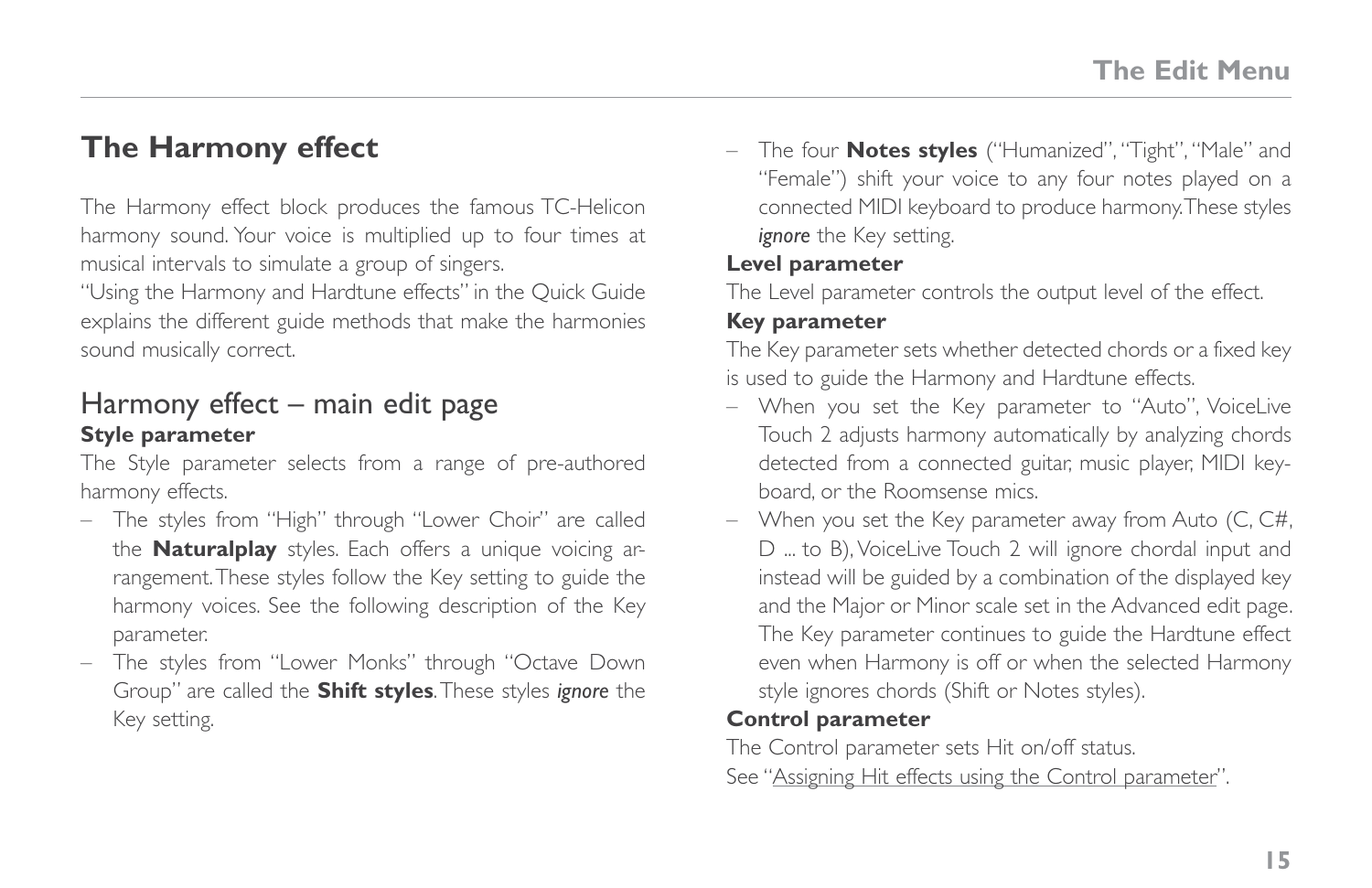# The Harmony effect

The Harmony effect block produces the famous TC-Helicon harmony sound. Your voice is multiplied up to four times at musical intervals to simulate a group of singers.

"Using the Harmony and Hardtune effects" in the Quick Guide explains the different guide methods that make the harmonies sound musically correct.

## Harmony effect – main edit page

**Style parameter**

The Style parameter selects from a range of pre-authored harmony effects.

- The styles from "High" through "Lower Choir" are called the **Naturalplay** styles. Each offers a unique voicing arrangement. These styles follow the Key setting to guide the harmony voices. See the following description of the Key parameter.
- The styles from "Lower Monks" through "Octave Down Group" are called the **Shift styles**. These styles *ignore* the Key setting.
- The four **Notes styles** ("Humanized", "Tight", "Male" and "Female") shift your voice to any four notes played on a connected MIDI keyboard to produce harmony. These styles *ignore* the Key setting.

**Level parameter**

The Level parameter controls the output level of the effect.

**Key parameter**

The Key parameter sets whether detected chords or a fixed key is used to guide the Harmony and Hardtune effects.

- When you set the Key parameter to "Auto", VoiceLive Touch 2 adjusts harmony automatically by analyzing chords detected from a connected guitar, music player, MIDI keyboard, or the Roomsense mics.
- When you set the Key parameter away from Auto (C, C#, D ... to B), VoiceLive Touch 2 will ignore chordal input and instead will be guided by a combination of the displayed key and the Major or Minor scale set in the Advanced edit page. The Key parameter continues to guide the Hardtune effect even when Harmony is off or when the selected Harmony style ignores chords (Shift or Notes styles).

**Control parameter**

The Control parameter sets Hit on/off status.

See "Assigning Hit effects using the Control parameter".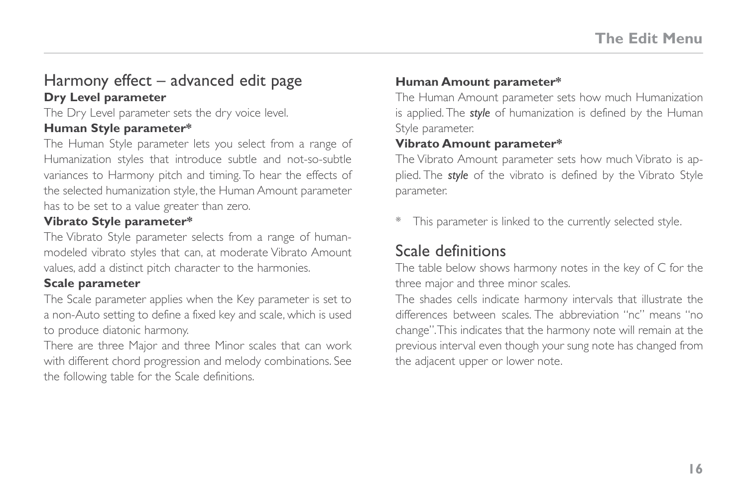## Harmony effect – advanced edit page

**Dry Level parameter**

The Dry Level parameter sets the dry voice level.

**Human Style parameter***

The Human Style parameter lets you select from a range of Humanization styles that introduce subtle and not-so-subtle variances to Harmony pitch and timing. To hear the effects of the selected humanization style, the Human Amount parameter has to be set to a value greater than zero.

**Vibrato Style parameter***

The Vibrato Style parameter selects from a range of human-modeled vibrato styles that can, at moderate Vibrato Amount values, add a distinct pitch character to the harmonies.

**Scale parameter**

The Scale parameter applies when the Key parameter is set to a non-Auto setting to define a fixed key and scale, which is used to produce diatonic harmony.

There are three Major and three Minor scales that can work with different chord progression and melody combinations. See the following table for the Scale definitions.

**Human Amount parameter***

The Human Amount parameter sets how much Humanization is applied. The ***style*** of humanization is defined by the Human Style parameter.

**Vibrato Amount parameter***

The Vibrato Amount parameter sets how much Vibrato is applied. The ***style*** of the vibrato is defined by the Vibrato Style parameter.

\* This parameter is linked to the currently selected style.

## Scale definitions

The table below shows harmony notes in the key of C for the three major and three minor scales.

The shades cells indicate harmony intervals that illustrate the differences between scales. The abbreviation "nc" means "no change". This indicates that the harmony note will remain at the previous interval even though your sung note has changed from the adjacent upper or lower note.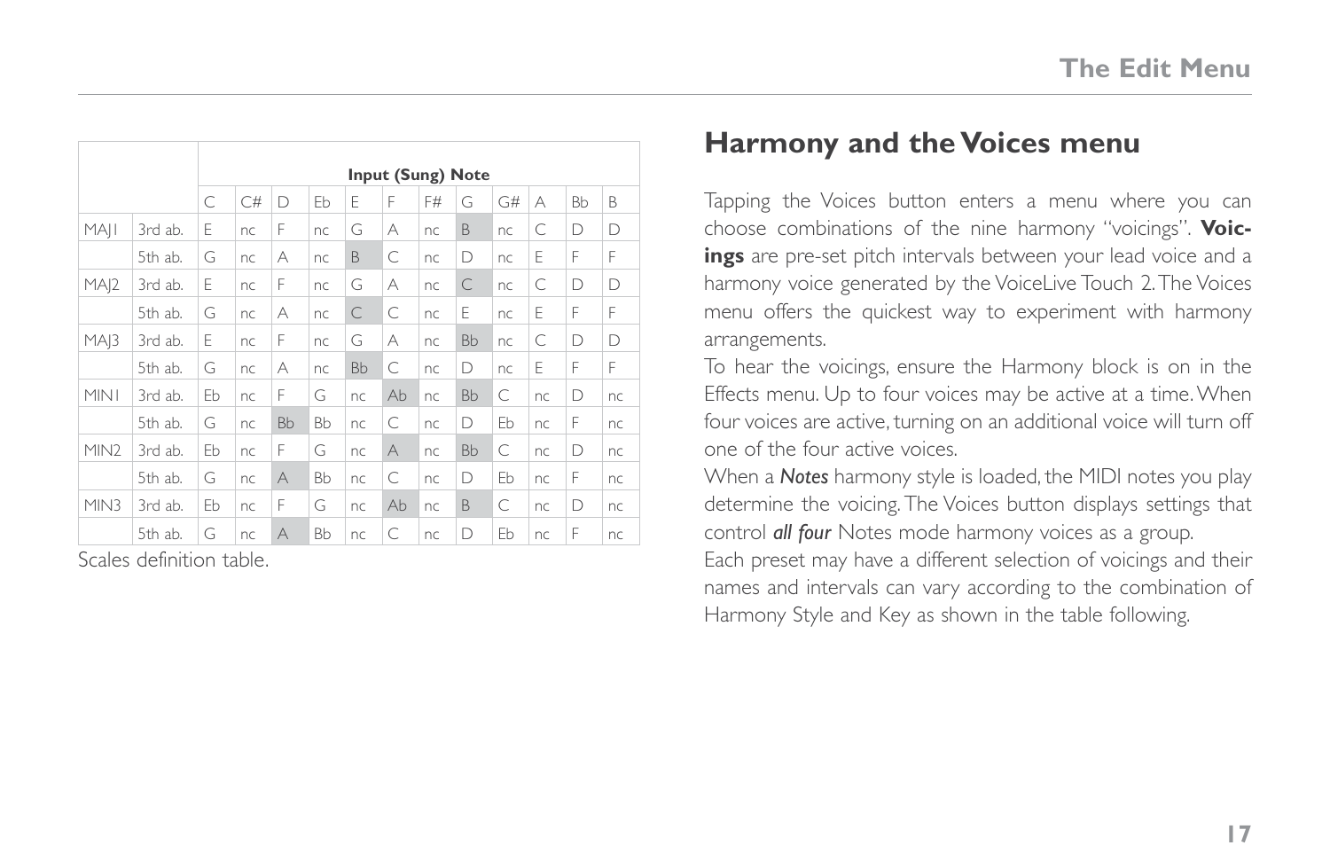|  |  | Input (Sung) Note | | | | | | | | | | | |
|---|---|---|---|---|---|---|---|---|---|---|---|---|---|
|  |  | C | C# | D | Eb | E | F | F# | G | G# | A | Bb | B |
| MAJ1 | 3rd ab. | E | nc | F | nc | G | A | nc | B | nc | C | D | D |
|  | 5th ab. | G | nc | A | nc | B | C | nc | D | nc | E | F | F |
| MAJ2 | 3rd ab. | E | nc | F | nc | G | A | nc | C | nc | C | D | D |
|  | 5th ab. | G | nc | A | nc | C | C | nc | E | nc | E | F | F |
| MAJ3 | 3rd ab. | E | nc | F | nc | G | A | nc | Bb | nc | C | D | D |
|  | 5th ab. | G | nc | A | nc | Bb | C | nc | D | nc | E | F | F |
| MIN1 | 3rd ab. | Eb | nc | F | G | nc | Ab | nc | Bb | C | nc | D | nc |
|  | 5th ab. | G | nc | Bb | Bb | nc | C | nc | D | Eb | nc | F | nc |
| MIN2 | 3rd ab. | Eb | nc | F | G | nc | A | nc | Bb | C | nc | D | nc |
|  | 5th ab. | G | nc | A | Bb | nc | C | nc | D | Eb | nc | F | nc |
| MIN3 | 3rd ab. | Eb | nc | F | G | nc | Ab | nc | B | C | nc | D | nc |
|  | 5th ab. | G | nc | A | Bb | nc | C | nc | D | Eb | nc | F | nc |

Scales definition table.

## Harmony and the Voices menu

Tapping the Voices button enters a menu where you can choose combinations of the nine harmony "voicings". **Voicings** are pre-set pitch intervals between your lead voice and a harmony voice generated by the VoiceLive Touch 2. The Voices menu offers the quickest way to experiment with harmony arrangements.

To hear the voicings, ensure the Harmony block is on in the Effects menu. Up to four voices may be active at a time. When four voices are active, turning on an additional voice will turn off one of the four active voices.

When a ***Notes*** harmony style is loaded, the MIDI notes you play determine the voicing. The Voices button displays settings that control ***all four*** Notes mode harmony voices as a group.

Each preset may have a different selection of voicings and their names and intervals can vary according to the combination of Harmony Style and Key as shown in the table following.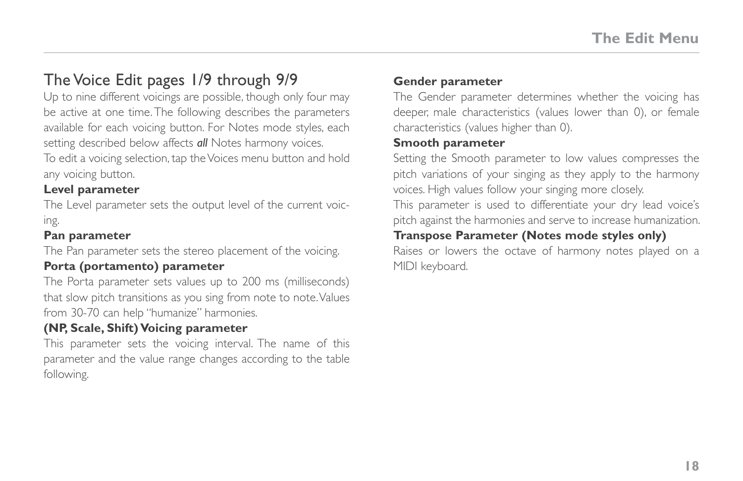## The Voice Edit pages 1/9 through 9/9

Up to nine different voicings are possible, though only four may be active at one time. The following describes the parameters available for each voicing button. For Notes mode styles, each setting described below affects ***all*** Notes harmony voices.

To edit a voicing selection, tap the Voices menu button and hold any voicing button.

**Level parameter**

The Level parameter sets the output level of the current voicing.

**Pan parameter**

The Pan parameter sets the stereo placement of the voicing.

**Porta (portamento) parameter**

The Porta parameter sets values up to 200 ms (milliseconds) that slow pitch transitions as you sing from note to note. Values from 30-70 can help "humanize" harmonies.

**(NP, Scale, Shift) Voicing parameter**

This parameter sets the voicing interval. The name of this parameter and the value range changes according to the table following.

**Gender parameter**

The Gender parameter determines whether the voicing has deeper, male characteristics (values lower than 0), or female characteristics (values higher than 0).

**Smooth parameter**

Setting the Smooth parameter to low values compresses the pitch variations of your singing as they apply to the harmony voices. High values follow your singing more closely.

This parameter is used to differentiate your dry lead voice's pitch against the harmonies and serve to increase humanization.

**Transpose Parameter (Notes mode styles only)**

Raises or lowers the octave of harmony notes played on a MIDI keyboard.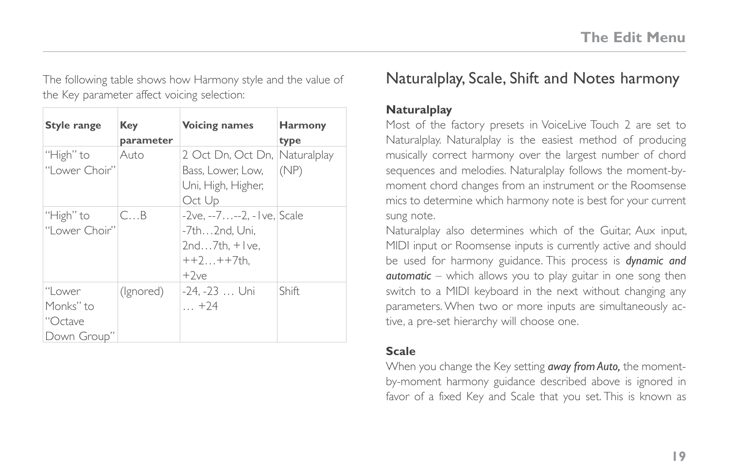The following table shows how Harmony style and the value of the Key parameter affect voicing selection:

| Style range | Key parameter | Voicing names | Harmony type |
|---|---|---|---|
| "High" to "Lower Choir" | Auto | 2 Oct Dn, Oct Dn, Bass, Lower, Low, Uni, High, Higher, Oct Up | Naturalplay (NP) |
| "High" to "Lower Choir" | C…B | -2ve, --7…--2, -1ve, -7th…2nd, Uni, 2nd…7th, +1ve, ++2…++7th, +2ve | Scale |
| "Lower Monks" to "Octave Down Group" | (Ignored) | -24, -23 … Uni … +24 | Shift |

## Naturalplay, Scale, Shift and Notes harmony

### Naturalplay

Most of the factory presets in VoiceLive Touch 2 are set to Naturalplay. Naturalplay is the easiest method of producing musically correct harmony over the largest number of chord sequences and melodies. Naturalplay follows the moment-by-moment chord changes from an instrument or the Roomsense mics to determine which harmony note is best for your current sung note.

Naturalplay also determines which of the Guitar, Aux input, MIDI input or Roomsense inputs is currently active and should be used for harmony guidance. This process is ***dynamic and automatic*** – which allows you to play guitar in one song then switch to a MIDI keyboard in the next without changing any parameters. When two or more inputs are simultaneously active, a pre-set hierarchy will choose one.

### Scale

When you change the Key setting ***away from Auto,*** the moment-by-moment harmony guidance described above is ignored in favor of a fixed Key and Scale that you set. This is known as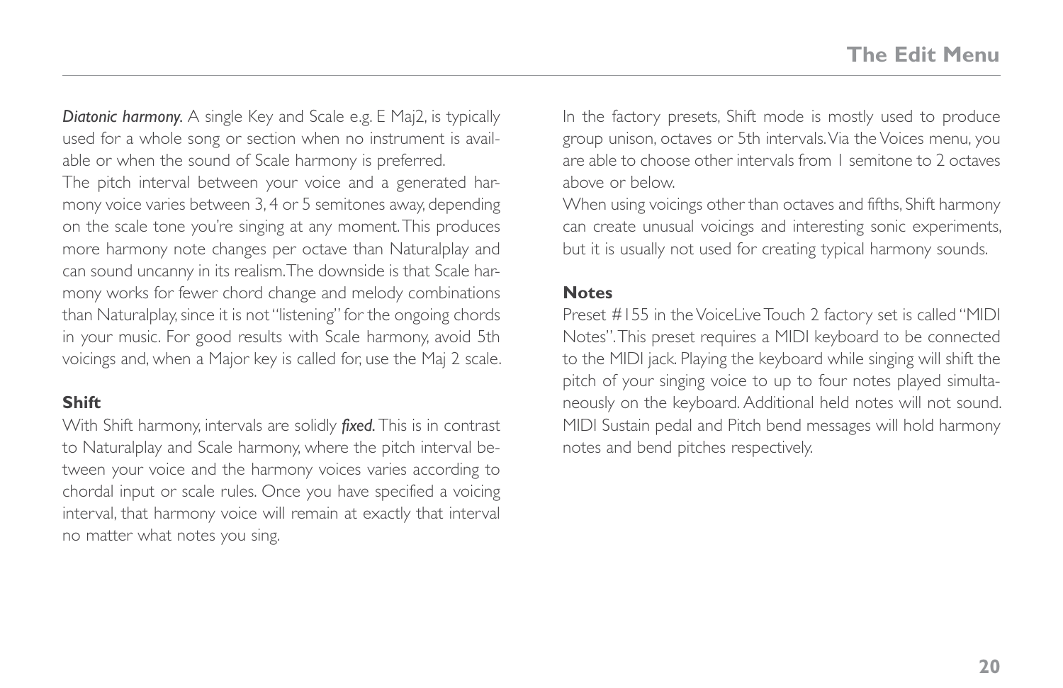***Diatonic harmony.*** A single Key and Scale e.g. E Maj2, is typically used for a whole song or section when no instrument is available or when the sound of Scale harmony is preferred.

The pitch interval between your voice and a generated harmony voice varies between 3, 4 or 5 semitones away, depending on the scale tone you're singing at any moment. This produces more harmony note changes per octave than Naturalplay and can sound uncanny in its realism. The downside is that Scale harmony works for fewer chord change and melody combinations than Naturalplay, since it is not "listening" for the ongoing chords in your music. For good results with Scale harmony, avoid 5th voicings and, when a Major key is called for, use the Maj 2 scale.

### Shift

With Shift harmony, intervals are solidly ***fixed.*** This is in contrast to Naturalplay and Scale harmony, where the pitch interval between your voice and the harmony voices varies according to chordal input or scale rules. Once you have specified a voicing interval, that harmony voice will remain at exactly that interval no matter what notes you sing.

In the factory presets, Shift mode is mostly used to produce group unison, octaves or 5th intervals. Via the Voices menu, you are able to choose other intervals from 1 semitone to 2 octaves above or below.

When using voicings other than octaves and fifths, Shift harmony can create unusual voicings and interesting sonic experiments, but it is usually not used for creating typical harmony sounds.

### Notes

Preset #155 in the VoiceLive Touch 2 factory set is called "MIDI Notes". This preset requires a MIDI keyboard to be connected to the MIDI jack. Playing the keyboard while singing will shift the pitch of your singing voice to up to four notes played simultaneously on the keyboard. Additional held notes will not sound. MIDI Sustain pedal and Pitch bend messages will hold harmony notes and bend pitches respectively.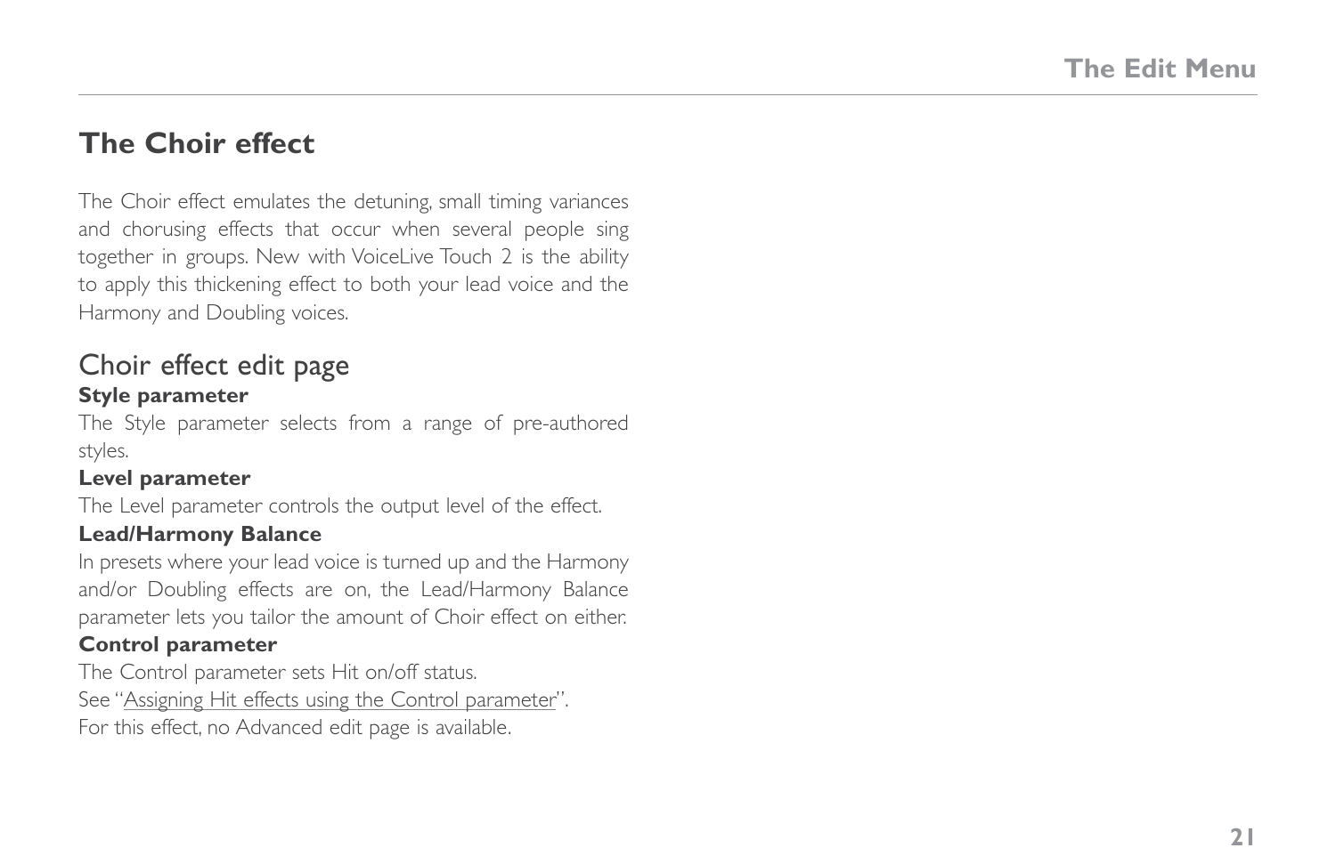## The Choir effect

The Choir effect emulates the detuning, small timing variances and chorusing effects that occur when several people sing together in groups. New with VoiceLive Touch 2 is the ability to apply this thickening effect to both your lead voice and the Harmony and Doubling voices.

### Choir effect edit page

**Style parameter**

The Style parameter selects from a range of pre-authored styles.

**Level parameter**

The Level parameter controls the output level of the effect.

**Lead/Harmony Balance**

In presets where your lead voice is turned up and the Harmony and/or Doubling effects are on, the Lead/Harmony Balance parameter lets you tailor the amount of Choir effect on either.

**Control parameter**

The Control parameter sets Hit on/off status.

See "Assigning Hit effects using the Control parameter".

For this effect, no Advanced edit page is available.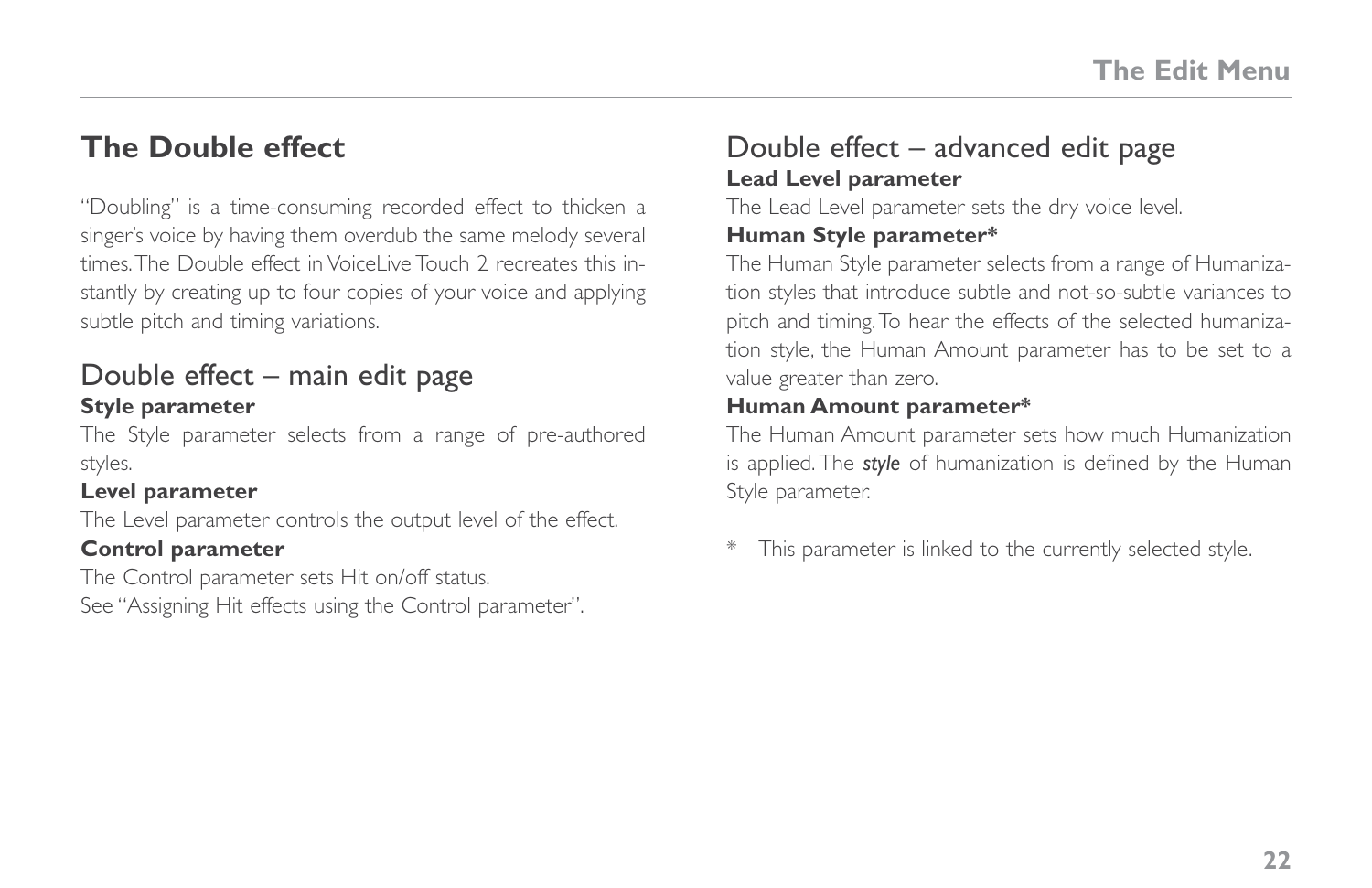# The Double effect

"Doubling" is a time-consuming recorded effect to thicken a singer's voice by having them overdub the same melody several times. The Double effect in VoiceLive Touch 2 recreates this instantly by creating up to four copies of your voice and applying subtle pitch and timing variations.

## Double effect – main edit page

**Style parameter**

The Style parameter selects from a range of pre-authored styles.

**Level parameter**

The Level parameter controls the output level of the effect.

**Control parameter**

The Control parameter sets Hit on/off status.
See "Assigning Hit effects using the Control parameter".

## Double effect – advanced edit page

**Lead Level parameter**

The Lead Level parameter sets the dry voice level.

**Human Style parameter***

The Human Style parameter selects from a range of Humanization styles that introduce subtle and not-so-subtle variances to pitch and timing. To hear the effects of the selected humanization style, the Human Amount parameter has to be set to a value greater than zero.

**Human Amount parameter***

The Human Amount parameter sets how much Humanization is applied. The ***style*** of humanization is defined by the Human Style parameter.

\* This parameter is linked to the currently selected style.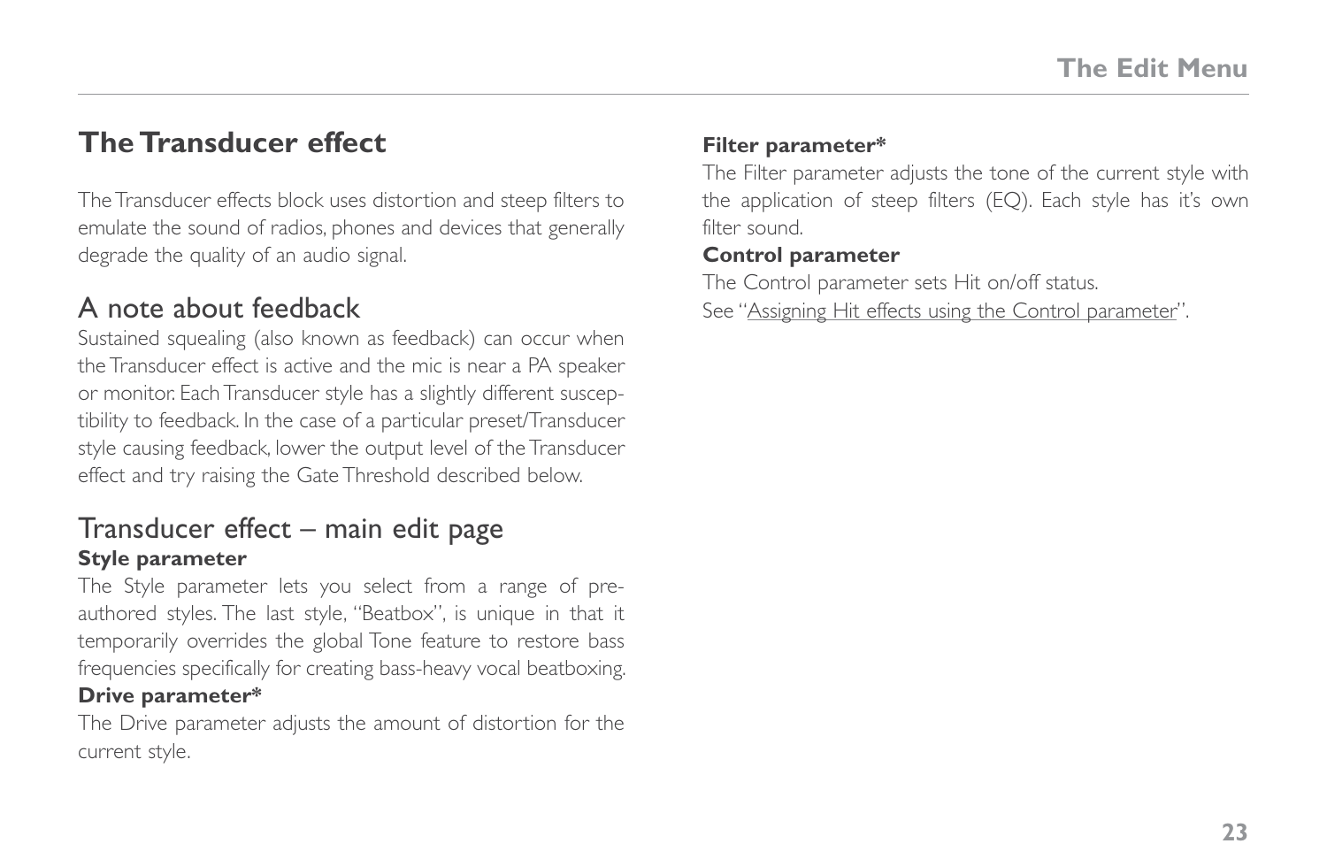## The Transducer effect

The Transducer effects block uses distortion and steep filters to emulate the sound of radios, phones and devices that generally degrade the quality of an audio signal.

## A note about feedback

Sustained squealing (also known as feedback) can occur when the Transducer effect is active and the mic is near a PA speaker or monitor. Each Transducer style has a slightly different susceptibility to feedback. In the case of a particular preset/Transducer style causing feedback, lower the output level of the Transducer effect and try raising the Gate Threshold described below.

## Transducer effect – main edit page

**Style parameter**

The Style parameter lets you select from a range of pre-authored styles. The last style, "Beatbox", is unique in that it temporarily overrides the global Tone feature to restore bass frequencies specifically for creating bass-heavy vocal beatboxing.

**Drive parameter***

The Drive parameter adjusts the amount of distortion for the current style.

**Filter parameter***

The Filter parameter adjusts the tone of the current style with the application of steep filters (EQ). Each style has it's own filter sound.

**Control parameter**

The Control parameter sets Hit on/off status.
See "Assigning Hit effects using the Control parameter".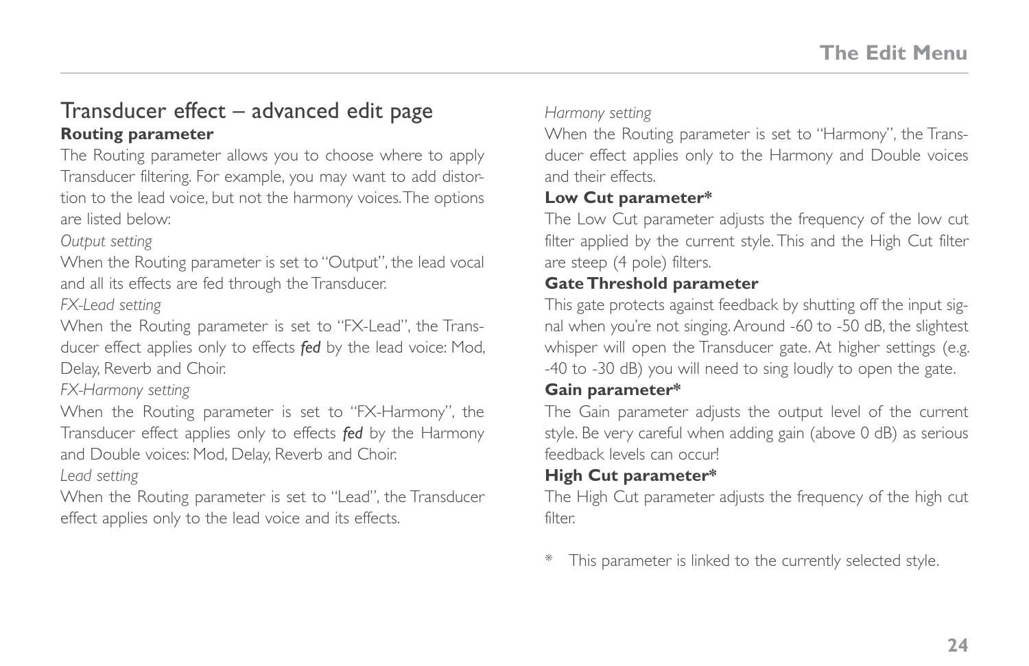# Transducer effect – advanced edit page

### Routing parameter

The Routing parameter allows you to choose where to apply Transducer filtering. For example, you may want to add distortion to the lead voice, but not the harmony voices. The options are listed below:

*Output setting*

When the Routing parameter is set to "Output", the lead vocal and all its effects are fed through the Transducer.

*FX-Lead setting*

When the Routing parameter is set to "FX-Lead", the Transducer effect applies only to effects ***fed*** by the lead voice: Mod, Delay, Reverb and Choir.

*FX-Harmony setting*

When the Routing parameter is set to "FX-Harmony", the Transducer effect applies only to effects ***fed*** by the Harmony and Double voices: Mod, Delay, Reverb and Choir.

*Lead setting*

When the Routing parameter is set to "Lead", the Transducer effect applies only to the lead voice and its effects.

*Harmony setting*

When the Routing parameter is set to "Harmony", the Transducer effect applies only to the Harmony and Double voices and their effects.

### Low Cut parameter*

The Low Cut parameter adjusts the frequency of the low cut filter applied by the current style. This and the High Cut filter are steep (4 pole) filters.

### Gate Threshold parameter

This gate protects against feedback by shutting off the input signal when you're not singing. Around -60 to -50 dB, the slightest whisper will open the Transducer gate. At higher settings (e.g. -40 to -30 dB) you will need to sing loudly to open the gate.

### Gain parameter*

The Gain parameter adjusts the output level of the current style. Be very careful when adding gain (above 0 dB) as serious feedback levels can occur!

### High Cut parameter*

The High Cut parameter adjusts the frequency of the high cut filter.

\* This parameter is linked to the currently selected style.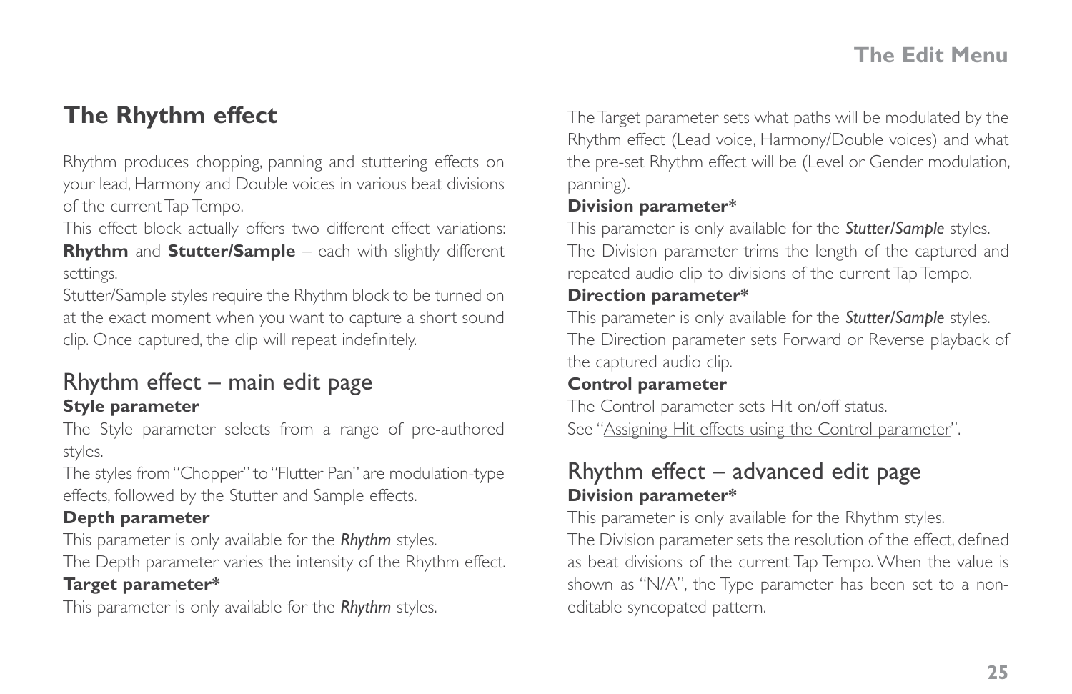## The Rhythm effect

Rhythm produces chopping, panning and stuttering effects on your lead, Harmony and Double voices in various beat divisions of the current Tap Tempo.

This effect block actually offers two different effect variations: **Rhythm** and **Stutter/Sample** – each with slightly different settings.

Stutter/Sample styles require the Rhythm block to be turned on at the exact moment when you want to capture a short sound clip. Once captured, the clip will repeat indefinitely.

### Rhythm effect – main edit page

**Style parameter**

The Style parameter selects from a range of pre-authored styles.

The styles from "Chopper" to "Flutter Pan" are modulation-type effects, followed by the Stutter and Sample effects.

**Depth parameter**

This parameter is only available for the ***Rhythm*** styles.

The Depth parameter varies the intensity of the Rhythm effect.

**Target parameter***

This parameter is only available for the ***Rhythm*** styles.

The Target parameter sets what paths will be modulated by the Rhythm effect (Lead voice, Harmony/Double voices) and what the pre-set Rhythm effect will be (Level or Gender modulation, panning).

**Division parameter***

This parameter is only available for the ***Stutter/Sample*** styles.

The Division parameter trims the length of the captured and repeated audio clip to divisions of the current Tap Tempo.

**Direction parameter***

This parameter is only available for the ***Stutter/Sample*** styles.

The Direction parameter sets Forward or Reverse playback of the captured audio clip.

**Control parameter**

The Control parameter sets Hit on/off status.

See "Assigning Hit effects using the Control parameter".

### Rhythm effect – advanced edit page

**Division parameter***

This parameter is only available for the Rhythm styles.

The Division parameter sets the resolution of the effect, defined as beat divisions of the current Tap Tempo. When the value is shown as "N/A", the Type parameter has been set to a non-editable syncopated pattern.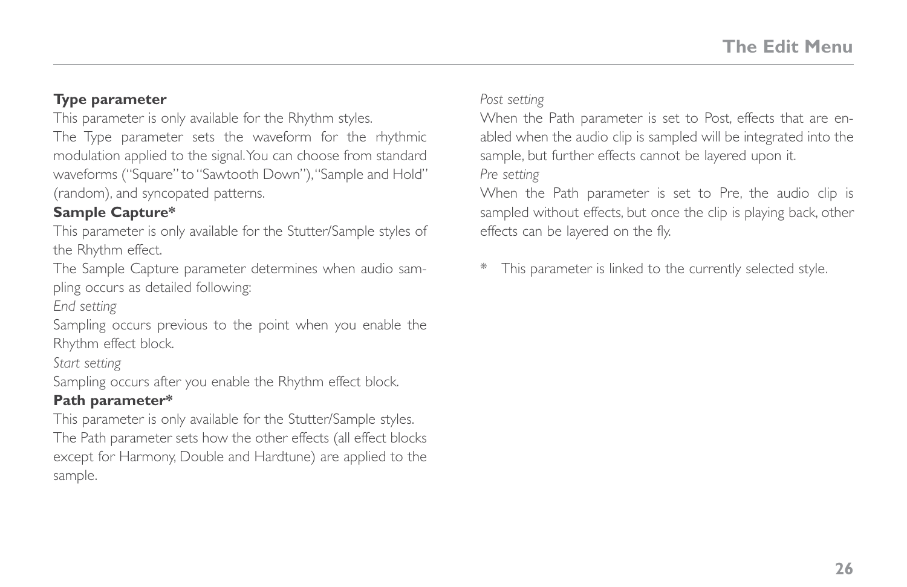**Type parameter**

This parameter is only available for the Rhythm styles.

The Type parameter sets the waveform for the rhythmic modulation applied to the signal. You can choose from standard waveforms ("Square" to "Sawtooth Down"), "Sample and Hold" (random), and syncopated patterns.

**Sample Capture***

This parameter is only available for the Stutter/Sample styles of the Rhythm effect.

The Sample Capture parameter determines when audio sampling occurs as detailed following:

*End setting*

Sampling occurs previous to the point when you enable the Rhythm effect block.

*Start setting*

Sampling occurs after you enable the Rhythm effect block.

**Path parameter***

This parameter is only available for the Stutter/Sample styles.

The Path parameter sets how the other effects (all effect blocks except for Harmony, Double and Hardtune) are applied to the sample.

*Post setting*

When the Path parameter is set to Post, effects that are enabled when the audio clip is sampled will be integrated into the sample, but further effects cannot be layered upon it.

*Pre setting*

When the Path parameter is set to Pre, the audio clip is sampled without effects, but once the clip is playing back, other effects can be layered on the fly.

* This parameter is linked to the currently selected style.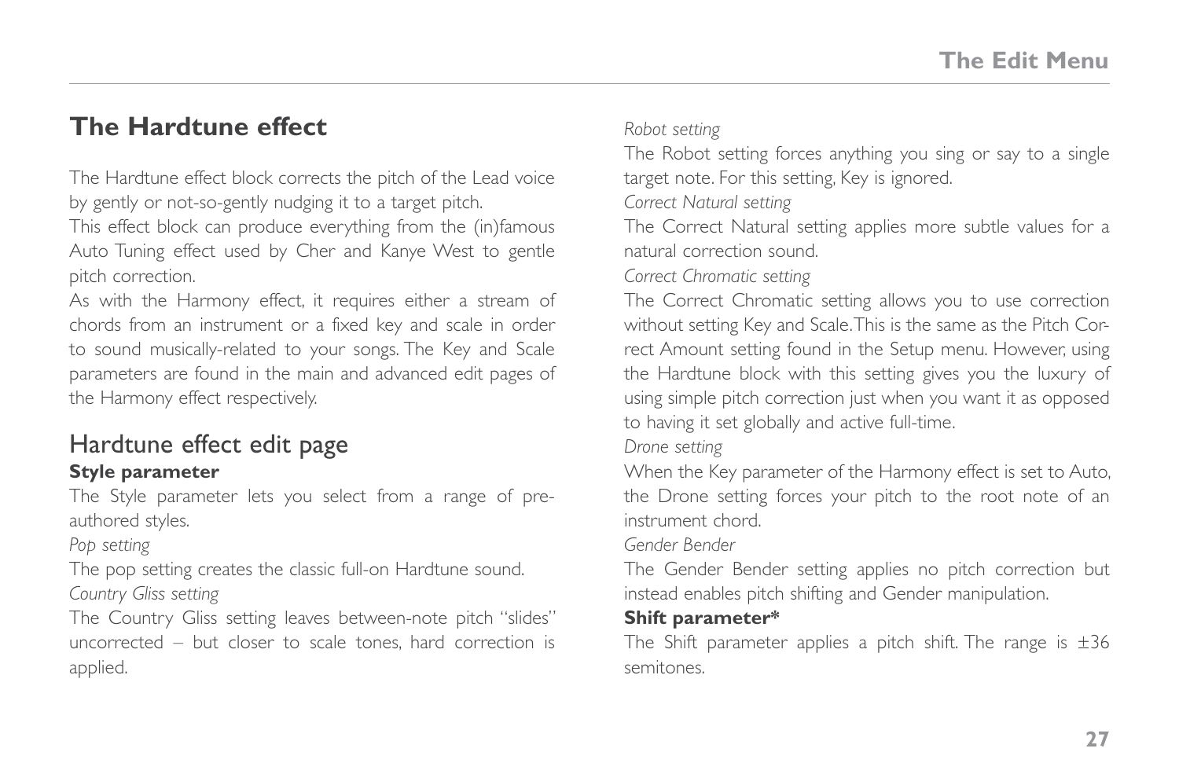## The Hardtune effect

The Hardtune effect block corrects the pitch of the Lead voice by gently or not-so-gently nudging it to a target pitch.

This effect block can produce everything from the (in)famous Auto Tuning effect used by Cher and Kanye West to gentle pitch correction.

As with the Harmony effect, it requires either a stream of chords from an instrument or a fixed key and scale in order to sound musically-related to your songs. The Key and Scale parameters are found in the main and advanced edit pages of the Harmony effect respectively.

### Hardtune effect edit page

**Style parameter**

The Style parameter lets you select from a range of pre-authored styles.

*Pop setting*

The pop setting creates the classic full-on Hardtune sound.

*Country Gliss setting*

The Country Gliss setting leaves between-note pitch "slides" uncorrected – but closer to scale tones, hard correction is applied.

*Robot setting*

The Robot setting forces anything you sing or say to a single target note. For this setting, Key is ignored.

*Correct Natural setting*

The Correct Natural setting applies more subtle values for a natural correction sound.

*Correct Chromatic setting*

The Correct Chromatic setting allows you to use correction without setting Key and Scale. This is the same as the Pitch Correct Amount setting found in the Setup menu. However, using the Hardtune block with this setting gives you the luxury of using simple pitch correction just when you want it as opposed to having it set globally and active full-time.

*Drone setting*

When the Key parameter of the Harmony effect is set to Auto, the Drone setting forces your pitch to the root note of an instrument chord.

*Gender Bender*

The Gender Bender setting applies no pitch correction but instead enables pitch shifting and Gender manipulation.

**Shift parameter***

The Shift parameter applies a pitch shift. The range is ±36 semitones.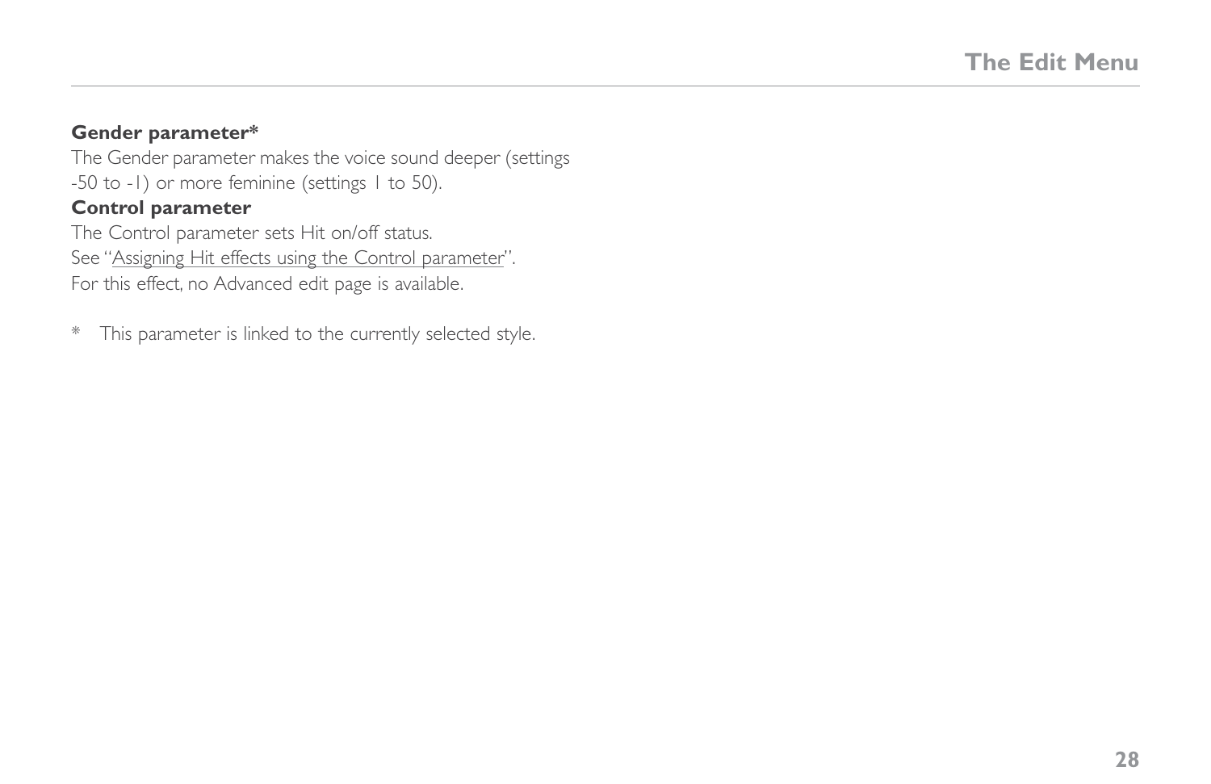**Gender parameter***

The Gender parameter makes the voice sound deeper (settings -50 to -1) or more feminine (settings 1 to 50).

**Control parameter**

The Control parameter sets Hit on/off status.
See "Assigning Hit effects using the Control parameter".
For this effect, no Advanced edit page is available.

* This parameter is linked to the currently selected style.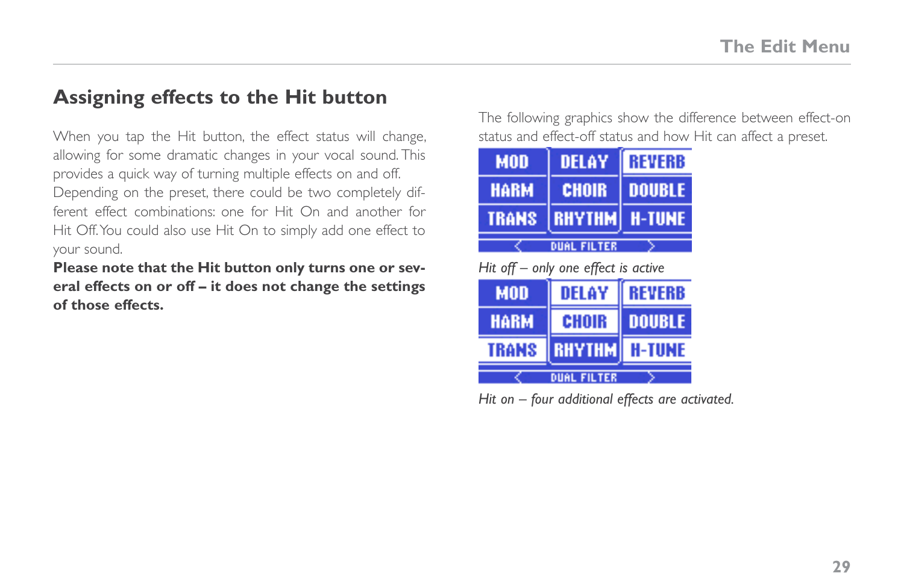## Assigning effects to the Hit button

When you tap the Hit button, the effect status will change, allowing for some dramatic changes in your vocal sound. This provides a quick way of turning multiple effects on and off. Depending on the preset, there could be two completely different effect combinations: one for Hit On and another for Hit Off. You could also use Hit On to simply add one effect to your sound.

**Please note that the Hit button only turns one or several effects on or off – it does not change the settings of those effects.**

The following graphics show the difference between effect-on status and effect-off status and how Hit can affect a preset.

| MOD | DELAY | REVERB |
|---|---|---|
| HARM | CHOIR | DOUBLE |
| TRANS | RHYTHM | H-TUNE |

< DUAL FILTER >

*Hit off – only one effect is active*

| MOD | DELAY | REVERB |
|---|---|---|
| HARM | CHOIR | DOUBLE |
| TRANS | RHYTHM | H-TUNE |

< DUAL FILTER >

*Hit on – four additional effects are activated.*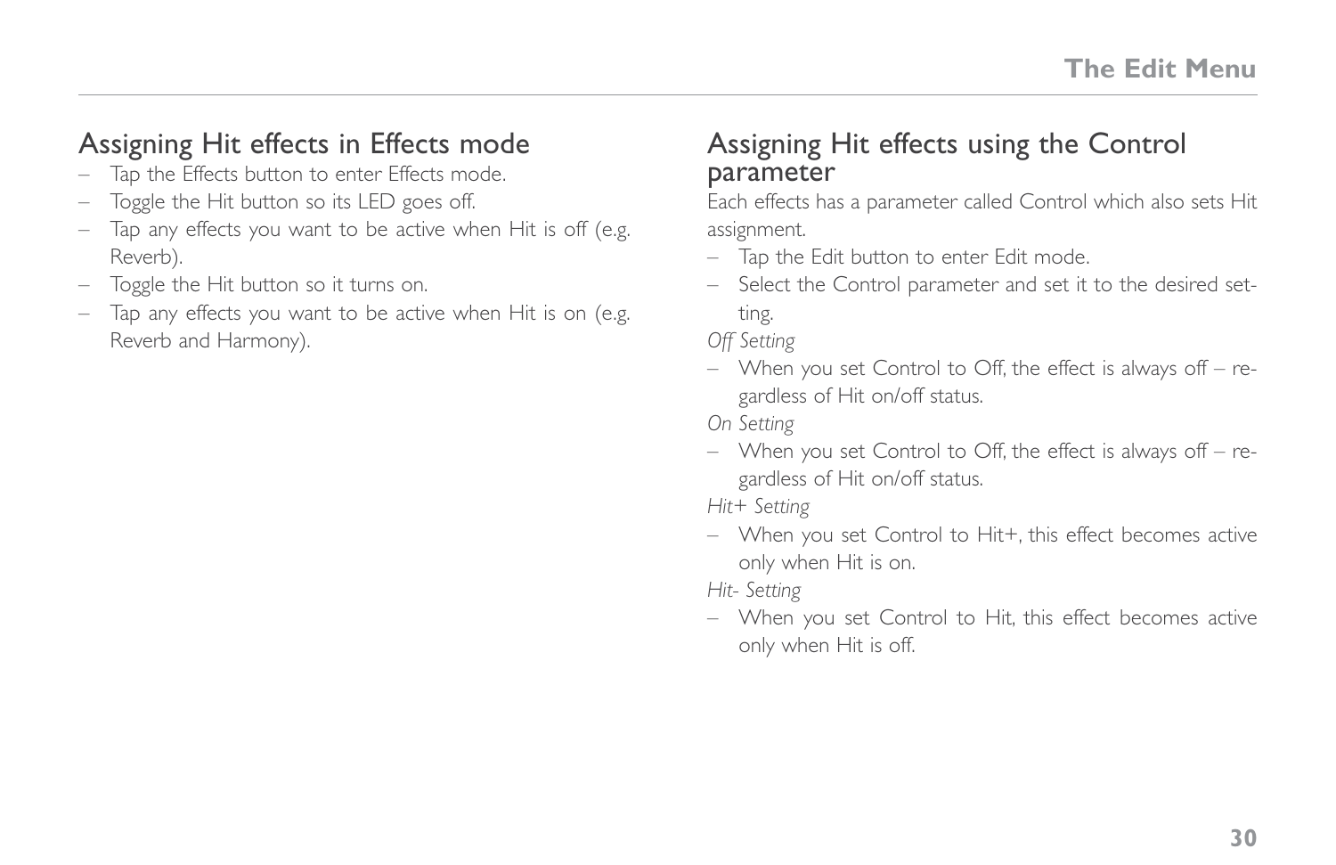## Assigning Hit effects in Effects mode

- Tap the Effects button to enter Effects mode.
- Toggle the Hit button so its LED goes off.
- Tap any effects you want to be active when Hit is off (e.g. Reverb).
- Toggle the Hit button so it turns on.
- Tap any effects you want to be active when Hit is on (e.g. Reverb and Harmony).

## Assigning Hit effects using the Control parameter

Each effects has a parameter called Control which also sets Hit assignment.

- Tap the Edit button to enter Edit mode.
- Select the Control parameter and set it to the desired setting.

*Off Setting*

- When you set Control to Off, the effect is always off – regardless of Hit on/off status.

*On Setting*

- When you set Control to Off, the effect is always off – regardless of Hit on/off status.

*Hit+ Setting*

- When you set Control to Hit+, this effect becomes active only when Hit is on.

*Hit- Setting*

- When you set Control to Hit, this effect becomes active only when Hit is off.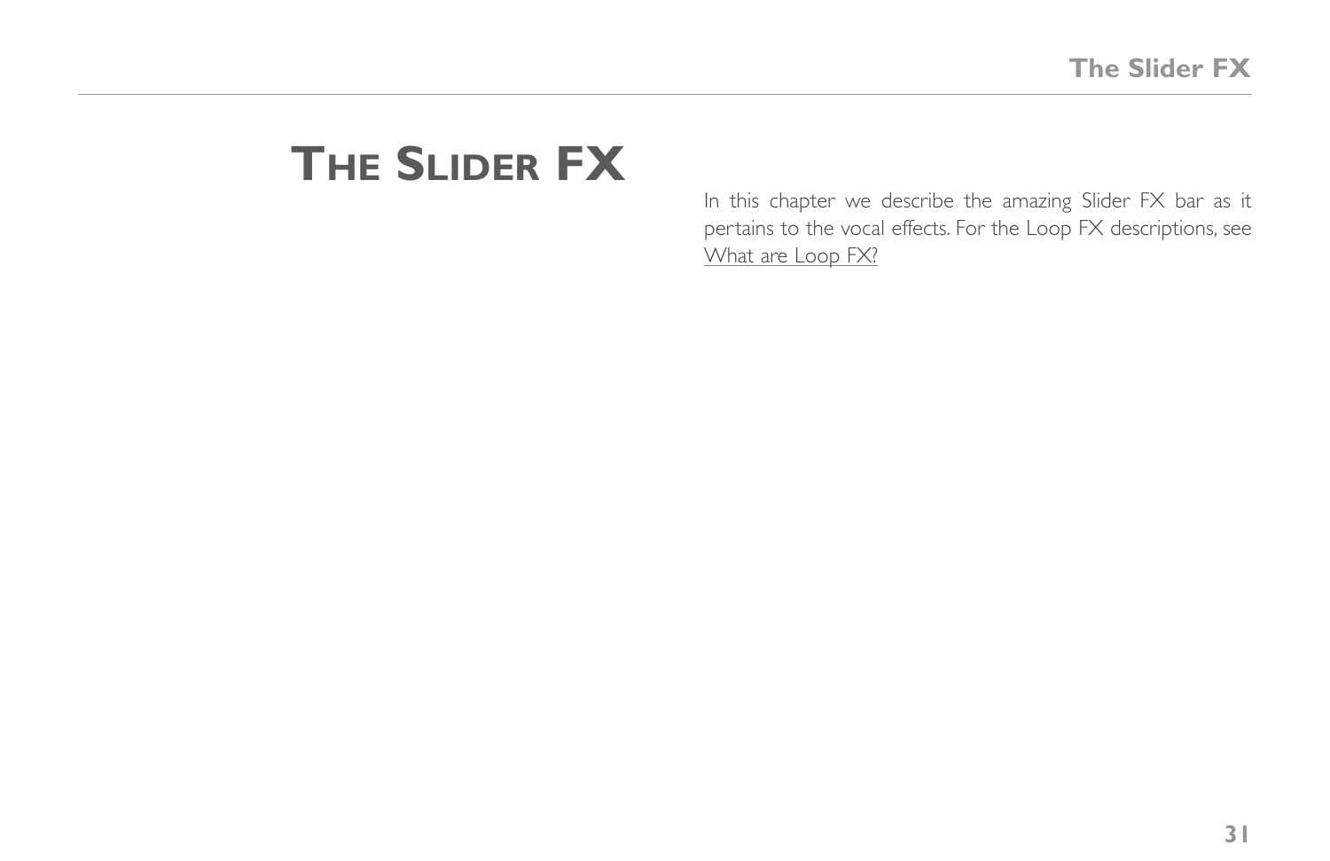# The Slider FX

In this chapter we describe the amazing Slider FX bar as it pertains to the vocal effects. For the Loop FX descriptions, see What are Loop FX?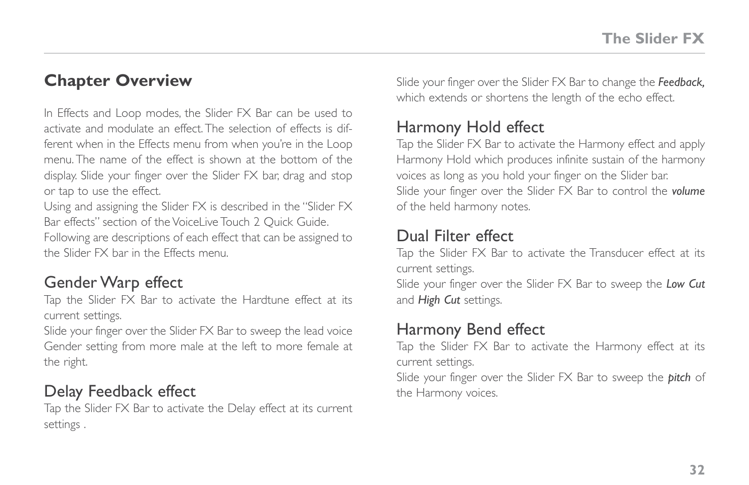## Chapter Overview

In Effects and Loop modes, the Slider FX Bar can be used to activate and modulate an effect. The selection of effects is different when in the Effects menu from when you're in the Loop menu. The name of the effect is shown at the bottom of the display. Slide your finger over the Slider FX bar, drag and stop or tap to use the effect.

Using and assigning the Slider FX is described in the "Slider FX Bar effects" section of the VoiceLive Touch 2 Quick Guide.

Following are descriptions of each effect that can be assigned to the Slider FX bar in the Effects menu.

## Gender Warp effect

Tap the Slider FX Bar to activate the Hardtune effect at its current settings.

Slide your finger over the Slider FX Bar to sweep the lead voice Gender setting from more male at the left to more female at the right.

## Delay Feedback effect

Tap the Slider FX Bar to activate the Delay effect at its current settings .

Slide your finger over the Slider FX Bar to change the ***Feedback,*** which extends or shortens the length of the echo effect.

## Harmony Hold effect

Tap the Slider FX Bar to activate the Harmony effect and apply Harmony Hold which produces infinite sustain of the harmony voices as long as you hold your finger on the Slider bar.

Slide your finger over the Slider FX Bar to control the ***volume*** of the held harmony notes.

## Dual Filter effect

Tap the Slider FX Bar to activate the Transducer effect at its current settings.

Slide your finger over the Slider FX Bar to sweep the ***Low Cut*** and ***High Cut*** settings.

## Harmony Bend effect

Tap the Slider FX Bar to activate the Harmony effect at its current settings.

Slide your finger over the Slider FX Bar to sweep the ***pitch*** of the Harmony voices.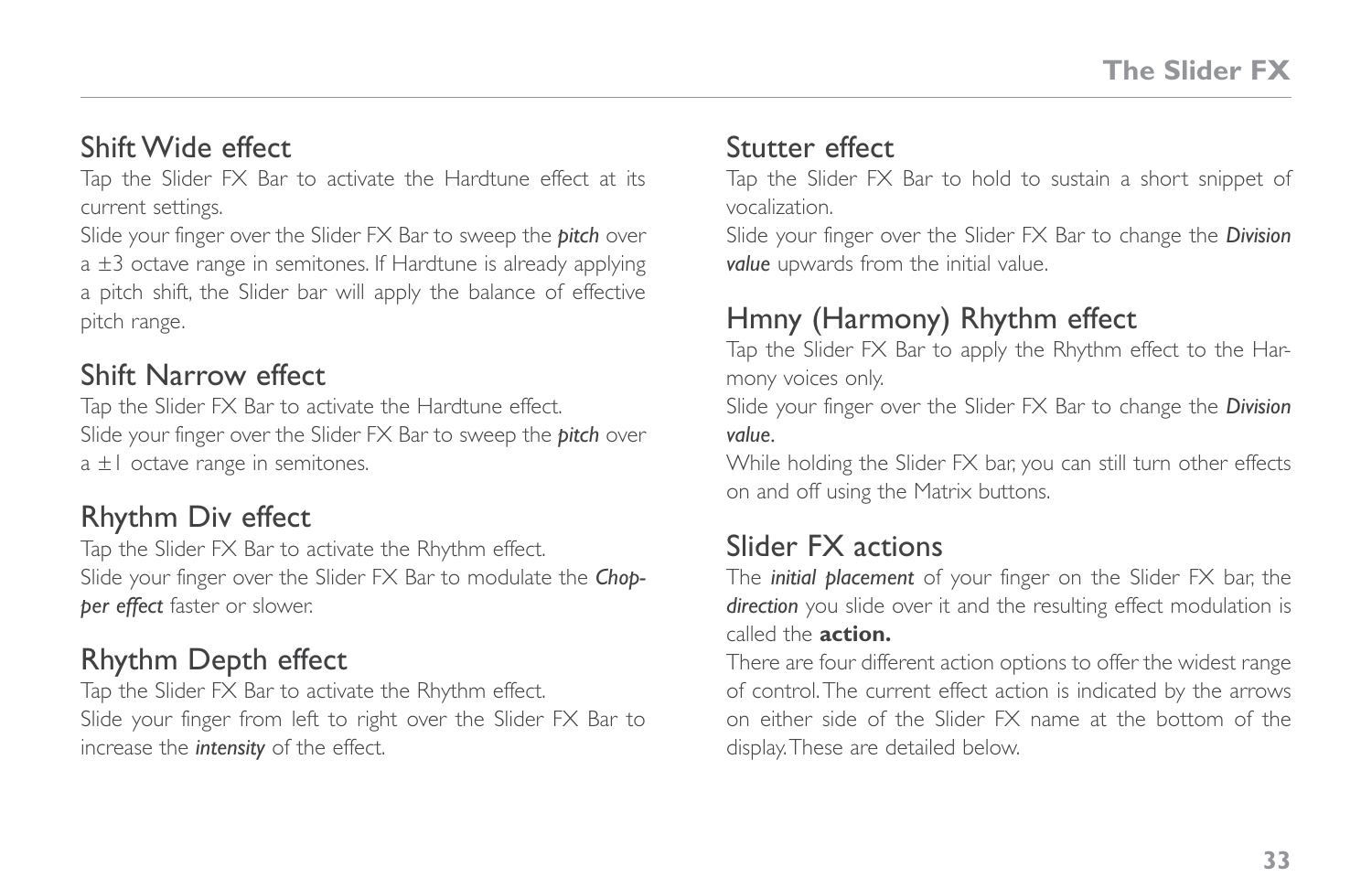## Shift Wide effect

Tap the Slider FX Bar to activate the Hardtune effect at its current settings.

Slide your finger over the Slider FX Bar to sweep the ***pitch*** over a ±3 octave range in semitones. If Hardtune is already applying a pitch shift, the Slider bar will apply the balance of effective pitch range.

## Shift Narrow effect

Tap the Slider FX Bar to activate the Hardtune effect.

Slide your finger over the Slider FX Bar to sweep the ***pitch*** over a ±1 octave range in semitones.

## Rhythm Div effect

Tap the Slider FX Bar to activate the Rhythm effect.

Slide your finger over the Slider FX Bar to modulate the ***Chopper effect*** faster or slower.

## Rhythm Depth effect

Tap the Slider FX Bar to activate the Rhythm effect.

Slide your finger from left to right over the Slider FX Bar to increase the ***intensity*** of the effect.

## Stutter effect

Tap the Slider FX Bar to hold to sustain a short snippet of vocalization.

Slide your finger over the Slider FX Bar to change the ***Division value*** upwards from the initial value.

## Hmny (Harmony) Rhythm effect

Tap the Slider FX Bar to apply the Rhythm effect to the Harmony voices only.

Slide your finger over the Slider FX Bar to change the ***Division value***.

While holding the Slider FX bar, you can still turn other effects on and off using the Matrix buttons.

## Slider FX actions

The ***initial placement*** of your finger on the Slider FX bar, the ***direction*** you slide over it and the resulting effect modulation is called the **action.**

There are four different action options to offer the widest range of control. The current effect action is indicated by the arrows on either side of the Slider FX name at the bottom of the display. These are detailed below.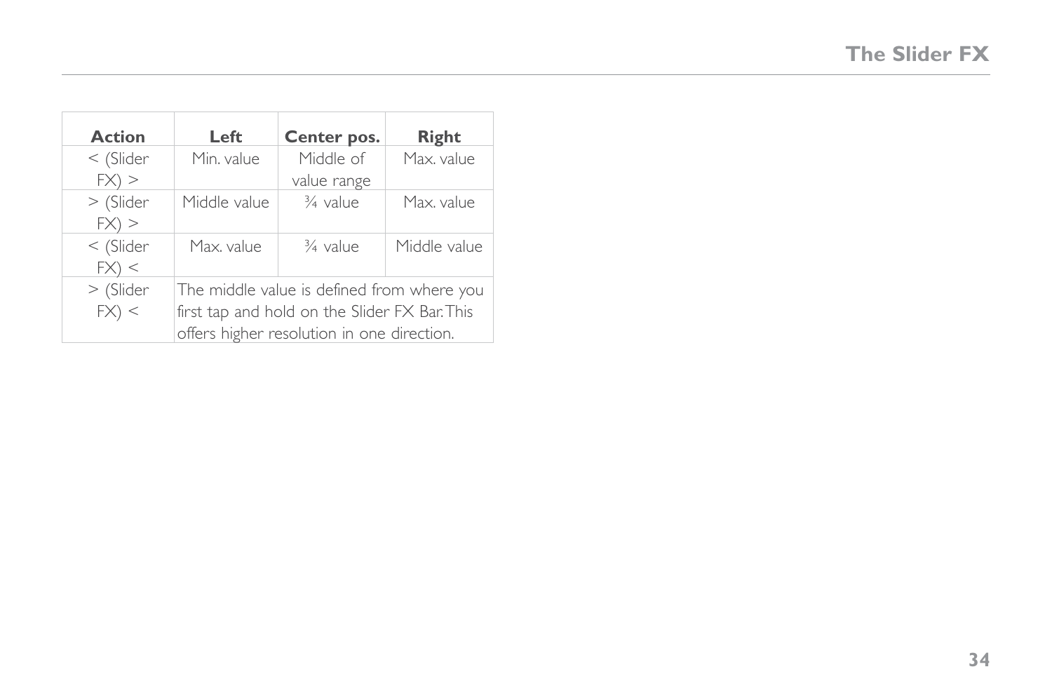| Action | Left | Center pos. | Right |
|---|---|---|---|
| < (Slider FX) > | Min. value | Middle of value range | Max. value |
| > (Slider FX) > | Middle value | ¾ value | Max. value |
| < (Slider FX) < | Max. value | ¾ value | Middle value |
| > (Slider FX) < | The middle value is defined from where you first tap and hold on the Slider FX Bar. This offers higher resolution in one direction. | | |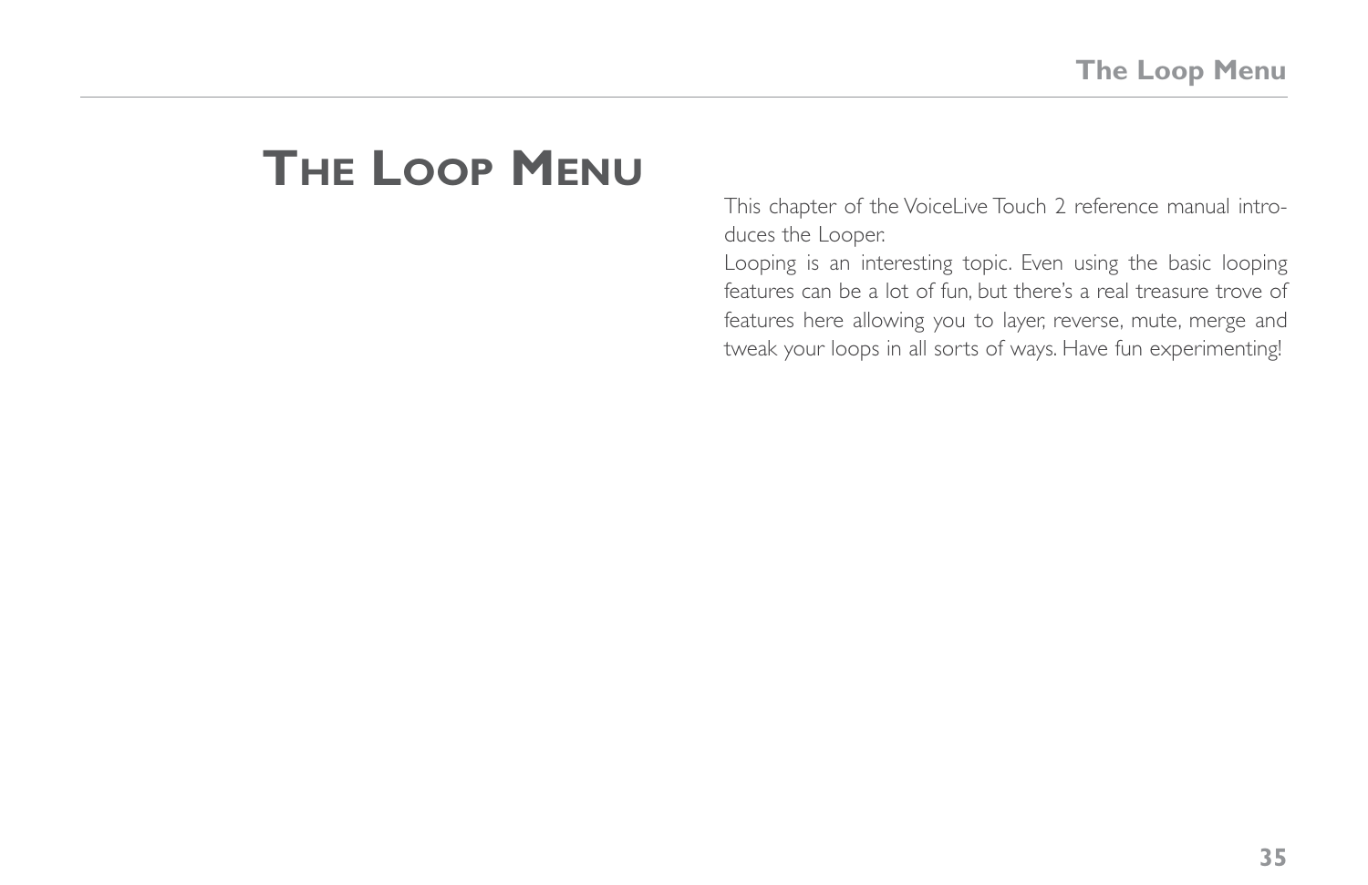# The Loop Menu

This chapter of the VoiceLive Touch 2 reference manual introduces the Looper.

Looping is an interesting topic. Even using the basic looping features can be a lot of fun, but there's a real treasure trove of features here allowing you to layer, reverse, mute, merge and tweak your loops in all sorts of ways. Have fun experimenting!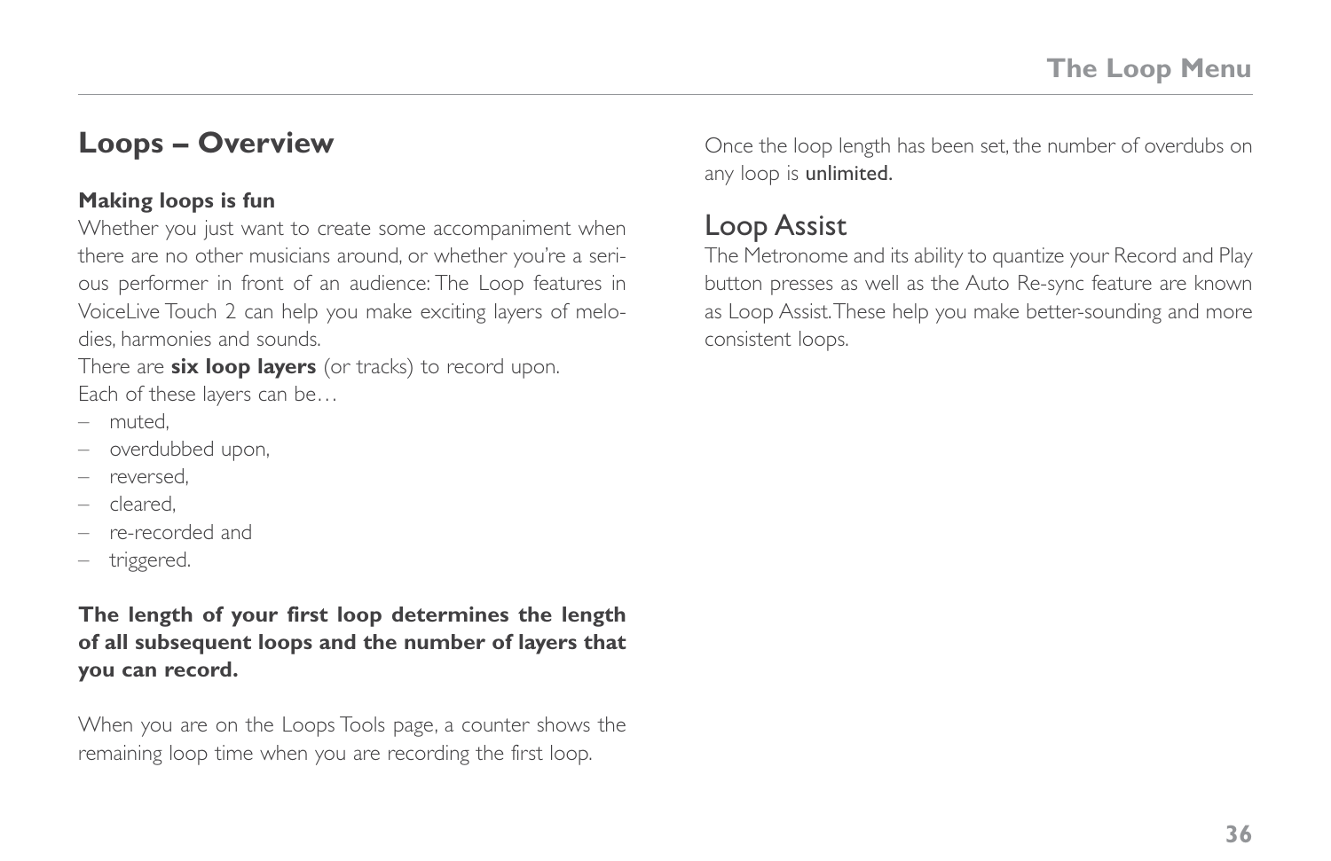## Loops – Overview

**Making loops is fun**

Whether you just want to create some accompaniment when there are no other musicians around, or whether you're a serious performer in front of an audience: The Loop features in VoiceLive Touch 2 can help you make exciting layers of melodies, harmonies and sounds.

There are **six loop layers** (or tracks) to record upon.

Each of these layers can be…

- muted,
- overdubbed upon,
- reversed,
- cleared,
- re-recorded and
- triggered.

**The length of your first loop determines the length of all subsequent loops and the number of layers that you can record.**

When you are on the Loops Tools page, a counter shows the remaining loop time when you are recording the first loop.

Once the loop length has been set, the number of overdubs on any loop is unlimited.

## Loop Assist

The Metronome and its ability to quantize your Record and Play button presses as well as the Auto Re-sync feature are known as Loop Assist. These help you make better-sounding and more consistent loops.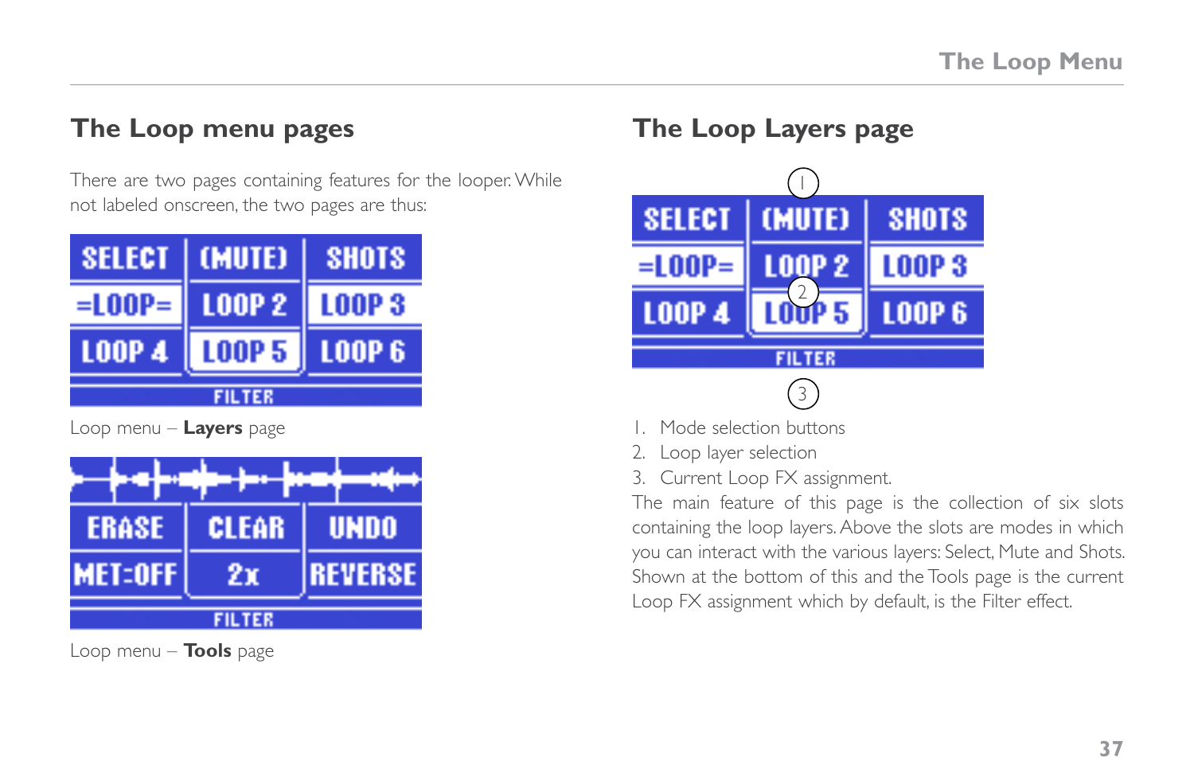## The Loop menu pages

There are two pages containing features for the looper. While not labeled onscreen, the two pages are thus:

Loop menu – **Layers** page

Loop menu – **Tools** page

## The Loop Layers page

1. Mode selection buttons
2. Loop layer selection
3. Current Loop FX assignment.

The main feature of this page is the collection of six slots containing the loop layers. Above the slots are modes in which you can interact with the various layers: Select, Mute and Shots. Shown at the bottom of this and the Tools page is the current Loop FX assignment which by default, is the Filter effect.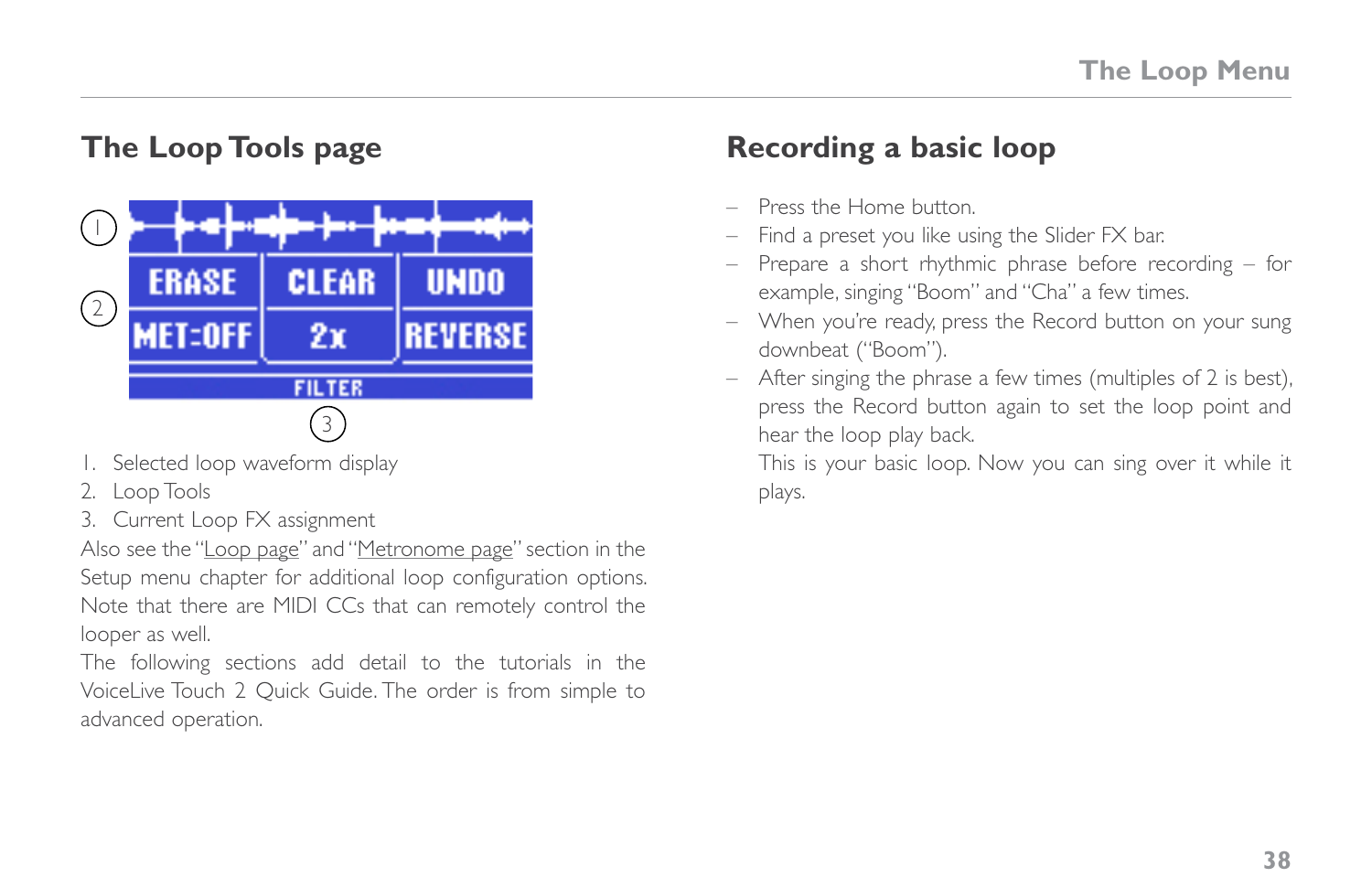## The Loop Tools page

1. Selected loop waveform display
2. Loop Tools
3. Current Loop FX assignment

Also see the "Loop page" and "Metronome page" section in the Setup menu chapter for additional loop configuration options. Note that there are MIDI CCs that can remotely control the looper as well.

The following sections add detail to the tutorials in the VoiceLive Touch 2 Quick Guide. The order is from simple to advanced operation.

## Recording a basic loop

- Press the Home button.
- Find a preset you like using the Slider FX bar.
- Prepare a short rhythmic phrase before recording – for example, singing "Boom" and "Cha" a few times.
- When you're ready, press the Record button on your sung downbeat ("Boom").
- After singing the phrase a few times (multiples of 2 is best), press the Record button again to set the loop point and hear the loop play back.

  This is your basic loop. Now you can sing over it while it plays.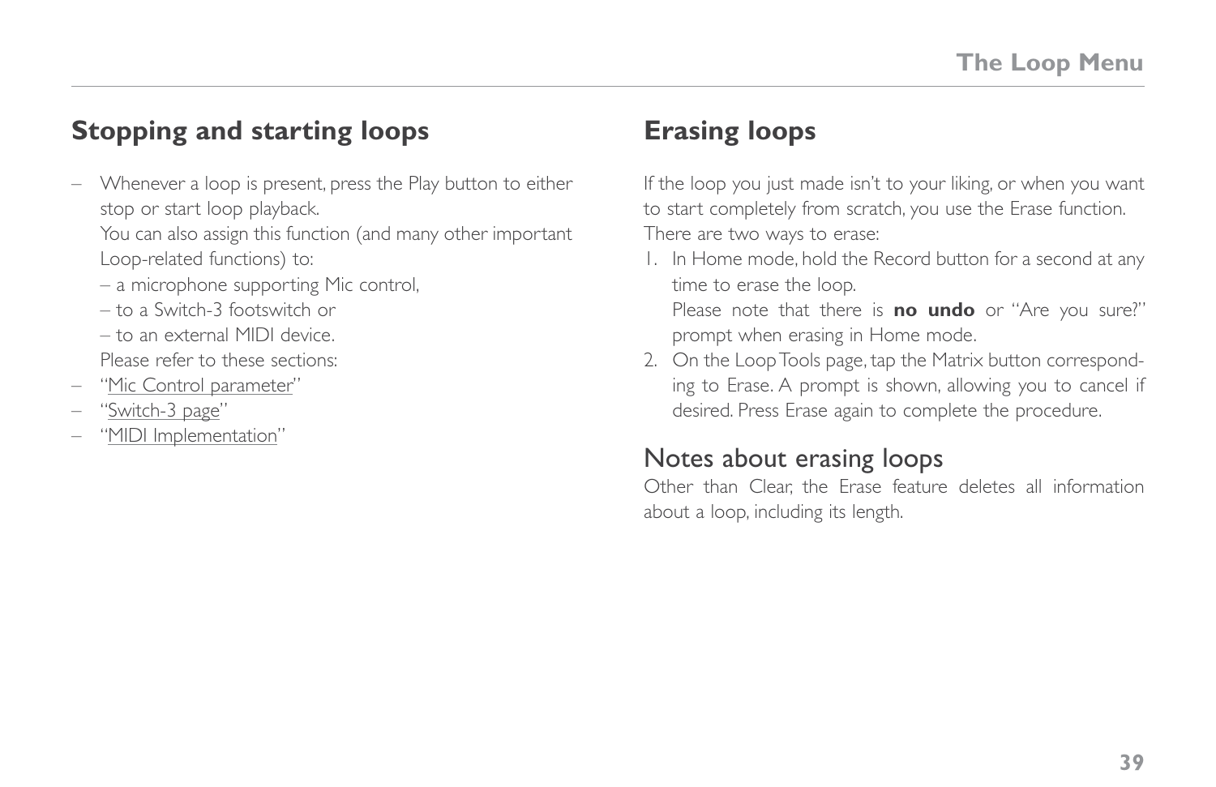## Stopping and starting loops

- Whenever a loop is present, press the Play button to either stop or start loop playback.
  You can also assign this function (and many other important Loop-related functions) to:
  – a microphone supporting Mic control,
  – to a Switch-3 footswitch or
  – to an external MIDI device.
  Please refer to these sections:
- "Mic Control parameter"
- "Switch-3 page"
- "MIDI Implementation"

## Erasing loops

If the loop you just made isn't to your liking, or when you want to start completely from scratch, you use the Erase function.
There are two ways to erase:

1. In Home mode, hold the Record button for a second at any time to erase the loop.
   Please note that there is **no undo** or "Are you sure?" prompt when erasing in Home mode.
2. On the Loop Tools page, tap the Matrix button corresponding to Erase. A prompt is shown, allowing you to cancel if desired. Press Erase again to complete the procedure.

### Notes about erasing loops

Other than Clear, the Erase feature deletes all information about a loop, including its length.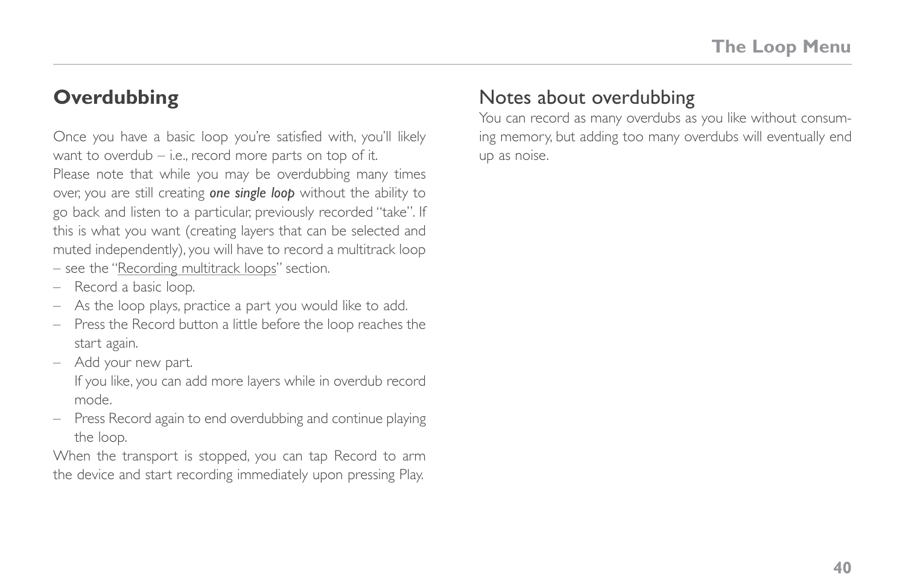## Overdubbing

Once you have a basic loop you're satisfied with, you'll likely want to overdub – i.e., record more parts on top of it.
Please note that while you may be overdubbing many times over, you are still creating ***one single loop*** without the ability to go back and listen to a particular, previously recorded "take". If this is what you want (creating layers that can be selected and muted independently), you will have to record a multitrack loop – see the "Recording multitrack loops" section.

- Record a basic loop.
- As the loop plays, practice a part you would like to add.
- Press the Record button a little before the loop reaches the start again.
- Add your new part.
  If you like, you can add more layers while in overdub record mode.
- Press Record again to end overdubbing and continue playing the loop.

When the transport is stopped, you can tap Record to arm the device and start recording immediately upon pressing Play.

### Notes about overdubbing

You can record as many overdubs as you like without consuming memory, but adding too many overdubs will eventually end up as noise.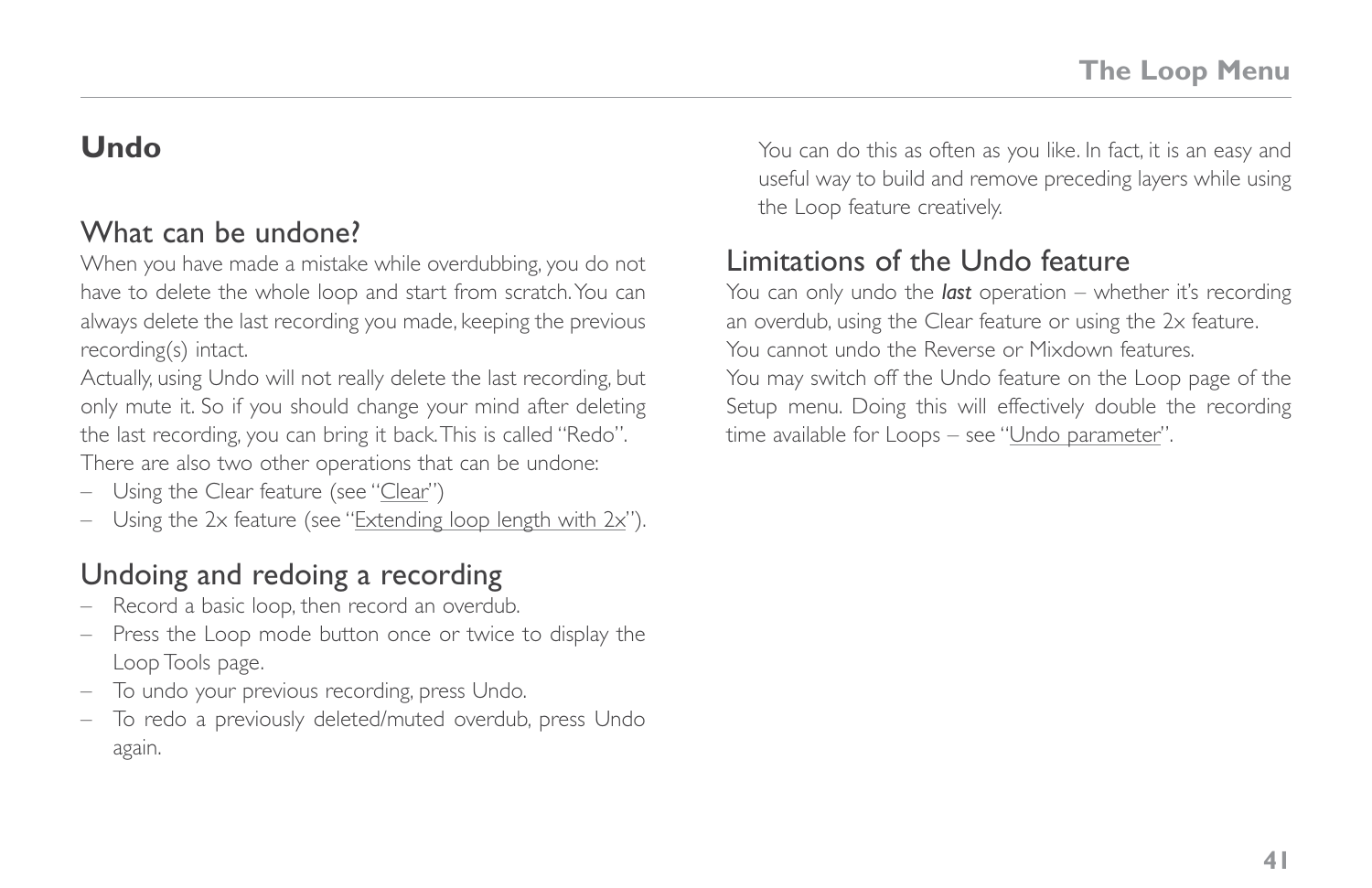## Undo

### What can be undone?

When you have made a mistake while overdubbing, you do not have to delete the whole loop and start from scratch. You can always delete the last recording you made, keeping the previous recording(s) intact.

Actually, using Undo will not really delete the last recording, but only mute it. So if you should change your mind after deleting the last recording, you can bring it back. This is called "Redo".

There are also two other operations that can be undone:

- Using the Clear feature (see "Clear")
- Using the 2x feature (see "Extending loop length with 2x").

### Undoing and redoing a recording

- Record a basic loop, then record an overdub.
- Press the Loop mode button once or twice to display the Loop Tools page.
- To undo your previous recording, press Undo.
- To redo a previously deleted/muted overdub, press Undo again.

  You can do this as often as you like. In fact, it is an easy and useful way to build and remove preceding layers while using the Loop feature creatively.

### Limitations of the Undo feature

You can only undo the ***last*** operation – whether it's recording an overdub, using the Clear feature or using the 2x feature.

You cannot undo the Reverse or Mixdown features.

You may switch off the Undo feature on the Loop page of the Setup menu. Doing this will effectively double the recording time available for Loops – see "Undo parameter".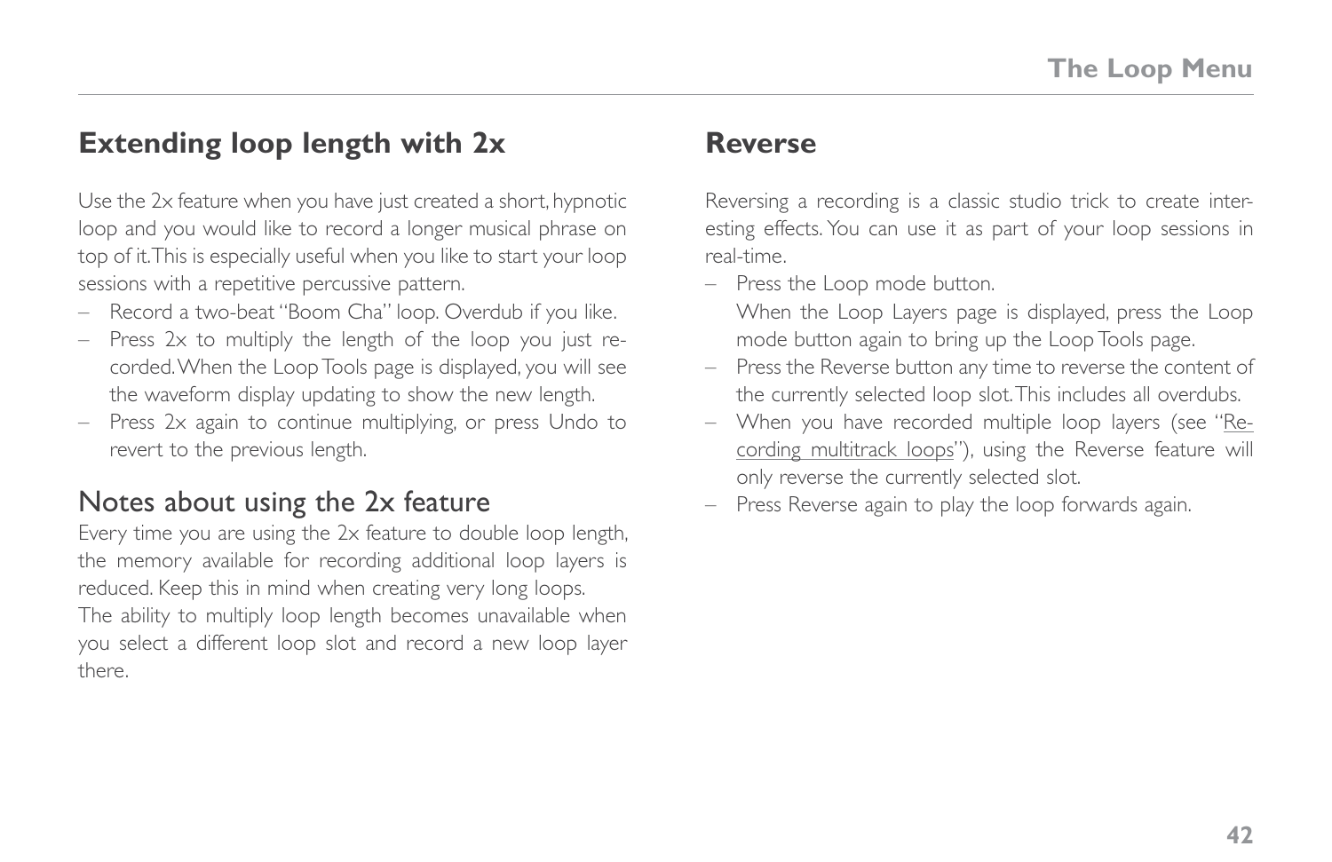## Extending loop length with 2x

Use the 2x feature when you have just created a short, hypnotic loop and you would like to record a longer musical phrase on top of it. This is especially useful when you like to start your loop sessions with a repetitive percussive pattern.

- Record a two-beat "Boom Cha" loop. Overdub if you like.
- Press 2x to multiply the length of the loop you just recorded. When the Loop Tools page is displayed, you will see the waveform display updating to show the new length.
- Press 2x again to continue multiplying, or press Undo to revert to the previous length.

### Notes about using the 2x feature

Every time you are using the 2x feature to double loop length, the memory available for recording additional loop layers is reduced. Keep this in mind when creating very long loops.

The ability to multiply loop length becomes unavailable when you select a different loop slot and record a new loop layer there.

## Reverse

Reversing a recording is a classic studio trick to create interesting effects. You can use it as part of your loop sessions in real-time.

- Press the Loop mode button.
  When the Loop Layers page is displayed, press the Loop mode button again to bring up the Loop Tools page.
- Press the Reverse button any time to reverse the content of the currently selected loop slot. This includes all overdubs.
- When you have recorded multiple loop layers (see "Recording multitrack loops"), using the Reverse feature will only reverse the currently selected slot.
- Press Reverse again to play the loop forwards again.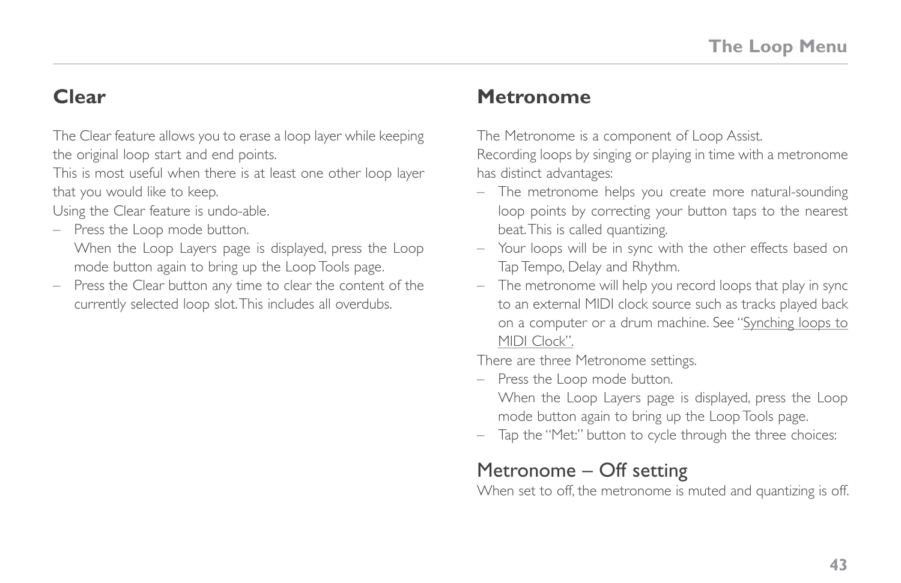## Clear

The Clear feature allows you to erase a loop layer while keeping the original loop start and end points.
This is most useful when there is at least one other loop layer that you would like to keep.
Using the Clear feature is undo-able.

- Press the Loop mode button.
  When the Loop Layers page is displayed, press the Loop mode button again to bring up the Loop Tools page.
- Press the Clear button any time to clear the content of the currently selected loop slot. This includes all overdubs.

## Metronome

The Metronome is a component of Loop Assist.
Recording loops by singing or playing in time with a metronome has distinct advantages:

- The metronome helps you create more natural-sounding loop points by correcting your button taps to the nearest beat. This is called quantizing.
- Your loops will be in sync with the other effects based on Tap Tempo, Delay and Rhythm.
- The metronome will help you record loops that play in sync to an external MIDI clock source such as tracks played back on a computer or a drum machine. See "Synching loops to MIDI Clock".

There are three Metronome settings.

- Press the Loop mode button.
  When the Loop Layers page is displayed, press the Loop mode button again to bring up the Loop Tools page.
- Tap the "Met:" button to cycle through the three choices:

### Metronome – Off setting

When set to off, the metronome is muted and quantizing is off.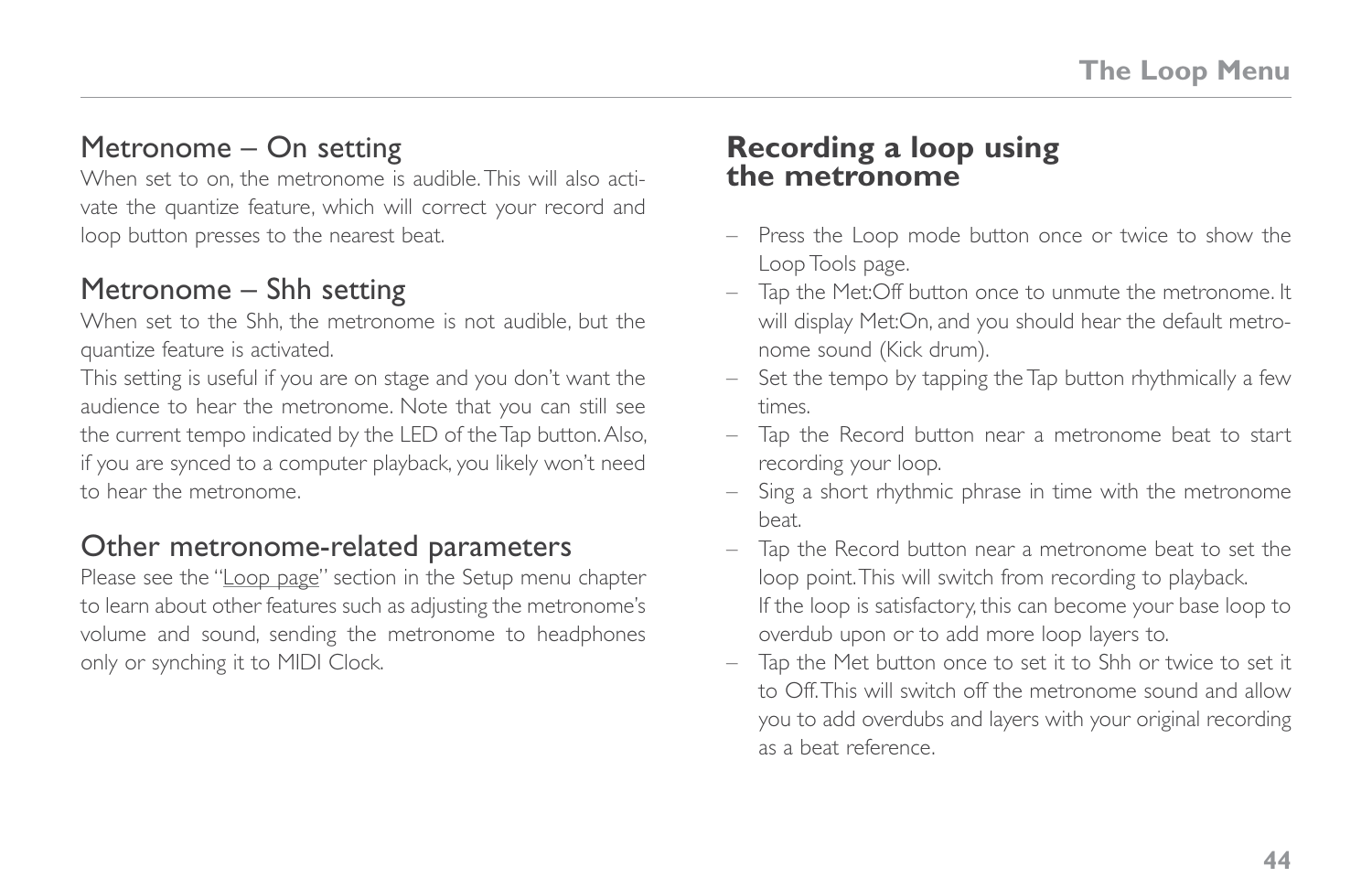## Metronome – On setting

When set to on, the metronome is audible. This will also activate the quantize feature, which will correct your record and loop button presses to the nearest beat.

## Metronome – Shh setting

When set to the Shh, the metronome is not audible, but the quantize feature is activated.

This setting is useful if you are on stage and you don't want the audience to hear the metronome. Note that you can still see the current tempo indicated by the LED of the Tap button. Also, if you are synced to a computer playback, you likely won't need to hear the metronome.

## Other metronome-related parameters

Please see the "Loop page" section in the Setup menu chapter to learn about other features such as adjusting the metronome's volume and sound, sending the metronome to headphones only or synching it to MIDI Clock.

## **Recording a loop using the metronome**

- Press the Loop mode button once or twice to show the Loop Tools page.
- Tap the Met:Off button once to unmute the metronome. It will display Met:On, and you should hear the default metronome sound (Kick drum).
- Set the tempo by tapping the Tap button rhythmically a few times.
- Tap the Record button near a metronome beat to start recording your loop.
- Sing a short rhythmic phrase in time with the metronome beat.
- Tap the Record button near a metronome beat to set the loop point. This will switch from recording to playback. If the loop is satisfactory, this can become your base loop to overdub upon or to add more loop layers to.
- Tap the Met button once to set it to Shh or twice to set it to Off. This will switch off the metronome sound and allow you to add overdubs and layers with your original recording as a beat reference.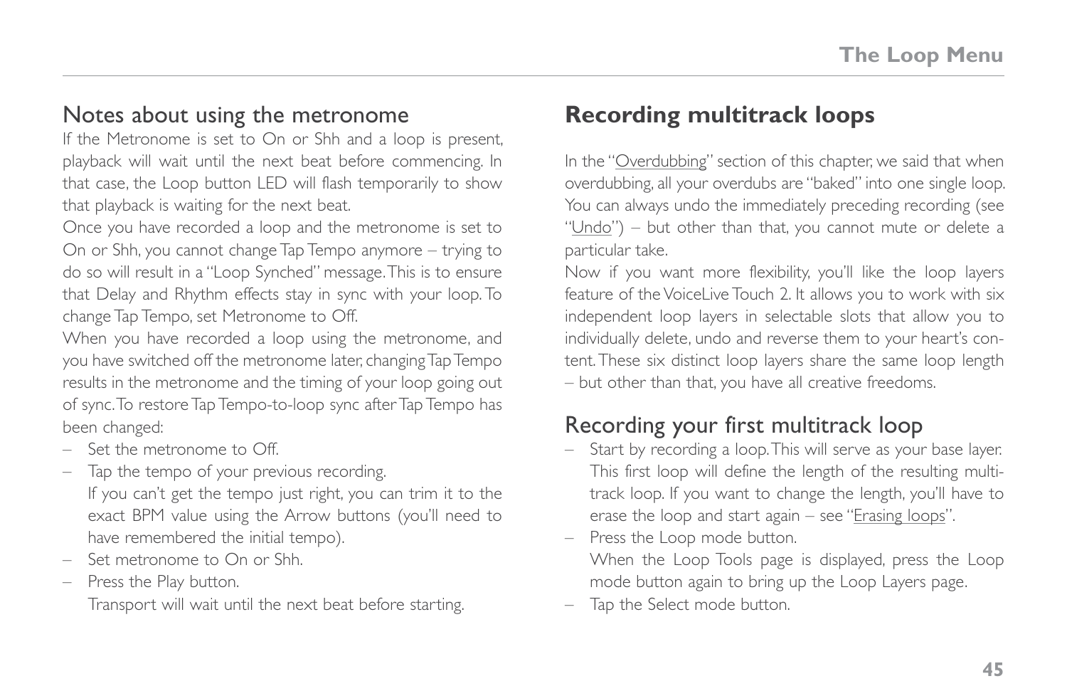## Notes about using the metronome

If the Metronome is set to On or Shh and a loop is present, playback will wait until the next beat before commencing. In that case, the Loop button LED will flash temporarily to show that playback is waiting for the next beat.

Once you have recorded a loop and the metronome is set to On or Shh, you cannot change Tap Tempo anymore – trying to do so will result in a "Loop Synched" message. This is to ensure that Delay and Rhythm effects stay in sync with your loop. To change Tap Tempo, set Metronome to Off.

When you have recorded a loop using the metronome, and you have switched off the metronome later, changing Tap Tempo results in the metronome and the timing of your loop going out of sync. To restore Tap Tempo-to-loop sync after Tap Tempo has been changed:

- Set the metronome to Off.
- Tap the tempo of your previous recording.
  If you can't get the tempo just right, you can trim it to the exact BPM value using the Arrow buttons (you'll need to have remembered the initial tempo).
- Set metronome to On or Shh.
- Press the Play button.
  Transport will wait until the next beat before starting.

# Recording multitrack loops

In the "Overdubbing" section of this chapter, we said that when overdubbing, all your overdubs are "baked" into one single loop. You can always undo the immediately preceding recording (see "Undo") – but other than that, you cannot mute or delete a particular take.

Now if you want more flexibility, you'll like the loop layers feature of the VoiceLive Touch 2. It allows you to work with six independent loop layers in selectable slots that allow you to individually delete, undo and reverse them to your heart's content. These six distinct loop layers share the same loop length – but other than that, you have all creative freedoms.

## Recording your first multitrack loop

- Start by recording a loop. This will serve as your base layer. This first loop will define the length of the resulting multitrack loop. If you want to change the length, you'll have to erase the loop and start again – see "Erasing loops".
- Press the Loop mode button.
  When the Loop Tools page is displayed, press the Loop mode button again to bring up the Loop Layers page.
- Tap the Select mode button.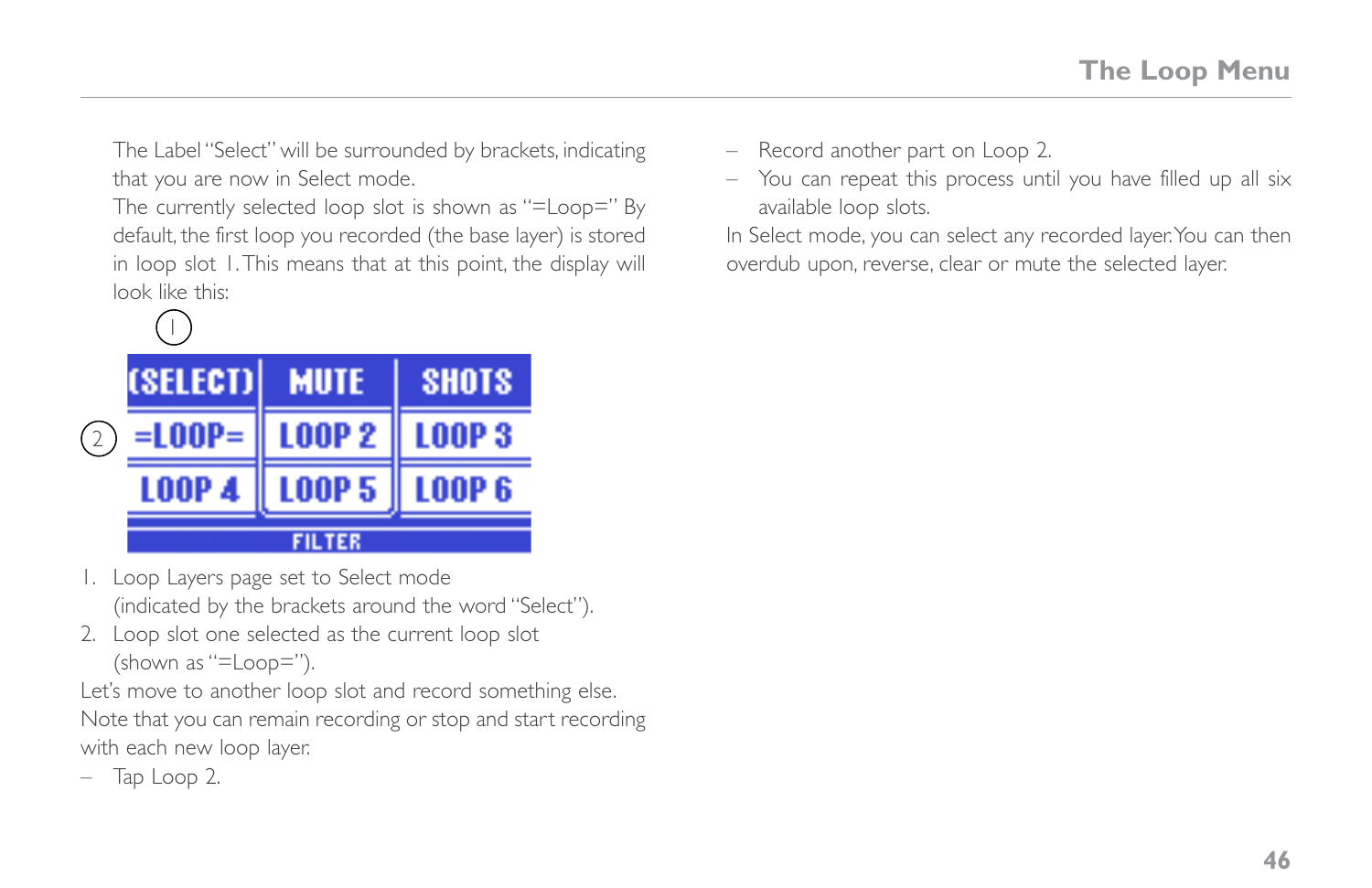The Label "Select" will be surrounded by brackets, indicating that you are now in Select mode.

The currently selected loop slot is shown as "=Loop=" By default, the first loop you recorded (the base layer) is stored in loop slot 1. This means that at this point, the display will look like this:

| (SELECT) | MUTE | SHOTS |
|---|---|---|
| =LOOP= | LOOP 2 | LOOP 3 |
| LOOP 4 | LOOP 5 | LOOP 6 |
| FILTER | | |

1. Loop Layers page set to Select mode
   (indicated by the brackets around the word "Select").
2. Loop slot one selected as the current loop slot
   (shown as "=Loop=").

Let's move to another loop slot and record something else. Note that you can remain recording or stop and start recording with each new loop layer.

– Tap Loop 2.
– Record another part on Loop 2.
– You can repeat this process until you have filled up all six available loop slots.

In Select mode, you can select any recorded layer. You can then overdub upon, reverse, clear or mute the selected layer.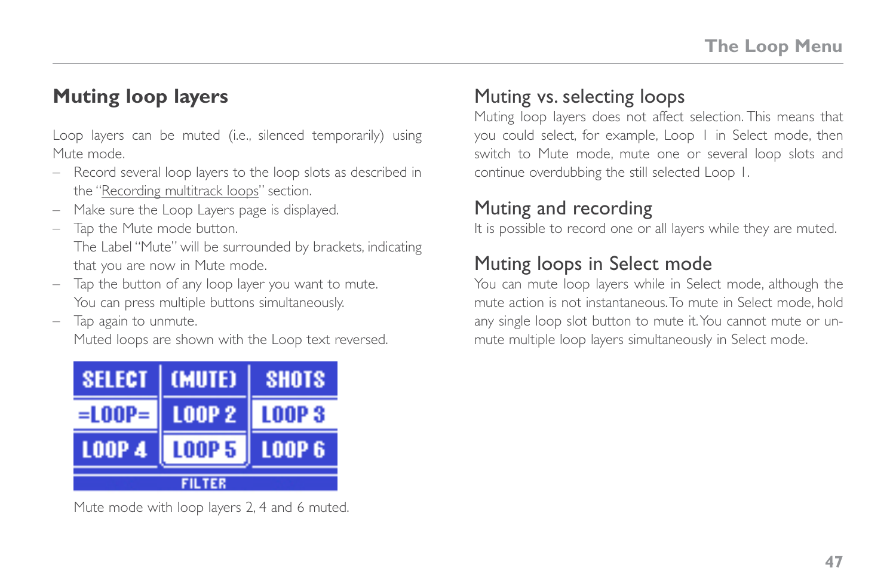## Muting loop layers

Loop layers can be muted (i.e., silenced temporarily) using Mute mode.

- Record several loop layers to the loop slots as described in the "Recording multitrack loops" section.
- Make sure the Loop Layers page is displayed.
- Tap the Mute mode button.
  The Label "Mute" will be surrounded by brackets, indicating that you are now in Mute mode.
- Tap the button of any loop layer you want to mute.
  You can press multiple buttons simultaneously.
- Tap again to unmute.
  Muted loops are shown with the Loop text reversed.

| SELECT | (MUTE) | SHOTS |
|---|---|---|
| =LOOP= | LOOP 2 | LOOP 3 |
| LOOP 4 | LOOP 5 | LOOP 6 |
| FILTER | | |

Mute mode with loop layers 2, 4 and 6 muted.

### Muting vs. selecting loops

Muting loop layers does not affect selection. This means that you could select, for example, Loop 1 in Select mode, then switch to Mute mode, mute one or several loop slots and continue overdubbing the still selected Loop 1.

### Muting and recording

It is possible to record one or all layers while they are muted.

### Muting loops in Select mode

You can mute loop layers while in Select mode, although the mute action is not instantaneous. To mute in Select mode, hold any single loop slot button to mute it. You cannot mute or un-mute multiple loop layers simultaneously in Select mode.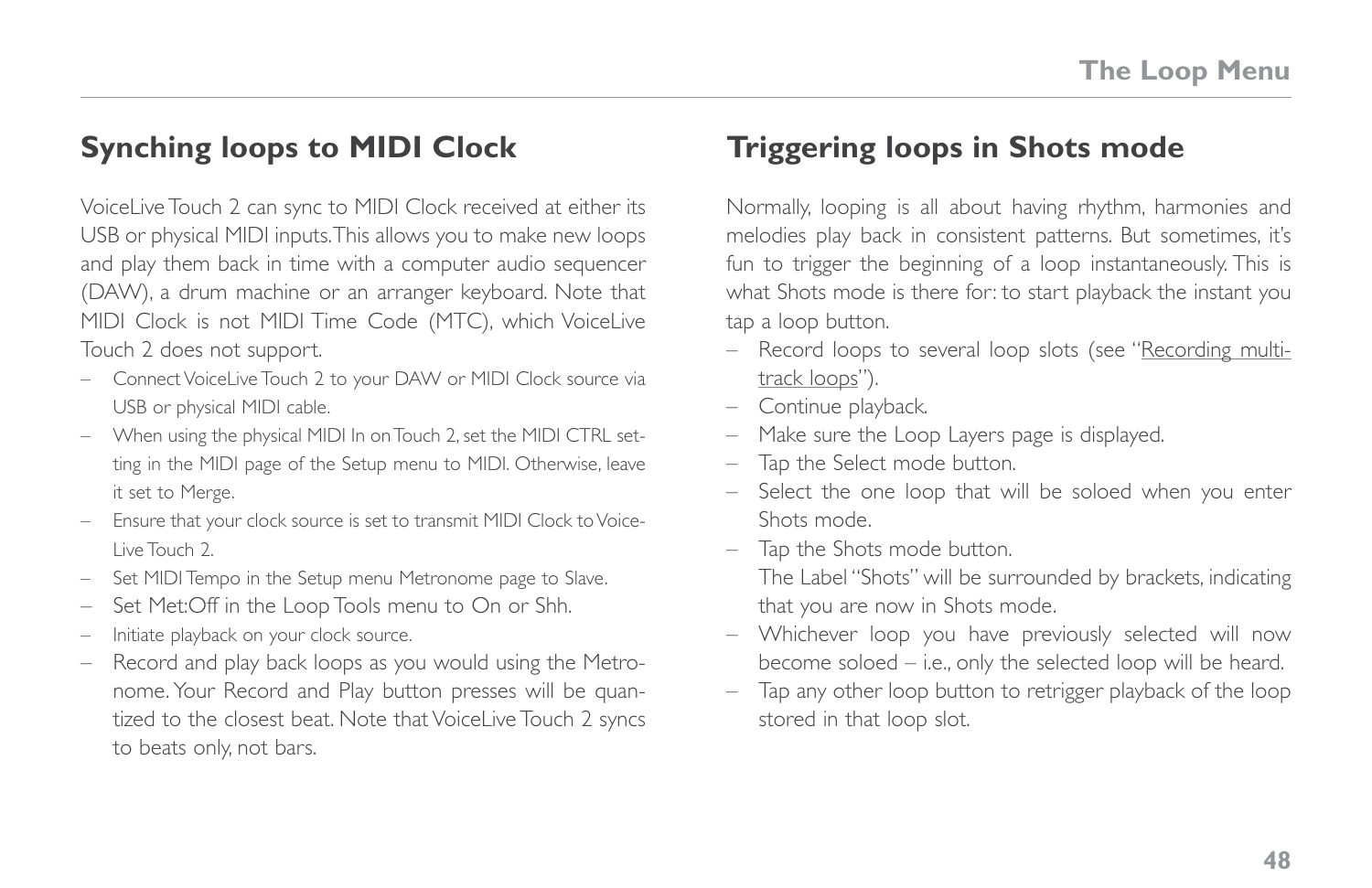## Synching loops to MIDI Clock

VoiceLive Touch 2 can sync to MIDI Clock received at either its USB or physical MIDI inputs. This allows you to make new loops and play them back in time with a computer audio sequencer (DAW), a drum machine or an arranger keyboard. Note that MIDI Clock is not MIDI Time Code (MTC), which VoiceLive Touch 2 does not support.

- Connect VoiceLive Touch 2 to your DAW or MIDI Clock source via USB or physical MIDI cable.
- When using the physical MIDI In on Touch 2, set the MIDI CTRL setting in the MIDI page of the Setup menu to MIDI. Otherwise, leave it set to Merge.
- Ensure that your clock source is set to transmit MIDI Clock to VoiceLive Touch 2.
- Set MIDI Tempo in the Setup menu Metronome page to Slave.
- Set Met:Off in the Loop Tools menu to On or Shh.
- Initiate playback on your clock source.
- Record and play back loops as you would using the Metronome. Your Record and Play button presses will be quantized to the closest beat. Note that VoiceLive Touch 2 syncs to beats only, not bars.

## Triggering loops in Shots mode

Normally, looping is all about having rhythm, harmonies and melodies play back in consistent patterns. But sometimes, it's fun to trigger the beginning of a loop instantaneously. This is what Shots mode is there for: to start playback the instant you tap a loop button.

- Record loops to several loop slots (see "Recording multi-track loops").
- Continue playback.
- Make sure the Loop Layers page is displayed.
- Tap the Select mode button.
- Select the one loop that will be soloed when you enter Shots mode.
- Tap the Shots mode button.
  The Label "Shots" will be surrounded by brackets, indicating that you are now in Shots mode.
- Whichever loop you have previously selected will now become soloed – i.e., only the selected loop will be heard.
- Tap any other loop button to retrigger playback of the loop stored in that loop slot.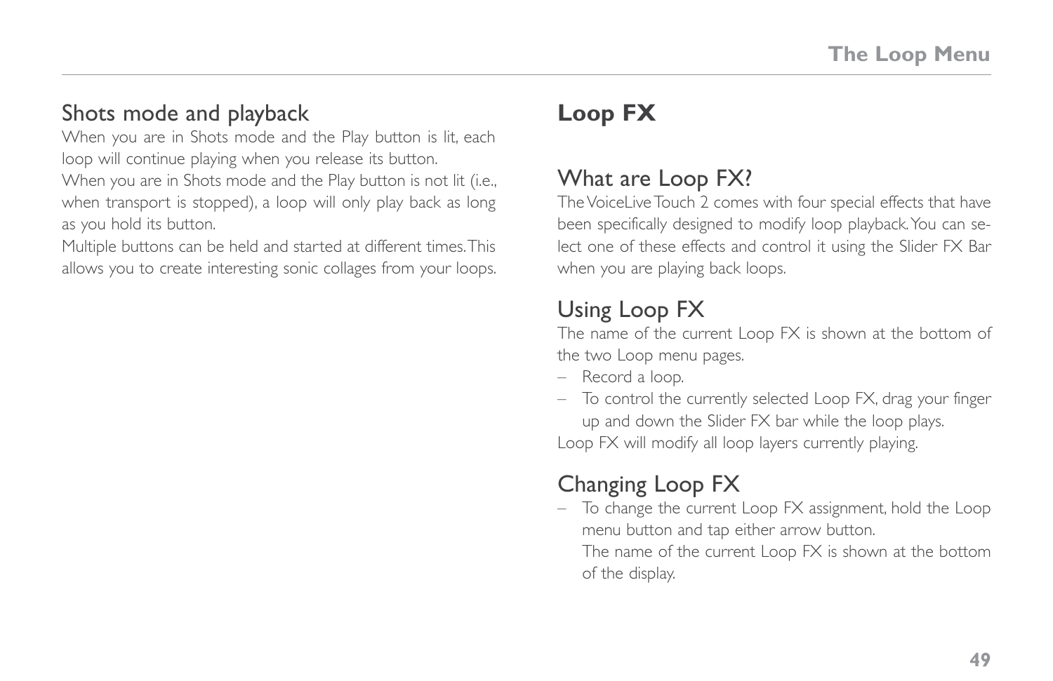## Shots mode and playback

When you are in Shots mode and the Play button is lit, each loop will continue playing when you release its button.

When you are in Shots mode and the Play button is not lit (i.e., when transport is stopped), a loop will only play back as long as you hold its button.

Multiple buttons can be held and started at different times. This allows you to create interesting sonic collages from your loops.

# Loop FX

## What are Loop FX?

The VoiceLive Touch 2 comes with four special effects that have been specifically designed to modify loop playback. You can select one of these effects and control it using the Slider FX Bar when you are playing back loops.

## Using Loop FX

The name of the current Loop FX is shown at the bottom of the two Loop menu pages.

- Record a loop.
- To control the currently selected Loop FX, drag your finger up and down the Slider FX bar while the loop plays.

Loop FX will modify all loop layers currently playing.

## Changing Loop FX

- To change the current Loop FX assignment, hold the Loop menu button and tap either arrow button.
  The name of the current Loop FX is shown at the bottom of the display.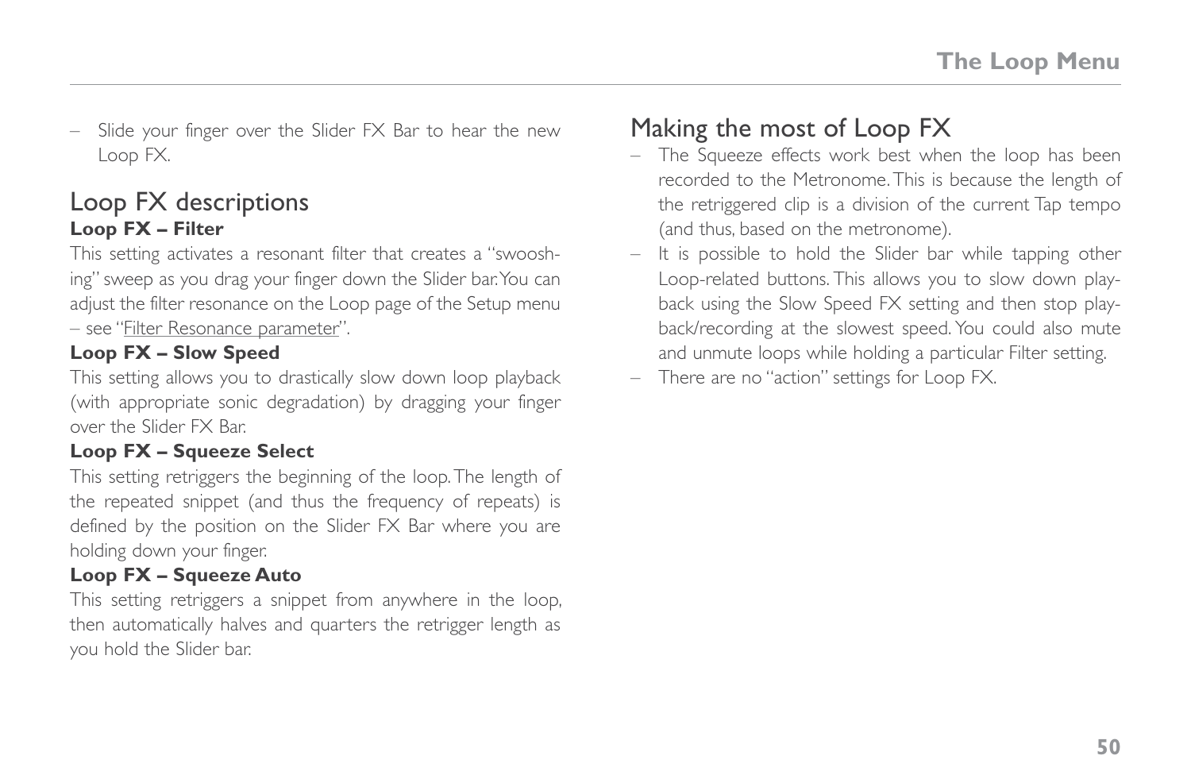– Slide your finger over the Slider FX Bar to hear the new Loop FX.

## Loop FX descriptions

**Loop FX – Filter**

This setting activates a resonant filter that creates a "swooshing" sweep as you drag your finger down the Slider bar. You can adjust the filter resonance on the Loop page of the Setup menu – see "Filter Resonance parameter".

**Loop FX – Slow Speed**

This setting allows you to drastically slow down loop playback (with appropriate sonic degradation) by dragging your finger over the Slider FX Bar.

**Loop FX – Squeeze Select**

This setting retriggers the beginning of the loop. The length of the repeated snippet (and thus the frequency of repeats) is defined by the position on the Slider FX Bar where you are holding down your finger.

**Loop FX – Squeeze Auto**

This setting retriggers a snippet from anywhere in the loop, then automatically halves and quarters the retrigger length as you hold the Slider bar.

## Making the most of Loop FX

– The Squeeze effects work best when the loop has been recorded to the Metronome. This is because the length of the retriggered clip is a division of the current Tap tempo (and thus, based on the metronome).

– It is possible to hold the Slider bar while tapping other Loop-related buttons. This allows you to slow down playback using the Slow Speed FX setting and then stop playback/recording at the slowest speed. You could also mute and unmute loops while holding a particular Filter setting.

– There are no "action" settings for Loop FX.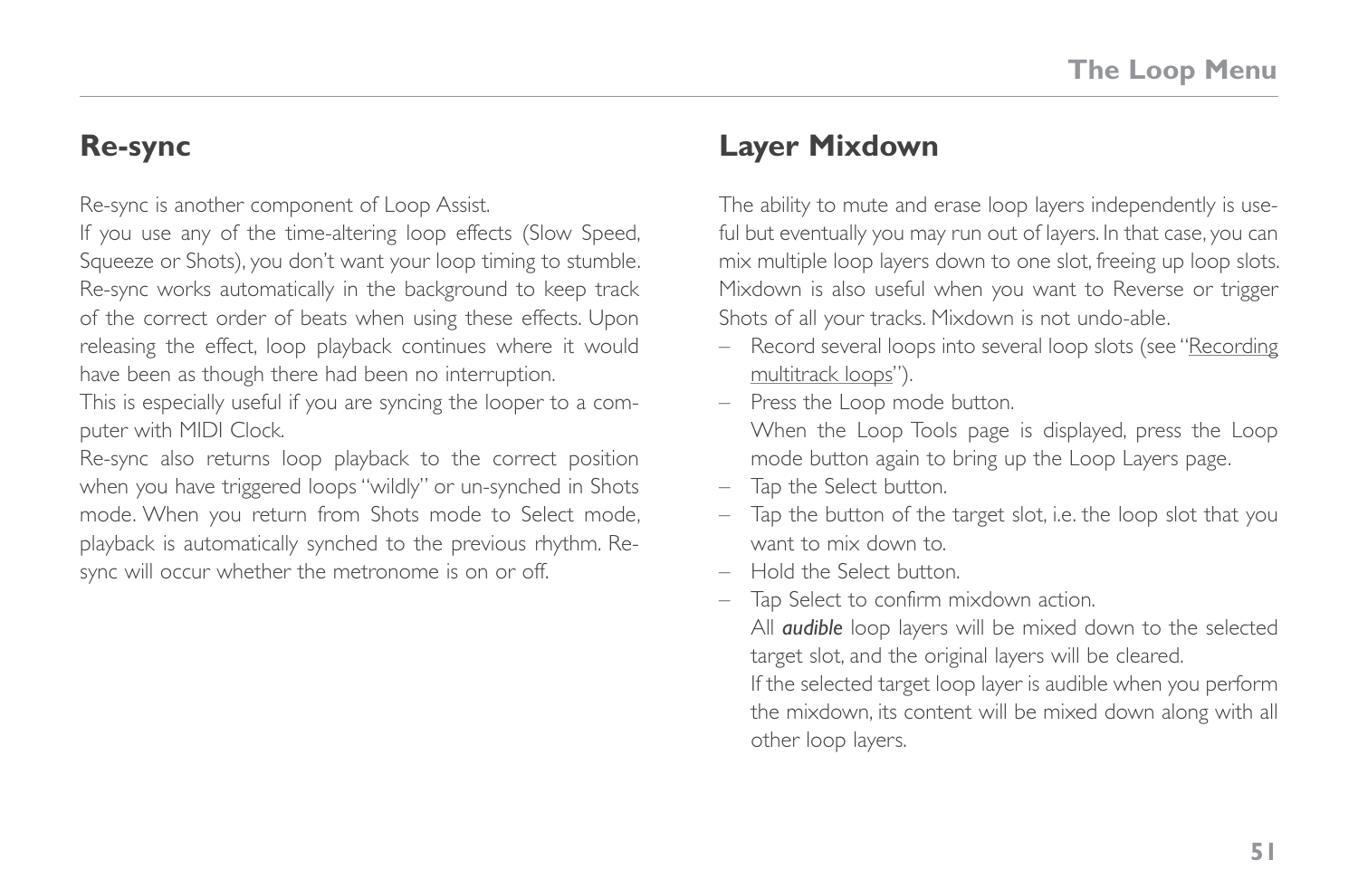## Re-sync

Re-sync is another component of Loop Assist.
If you use any of the time-altering loop effects (Slow Speed, Squeeze or Shots), you don't want your loop timing to stumble. Re-sync works automatically in the background to keep track of the correct order of beats when using these effects. Upon releasing the effect, loop playback continues where it would have been as though there had been no interruption.
This is especially useful if you are syncing the looper to a computer with MIDI Clock.
Re-sync also returns loop playback to the correct position when you have triggered loops "wildly" or un-synched in Shots mode. When you return from Shots mode to Select mode, playback is automatically synched to the previous rhythm. Re-sync will occur whether the metronome is on or off.

## Layer Mixdown

The ability to mute and erase loop layers independently is useful but eventually you may run out of layers. In that case, you can mix multiple loop layers down to one slot, freeing up loop slots. Mixdown is also useful when you want to Reverse or trigger Shots of all your tracks. Mixdown is not undo-able.

- Record several loops into several loop slots (see "Recording multitrack loops").
- Press the Loop mode button.
  When the Loop Tools page is displayed, press the Loop mode button again to bring up the Loop Layers page.
- Tap the Select button.
- Tap the button of the target slot, i.e. the loop slot that you want to mix down to.
- Hold the Select button.
- Tap Select to confirm mixdown action.
  All ***audible*** loop layers will be mixed down to the selected target slot, and the original layers will be cleared.
  If the selected target loop layer is audible when you perform the mixdown, its content will be mixed down along with all other loop layers.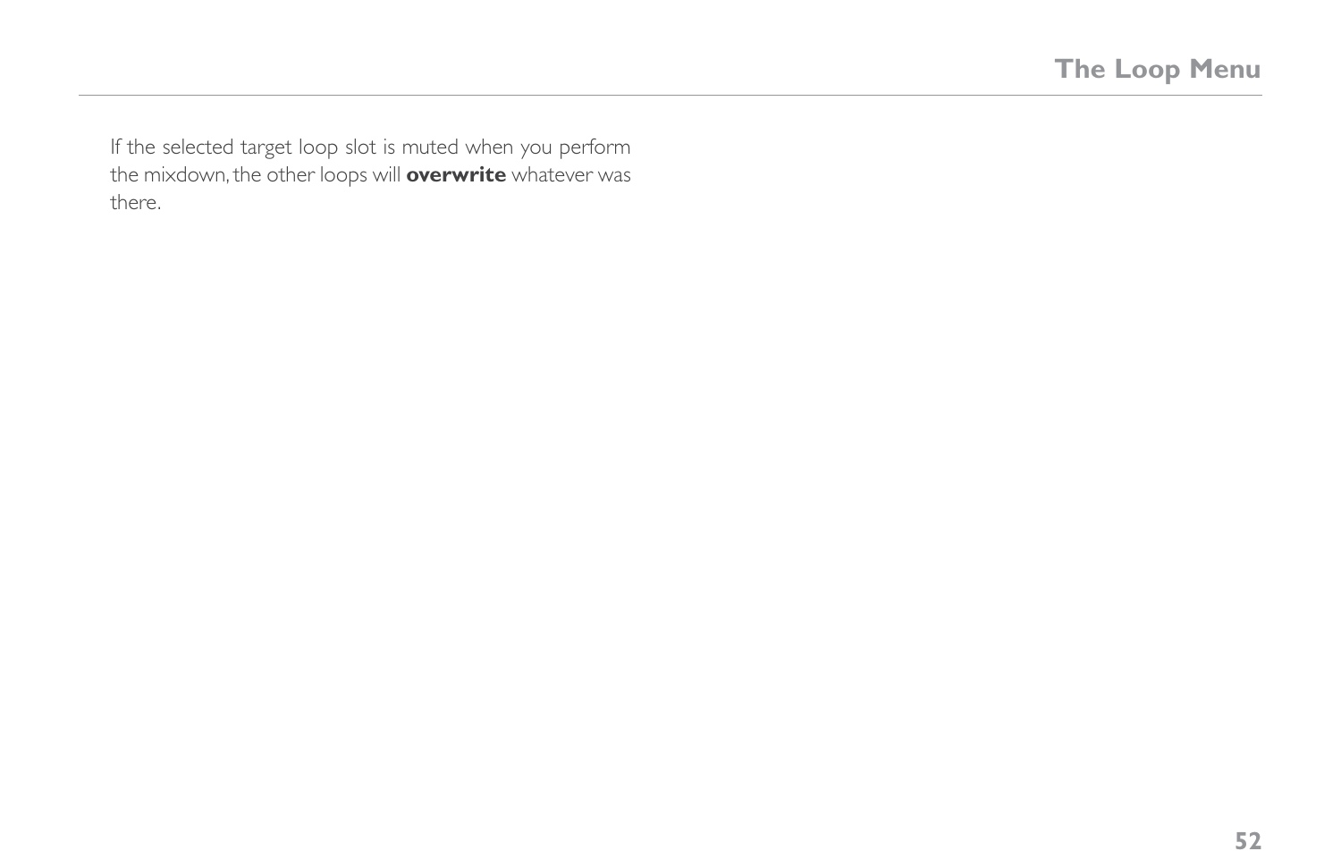If the selected target loop slot is muted when you perform the mixdown, the other loops will **overwrite** whatever was there.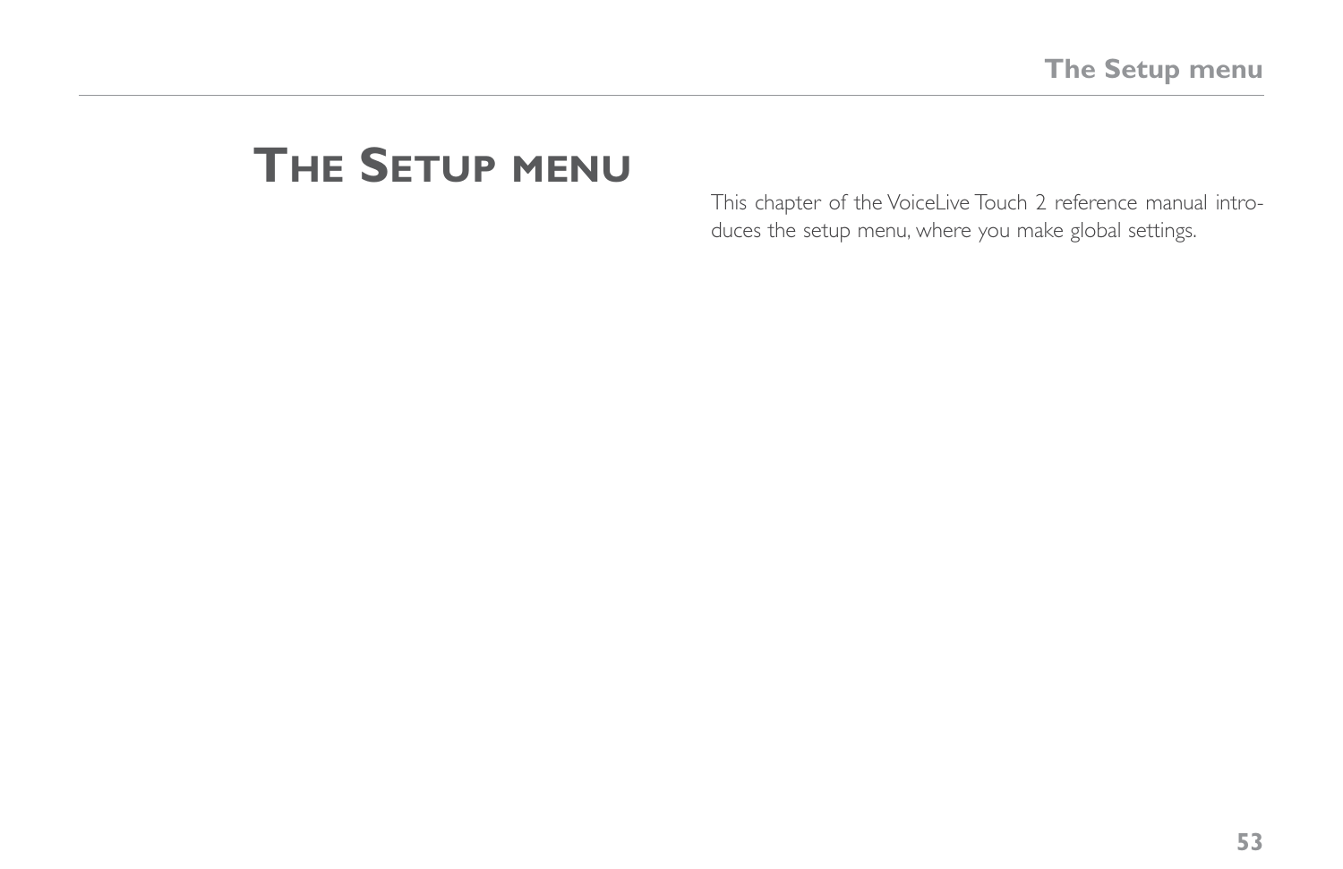# The Setup menu

This chapter of the VoiceLive Touch 2 reference manual introduces the setup menu, where you make global settings.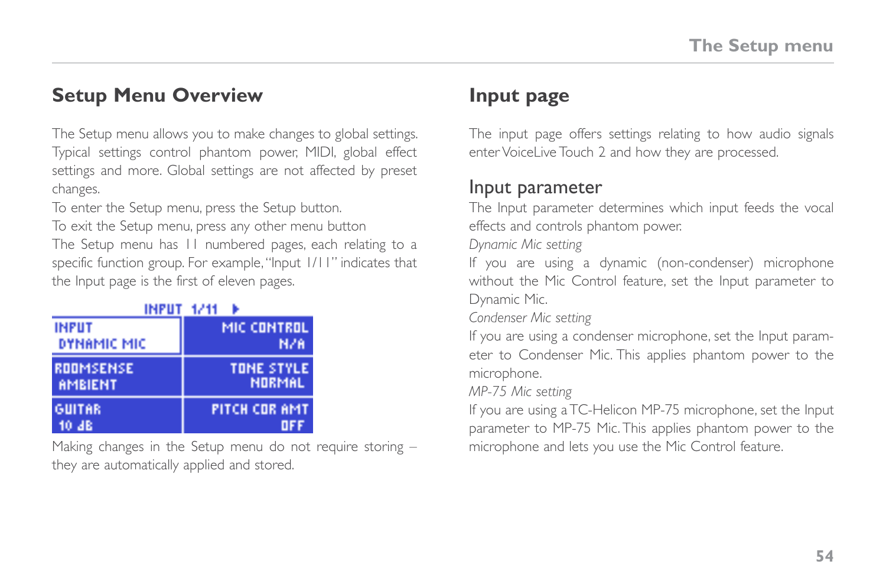## Setup Menu Overview

The Setup menu allows you to make changes to global settings. Typical settings control phantom power, MIDI, global effect settings and more. Global settings are not affected by preset changes.

To enter the Setup menu, press the Setup button.

To exit the Setup menu, press any other menu button

The Setup menu has 11 numbered pages, each relating to a specific function group. For example, "Input 1/11" indicates that the Input page is the first of eleven pages.

INPUT 1/11

| | |
|---|---|
| INPUT DYNAMIC MIC | MIC CONTROL N/A |
| ROOMSENSE AMBIENT | TONE STYLE NORMAL |
| GUITAR 10 dB | PITCH COR AMT OFF |

Making changes in the Setup menu do not require storing – they are automatically applied and stored.

## Input page

The input page offers settings relating to how audio signals enter VoiceLive Touch 2 and how they are processed.

### Input parameter

The Input parameter determines which input feeds the vocal effects and controls phantom power.

*Dynamic Mic setting*

If you are using a dynamic (non-condenser) microphone without the Mic Control feature, set the Input parameter to Dynamic Mic.

*Condenser Mic setting*

If you are using a condenser microphone, set the Input parameter to Condenser Mic. This applies phantom power to the microphone.

*MP-75 Mic setting*

If you are using a TC-Helicon MP-75 microphone, set the Input parameter to MP-75 Mic. This applies phantom power to the microphone and lets you use the Mic Control feature.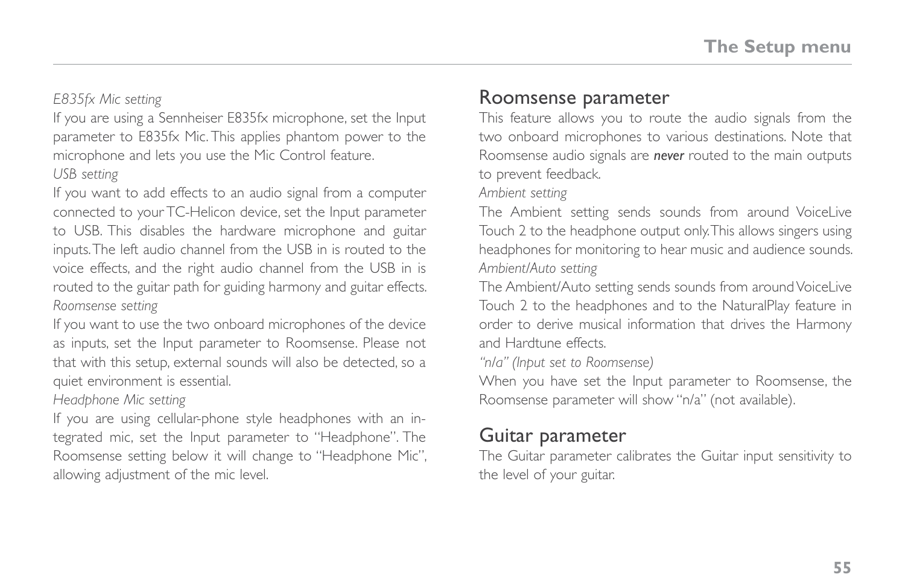*E835fx Mic setting*

If you are using a Sennheiser E835fx microphone, set the Input parameter to E835fx Mic. This applies phantom power to the microphone and lets you use the Mic Control feature.

*USB setting*

If you want to add effects to an audio signal from a computer connected to your TC-Helicon device, set the Input parameter to USB. This disables the hardware microphone and guitar inputs. The left audio channel from the USB in is routed to the voice effects, and the right audio channel from the USB in is routed to the guitar path for guiding harmony and guitar effects.

*Roomsense setting*

If you want to use the two onboard microphones of the device as inputs, set the Input parameter to Roomsense. Please not that with this setup, external sounds will also be detected, so a quiet environment is essential.

*Headphone Mic setting*

If you are using cellular-phone style headphones with an integrated mic, set the Input parameter to "Headphone". The Roomsense setting below it will change to "Headphone Mic", allowing adjustment of the mic level.

## Roomsense parameter

This feature allows you to route the audio signals from the two onboard microphones to various destinations. Note that Roomsense audio signals are ***never*** routed to the main outputs to prevent feedback.

*Ambient setting*

The Ambient setting sends sounds from around VoiceLive Touch 2 to the headphone output only. This allows singers using headphones for monitoring to hear music and audience sounds.

*Ambient/Auto setting*

The Ambient/Auto setting sends sounds from around VoiceLive Touch 2 to the headphones and to the NaturalPlay feature in order to derive musical information that drives the Harmony and Hardtune effects.

*"n/a" (Input set to Roomsense)*

When you have set the Input parameter to Roomsense, the Roomsense parameter will show "n/a" (not available).

## Guitar parameter

The Guitar parameter calibrates the Guitar input sensitivity to the level of your guitar.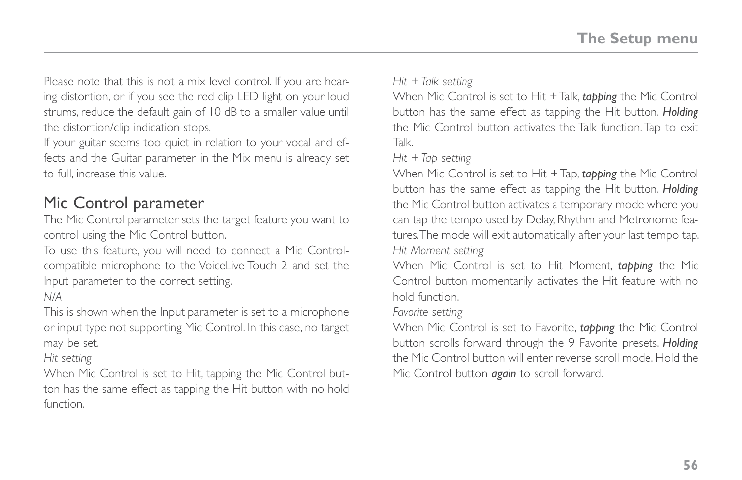Please note that this is not a mix level control. If you are hearing distortion, or if you see the red clip LED light on your loud strums, reduce the default gain of 10 dB to a smaller value until the distortion/clip indication stops.

If your guitar seems too quiet in relation to your vocal and effects and the Guitar parameter in the Mix menu is already set to full, increase this value.

## Mic Control parameter

The Mic Control parameter sets the target feature you want to control using the Mic Control button.

To use this feature, you will need to connect a Mic Control-compatible microphone to the VoiceLive Touch 2 and set the Input parameter to the correct setting.

*N/A*

This is shown when the Input parameter is set to a microphone or input type not supporting Mic Control. In this case, no target may be set.

*Hit setting*

When Mic Control is set to Hit, tapping the Mic Control button has the same effect as tapping the Hit button with no hold function.

*Hit + Talk setting*

When Mic Control is set to Hit + Talk, ***tapping*** the Mic Control button has the same effect as tapping the Hit button. ***Holding*** the Mic Control button activates the Talk function. Tap to exit Talk.

*Hit + Tap setting*

When Mic Control is set to Hit + Tap, ***tapping*** the Mic Control button has the same effect as tapping the Hit button. ***Holding*** the Mic Control button activates a temporary mode where you can tap the tempo used by Delay, Rhythm and Metronome features. The mode will exit automatically after your last tempo tap.

*Hit Moment setting*

When Mic Control is set to Hit Moment, ***tapping*** the Mic Control button momentarily activates the Hit feature with no hold function.

*Favorite setting*

When Mic Control is set to Favorite, ***tapping*** the Mic Control button scrolls forward through the 9 Favorite presets. ***Holding*** the Mic Control button will enter reverse scroll mode. Hold the Mic Control button ***again*** to scroll forward.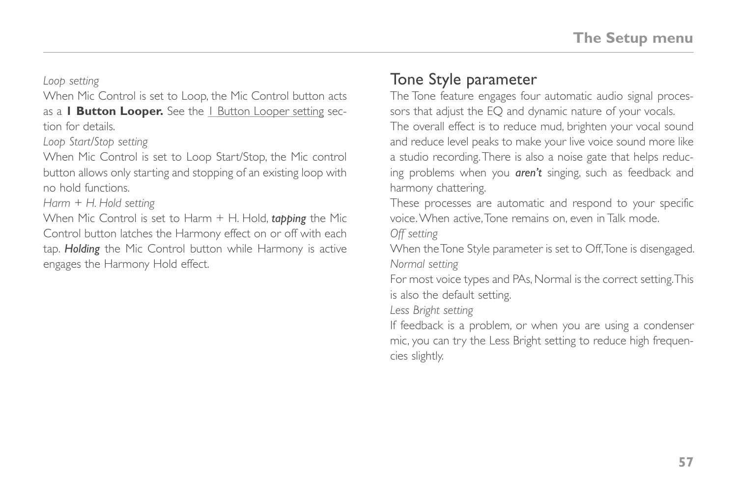*Loop setting*

When Mic Control is set to Loop, the Mic Control button acts as a **1 Button Looper.** See the 1 Button Looper setting section for details.

*Loop Start/Stop setting*

When Mic Control is set to Loop Start/Stop, the Mic control button allows only starting and stopping of an existing loop with no hold functions.

*Harm + H. Hold setting*

When Mic Control is set to Harm + H. Hold, ***tapping*** the Mic Control button latches the Harmony effect on or off with each tap. ***Holding*** the Mic Control button while Harmony is active engages the Harmony Hold effect.

## Tone Style parameter

The Tone feature engages four automatic audio signal processors that adjust the EQ and dynamic nature of your vocals.

The overall effect is to reduce mud, brighten your vocal sound and reduce level peaks to make your live voice sound more like a studio recording. There is also a noise gate that helps reducing problems when you ***aren't*** singing, such as feedback and harmony chattering.

These processes are automatic and respond to your specific voice. When active, Tone remains on, even in Talk mode.

*Off setting*

When the Tone Style parameter is set to Off, Tone is disengaged.

*Normal setting*

For most voice types and PAs, Normal is the correct setting. This is also the default setting.

*Less Bright setting*

If feedback is a problem, or when you are using a condenser mic, you can try the Less Bright setting to reduce high frequencies slightly.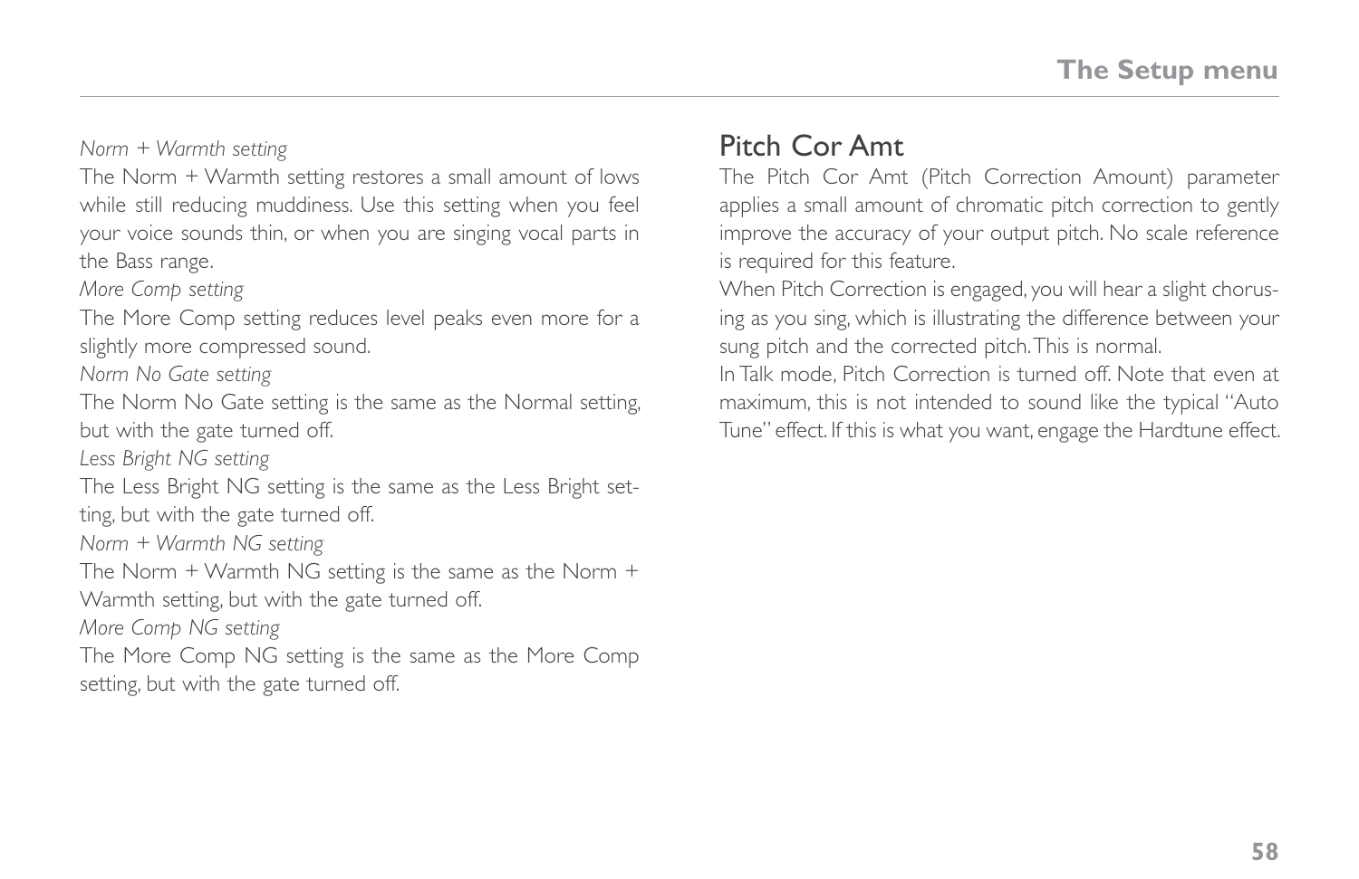*Norm + Warmth setting*

The Norm + Warmth setting restores a small amount of lows while still reducing muddiness. Use this setting when you feel your voice sounds thin, or when you are singing vocal parts in the Bass range.

*More Comp setting*

The More Comp setting reduces level peaks even more for a slightly more compressed sound.

*Norm No Gate setting*

The Norm No Gate setting is the same as the Normal setting, but with the gate turned off.

*Less Bright NG setting*

The Less Bright NG setting is the same as the Less Bright setting, but with the gate turned off.

*Norm + Warmth NG setting*

The Norm + Warmth NG setting is the same as the Norm + Warmth setting, but with the gate turned off.

*More Comp NG setting*

The More Comp NG setting is the same as the More Comp setting, but with the gate turned off.

## Pitch Cor Amt

The Pitch Cor Amt (Pitch Correction Amount) parameter applies a small amount of chromatic pitch correction to gently improve the accuracy of your output pitch. No scale reference is required for this feature.

When Pitch Correction is engaged, you will hear a slight chorusing as you sing, which is illustrating the difference between your sung pitch and the corrected pitch. This is normal.

In Talk mode, Pitch Correction is turned off. Note that even at maximum, this is not intended to sound like the typical "Auto Tune" effect. If this is what you want, engage the Hardtune effect.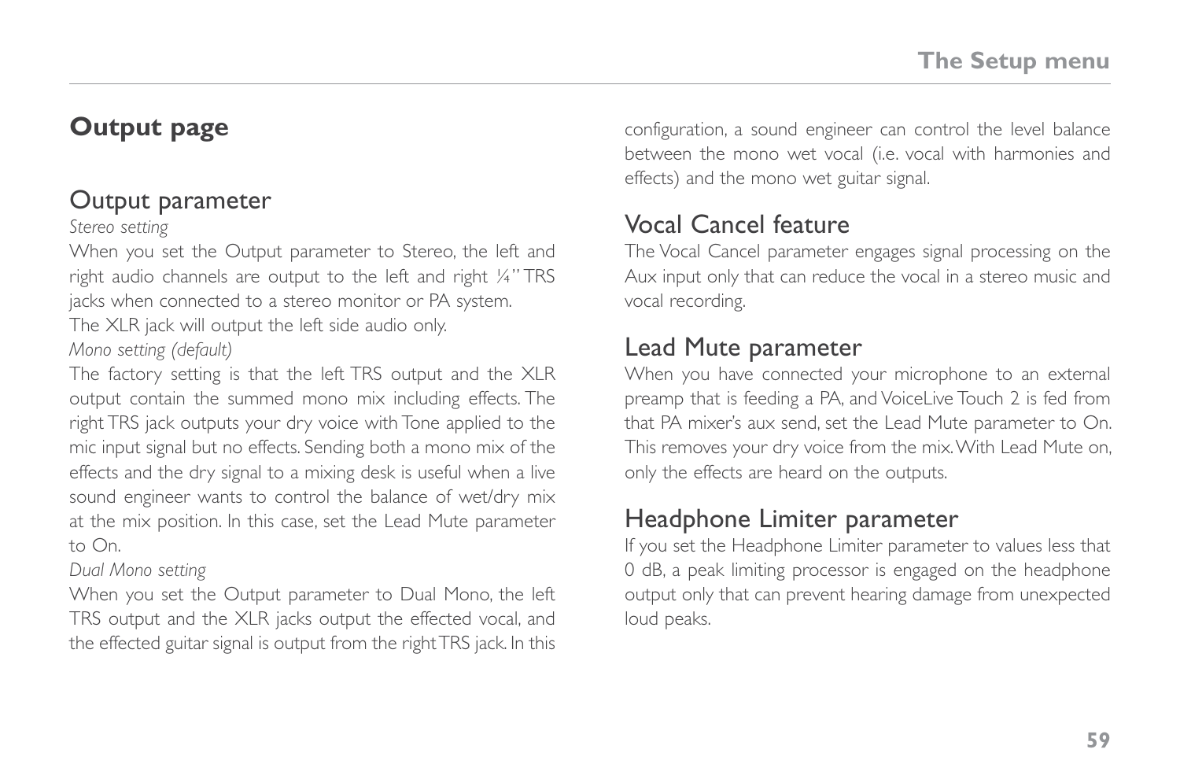## Output page

### Output parameter

*Stereo setting*

When you set the Output parameter to Stereo, the left and right audio channels are output to the left and right ¼" TRS jacks when connected to a stereo monitor or PA system.

The XLR jack will output the left side audio only.

*Mono setting (default)*

The factory setting is that the left TRS output and the XLR output contain the summed mono mix including effects. The right TRS jack outputs your dry voice with Tone applied to the mic input signal but no effects. Sending both a mono mix of the effects and the dry signal to a mixing desk is useful when a live sound engineer wants to control the balance of wet/dry mix at the mix position. In this case, set the Lead Mute parameter to On.

*Dual Mono setting*

When you set the Output parameter to Dual Mono, the left TRS output and the XLR jacks output the effected vocal, and the effected guitar signal is output from the right TRS jack. In this configuration, a sound engineer can control the level balance between the mono wet vocal (i.e. vocal with harmonies and effects) and the mono wet guitar signal.

### Vocal Cancel feature

The Vocal Cancel parameter engages signal processing on the Aux input only that can reduce the vocal in a stereo music and vocal recording.

### Lead Mute parameter

When you have connected your microphone to an external preamp that is feeding a PA, and VoiceLive Touch 2 is fed from that PA mixer's aux send, set the Lead Mute parameter to On. This removes your dry voice from the mix. With Lead Mute on, only the effects are heard on the outputs.

### Headphone Limiter parameter

If you set the Headphone Limiter parameter to values less that 0 dB, a peak limiting processor is engaged on the headphone output only that can prevent hearing damage from unexpected loud peaks.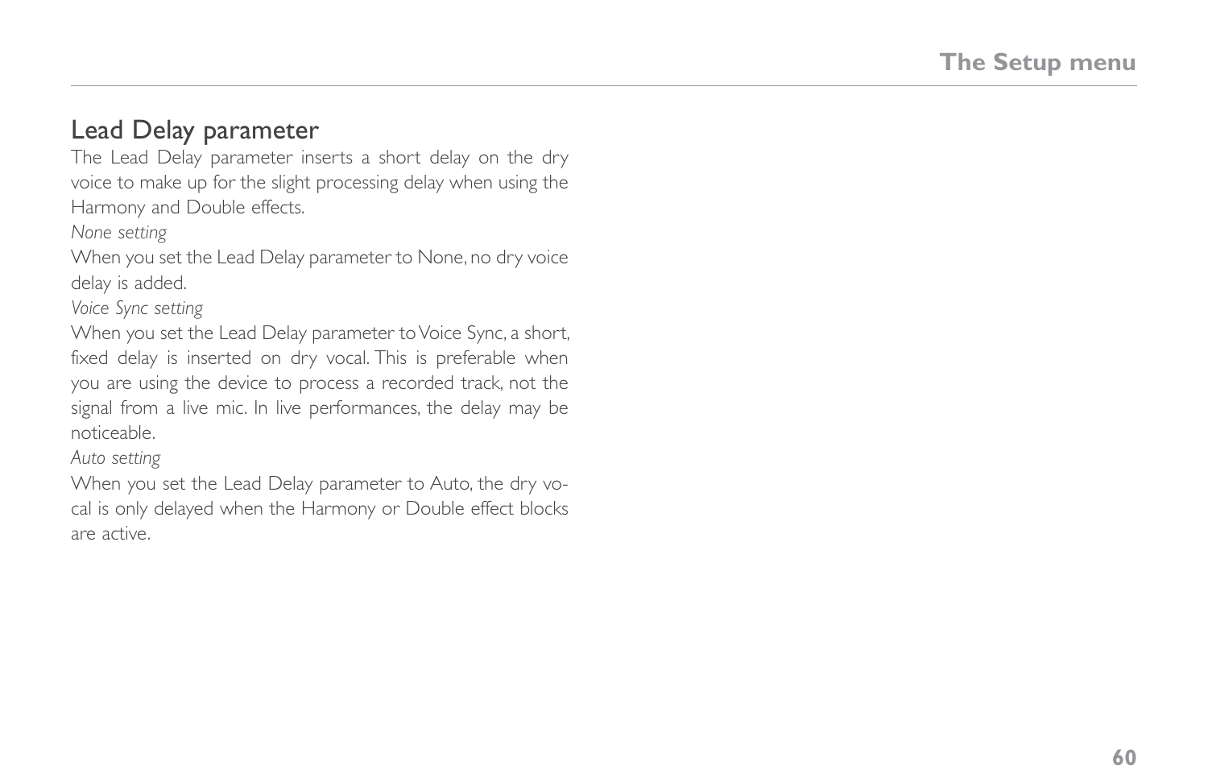## Lead Delay parameter

The Lead Delay parameter inserts a short delay on the dry voice to make up for the slight processing delay when using the Harmony and Double effects.

*None setting*

When you set the Lead Delay parameter to None, no dry voice delay is added.

*Voice Sync setting*

When you set the Lead Delay parameter to Voice Sync, a short, fixed delay is inserted on dry vocal. This is preferable when you are using the device to process a recorded track, not the signal from a live mic. In live performances, the delay may be noticeable.

*Auto setting*

When you set the Lead Delay parameter to Auto, the dry vocal is only delayed when the Harmony or Double effect blocks are active.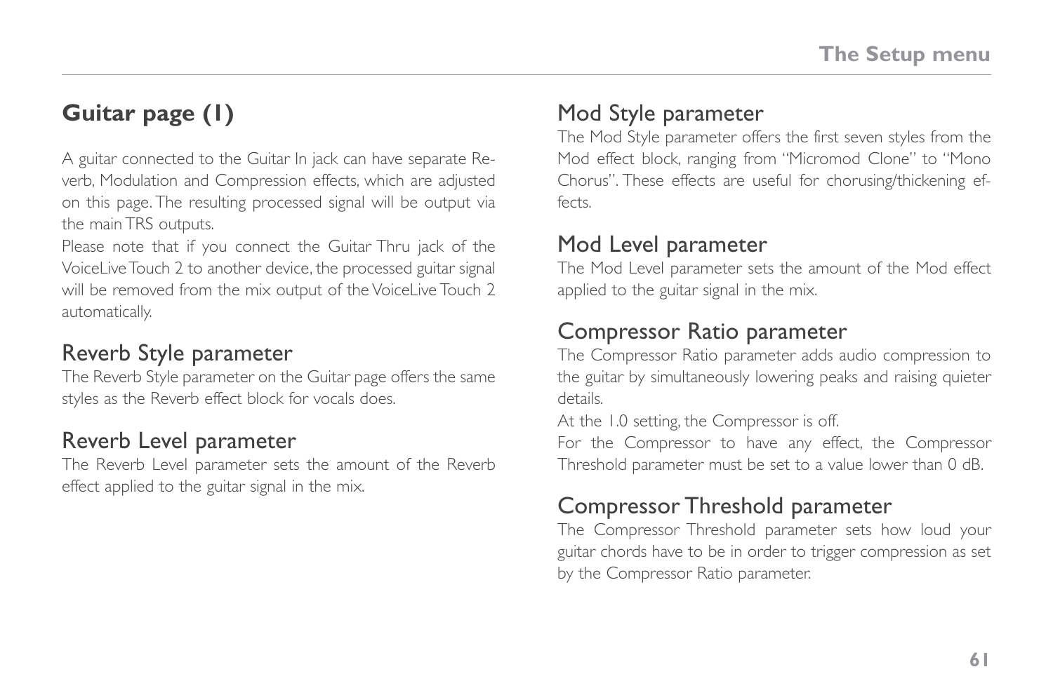## Guitar page (1)

A guitar connected to the Guitar In jack can have separate Reverb, Modulation and Compression effects, which are adjusted on this page. The resulting processed signal will be output via the main TRS outputs.

Please note that if you connect the Guitar Thru jack of the VoiceLive Touch 2 to another device, the processed guitar signal will be removed from the mix output of the VoiceLive Touch 2 automatically.

### Reverb Style parameter

The Reverb Style parameter on the Guitar page offers the same styles as the Reverb effect block for vocals does.

### Reverb Level parameter

The Reverb Level parameter sets the amount of the Reverb effect applied to the guitar signal in the mix.

### Mod Style parameter

The Mod Style parameter offers the first seven styles from the Mod effect block, ranging from "Micromod Clone" to "Mono Chorus". These effects are useful for chorusing/thickening effects.

### Mod Level parameter

The Mod Level parameter sets the amount of the Mod effect applied to the guitar signal in the mix.

### Compressor Ratio parameter

The Compressor Ratio parameter adds audio compression to the guitar by simultaneously lowering peaks and raising quieter details.

At the 1.0 setting, the Compressor is off.

For the Compressor to have any effect, the Compressor Threshold parameter must be set to a value lower than 0 dB.

### Compressor Threshold parameter

The Compressor Threshold parameter sets how loud your guitar chords have to be in order to trigger compression as set by the Compressor Ratio parameter.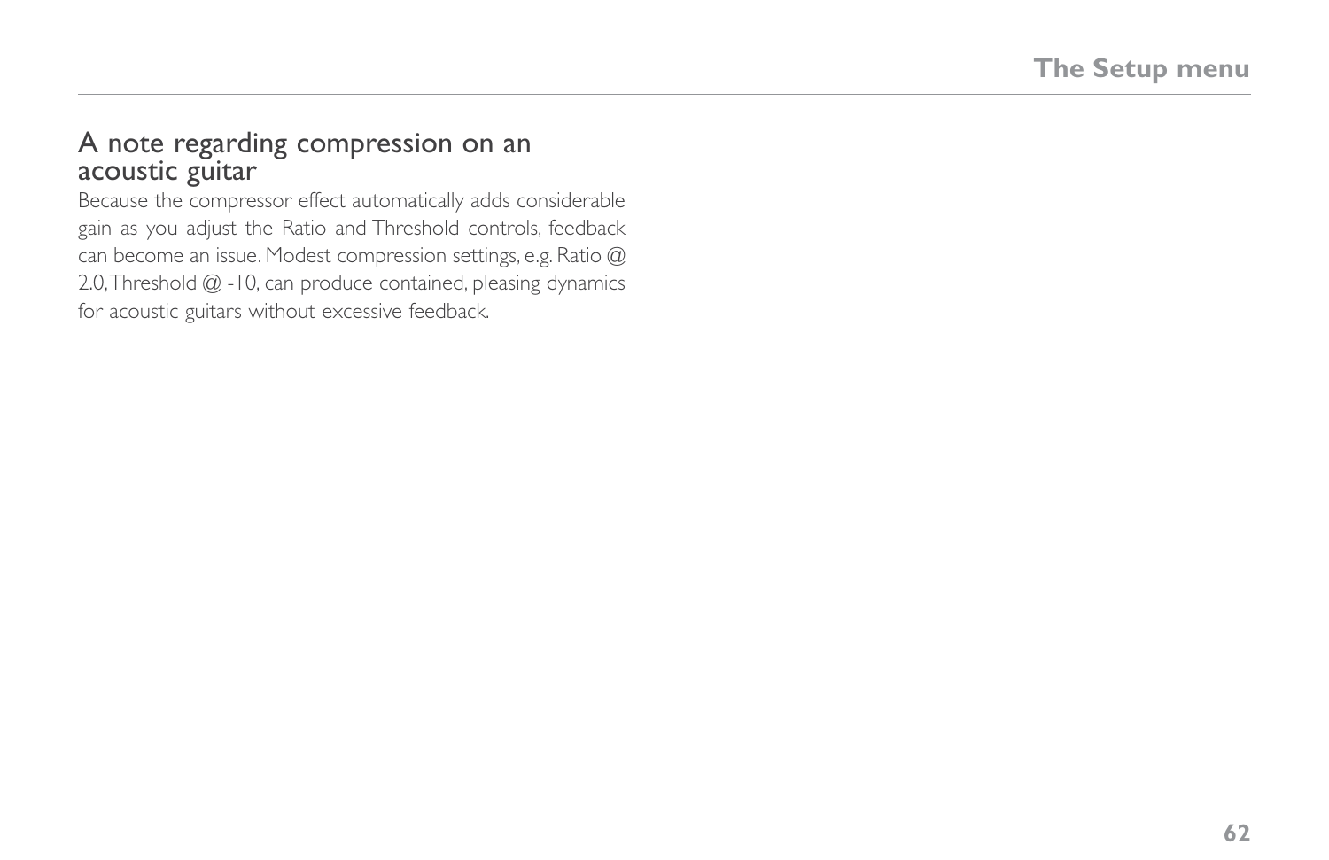## A note regarding compression on an acoustic guitar

Because the compressor effect automatically adds considerable gain as you adjust the Ratio and Threshold controls, feedback can become an issue. Modest compression settings, e.g. Ratio @ 2.0, Threshold @ -10, can produce contained, pleasing dynamics for acoustic guitars without excessive feedback.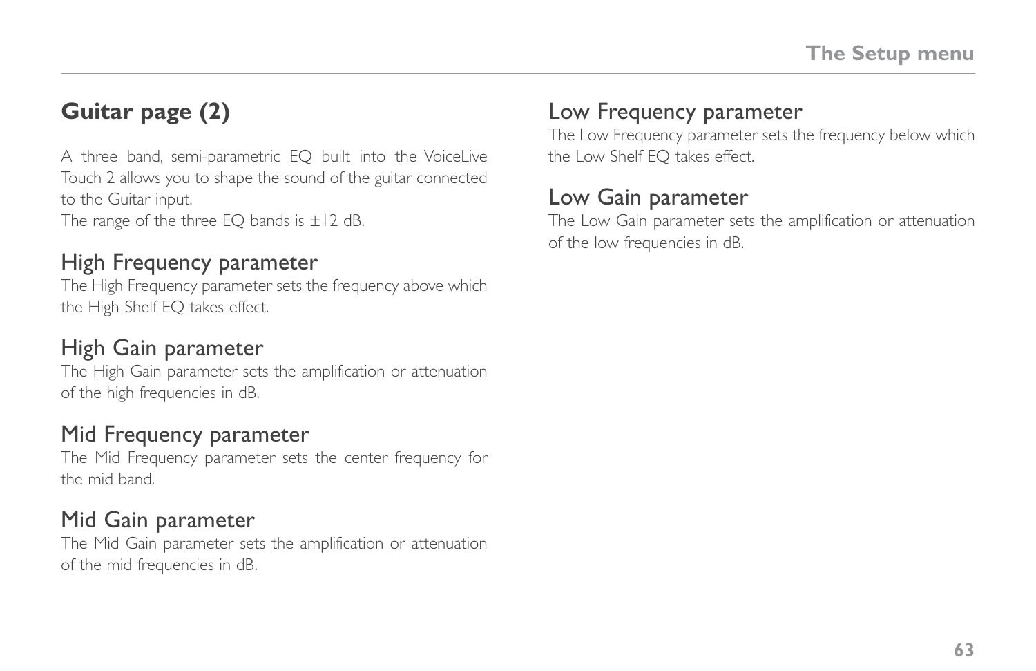## Guitar page (2)

A three band, semi-parametric EQ built into the VoiceLive Touch 2 allows you to shape the sound of the guitar connected to the Guitar input.
The range of the three EQ bands is ±12 dB.

### High Frequency parameter

The High Frequency parameter sets the frequency above which the High Shelf EQ takes effect.

### High Gain parameter

The High Gain parameter sets the amplification or attenuation of the high frequencies in dB.

### Mid Frequency parameter

The Mid Frequency parameter sets the center frequency for the mid band.

### Mid Gain parameter

The Mid Gain parameter sets the amplification or attenuation of the mid frequencies in dB.

### Low Frequency parameter

The Low Frequency parameter sets the frequency below which the Low Shelf EQ takes effect.

### Low Gain parameter

The Low Gain parameter sets the amplification or attenuation of the low frequencies in dB.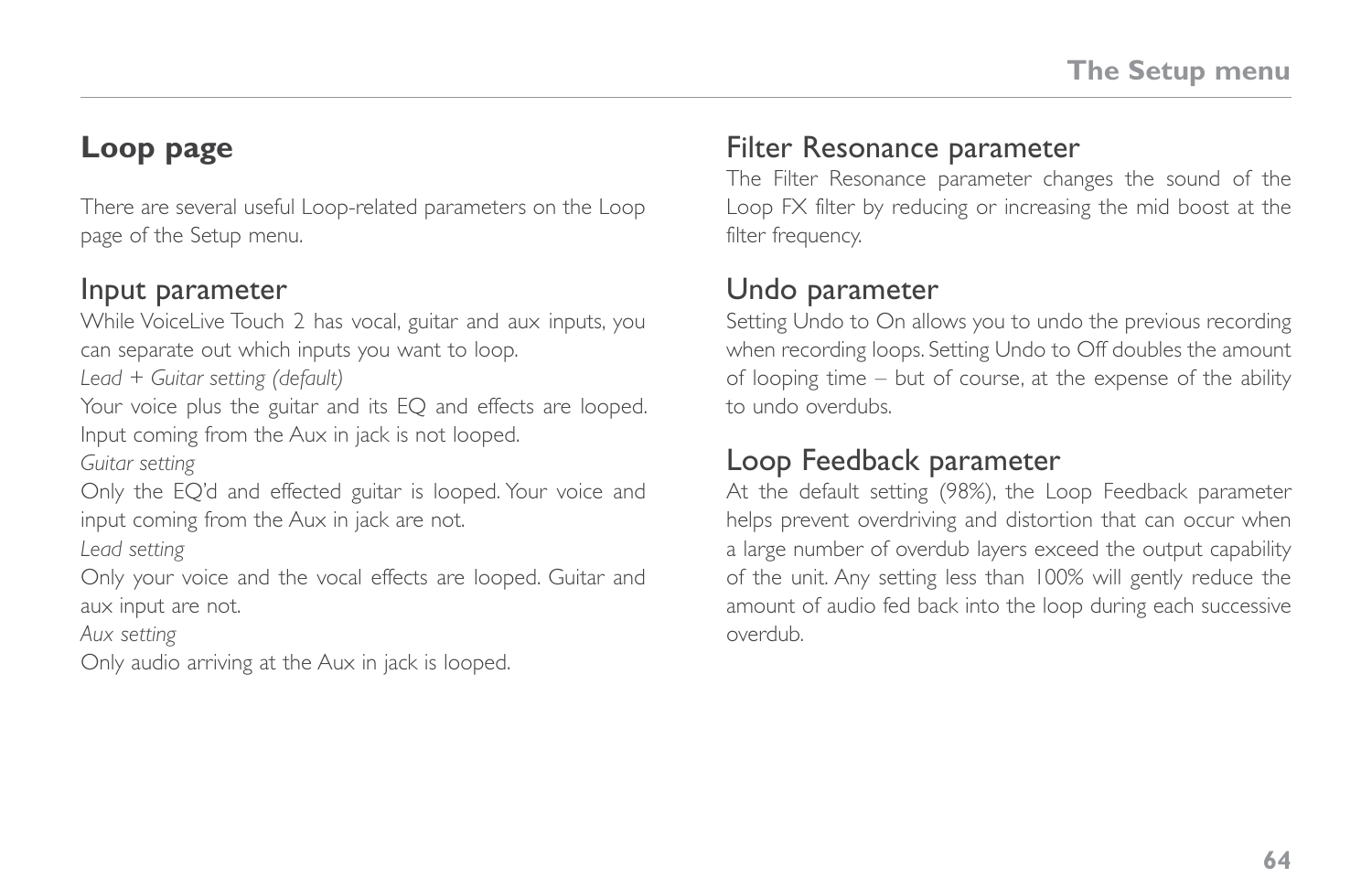## Loop page

There are several useful Loop-related parameters on the Loop page of the Setup menu.

### Input parameter

While VoiceLive Touch 2 has vocal, guitar and aux inputs, you can separate out which inputs you want to loop.

*Lead + Guitar setting (default)*

Your voice plus the guitar and its EQ and effects are looped. Input coming from the Aux in jack is not looped.

*Guitar setting*

Only the EQ'd and effected guitar is looped. Your voice and input coming from the Aux in jack are not.

*Lead setting*

Only your voice and the vocal effects are looped. Guitar and aux input are not.

*Aux setting*

Only audio arriving at the Aux in jack is looped.

### Filter Resonance parameter

The Filter Resonance parameter changes the sound of the Loop FX filter by reducing or increasing the mid boost at the filter frequency.

### Undo parameter

Setting Undo to On allows you to undo the previous recording when recording loops. Setting Undo to Off doubles the amount of looping time – but of course, at the expense of the ability to undo overdubs.

### Loop Feedback parameter

At the default setting (98%), the Loop Feedback parameter helps prevent overdriving and distortion that can occur when a large number of overdub layers exceed the output capability of the unit. Any setting less than 100% will gently reduce the amount of audio fed back into the loop during each successive overdub.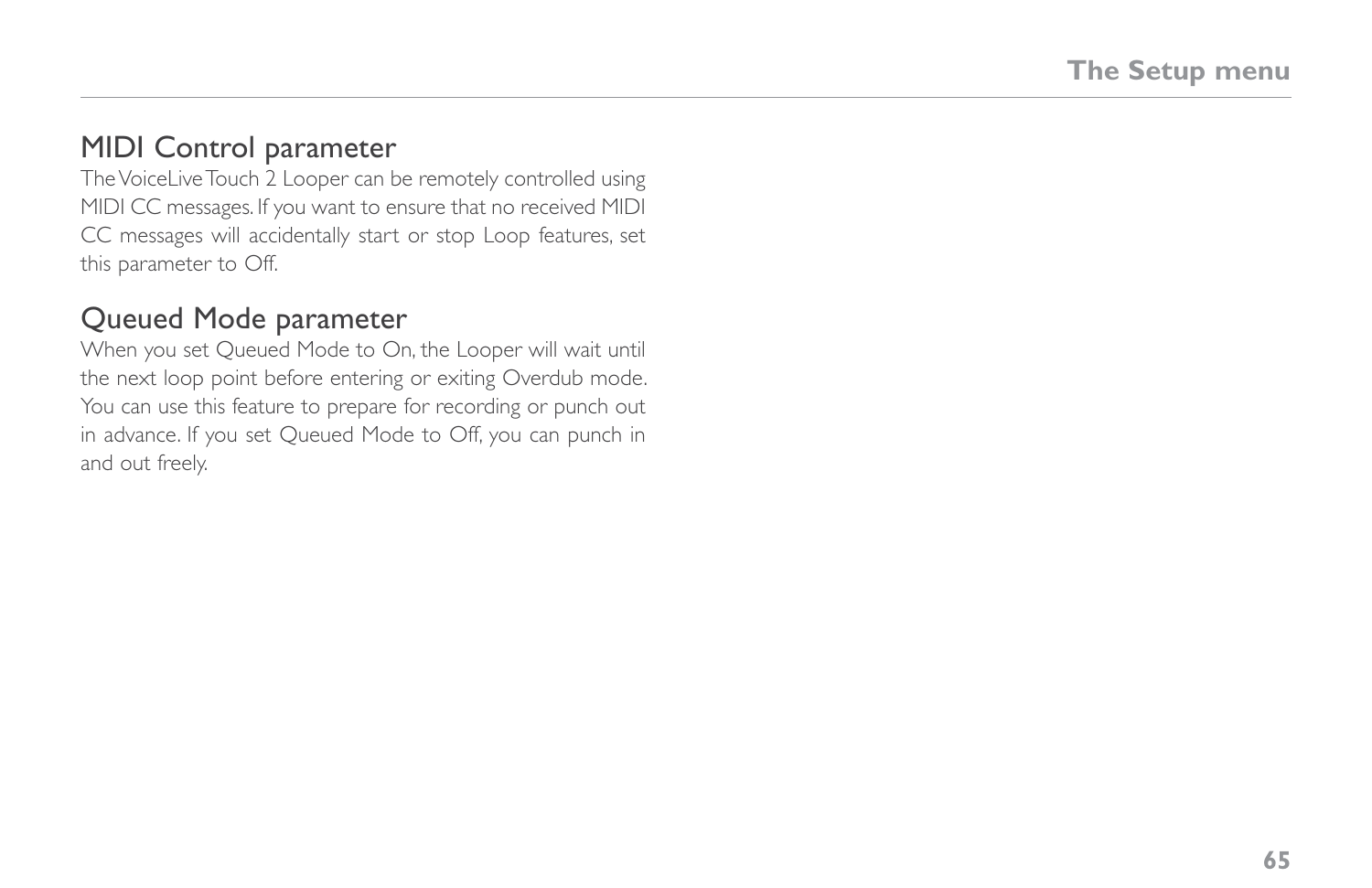## MIDI Control parameter

The VoiceLive Touch 2 Looper can be remotely controlled using MIDI CC messages. If you want to ensure that no received MIDI CC messages will accidentally start or stop Loop features, set this parameter to Off.

## Queued Mode parameter

When you set Queued Mode to On, the Looper will wait until the next loop point before entering or exiting Overdub mode. You can use this feature to prepare for recording or punch out in advance. If you set Queued Mode to Off, you can punch in and out freely.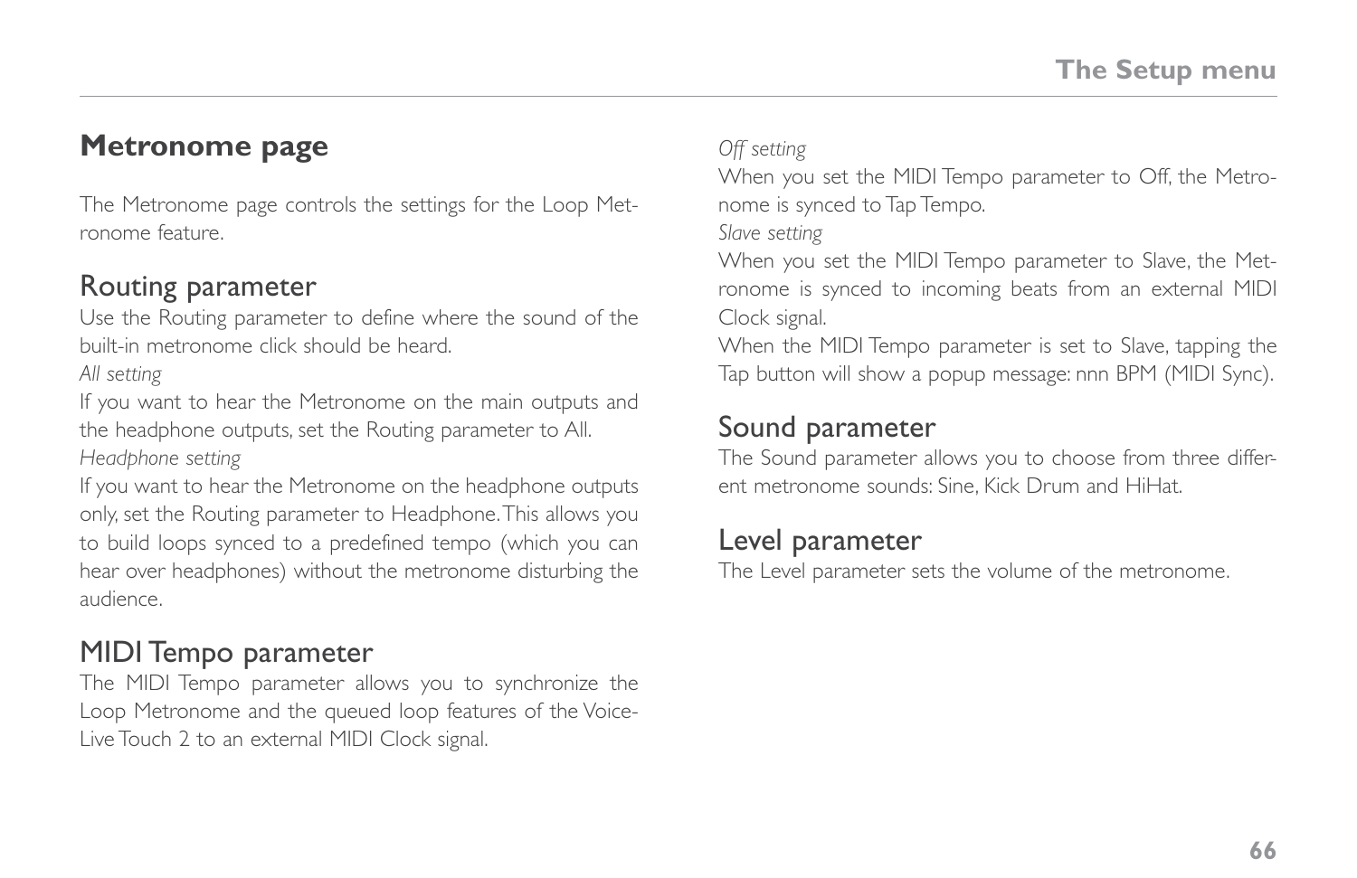## Metronome page

The Metronome page controls the settings for the Loop Metronome feature.

### Routing parameter

Use the Routing parameter to define where the sound of the built-in metronome click should be heard.

*All setting*

If you want to hear the Metronome on the main outputs and the headphone outputs, set the Routing parameter to All.

*Headphone setting*

If you want to hear the Metronome on the headphone outputs only, set the Routing parameter to Headphone. This allows you to build loops synced to a predefined tempo (which you can hear over headphones) without the metronome disturbing the audience.

### MIDI Tempo parameter

The MIDI Tempo parameter allows you to synchronize the Loop Metronome and the queued loop features of the VoiceLive Touch 2 to an external MIDI Clock signal.

*Off setting*

When you set the MIDI Tempo parameter to Off, the Metronome is synced to Tap Tempo.

*Slave setting*

When you set the MIDI Tempo parameter to Slave, the Metronome is synced to incoming beats from an external MIDI Clock signal.

When the MIDI Tempo parameter is set to Slave, tapping the Tap button will show a popup message: nnn BPM (MIDI Sync).

### Sound parameter

The Sound parameter allows you to choose from three different metronome sounds: Sine, Kick Drum and HiHat.

### Level parameter

The Level parameter sets the volume of the metronome.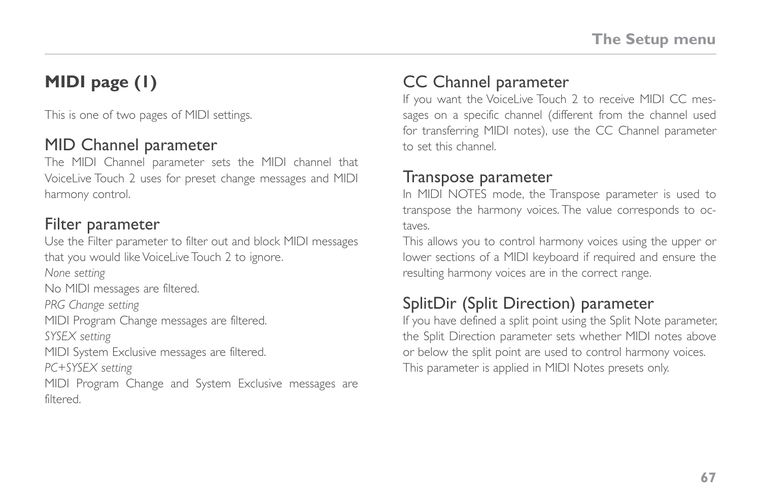## MIDI page (1)

This is one of two pages of MIDI settings.

### MID Channel parameter

The MIDI Channel parameter sets the MIDI channel that VoiceLive Touch 2 uses for preset change messages and MIDI harmony control.

### Filter parameter

Use the Filter parameter to filter out and block MIDI messages that you would like VoiceLive Touch 2 to ignore.

*None setting*

No MIDI messages are filtered.

*PRG Change setting*

MIDI Program Change messages are filtered.

*SYSEX setting*

MIDI System Exclusive messages are filtered.

*PC+SYSEX setting*

MIDI Program Change and System Exclusive messages are filtered.

### CC Channel parameter

If you want the VoiceLive Touch 2 to receive MIDI CC messages on a specific channel (different from the channel used for transferring MIDI notes), use the CC Channel parameter to set this channel.

### Transpose parameter

In MIDI NOTES mode, the Transpose parameter is used to transpose the harmony voices. The value corresponds to octaves.

This allows you to control harmony voices using the upper or lower sections of a MIDI keyboard if required and ensure the resulting harmony voices are in the correct range.

### SplitDir (Split Direction) parameter

If you have defined a split point using the Split Note parameter, the Split Direction parameter sets whether MIDI notes above or below the split point are used to control harmony voices.

This parameter is applied in MIDI Notes presets only.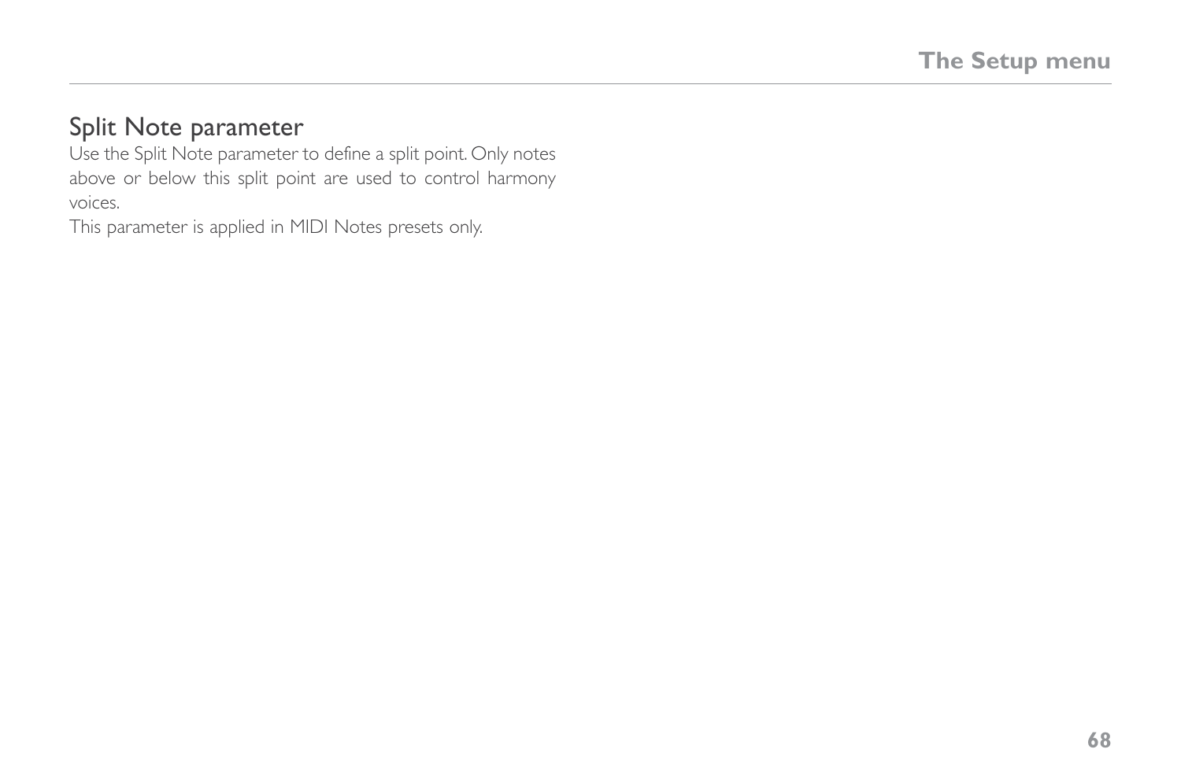## Split Note parameter

Use the Split Note parameter to define a split point. Only notes above or below this split point are used to control harmony voices.

This parameter is applied in MIDI Notes presets only.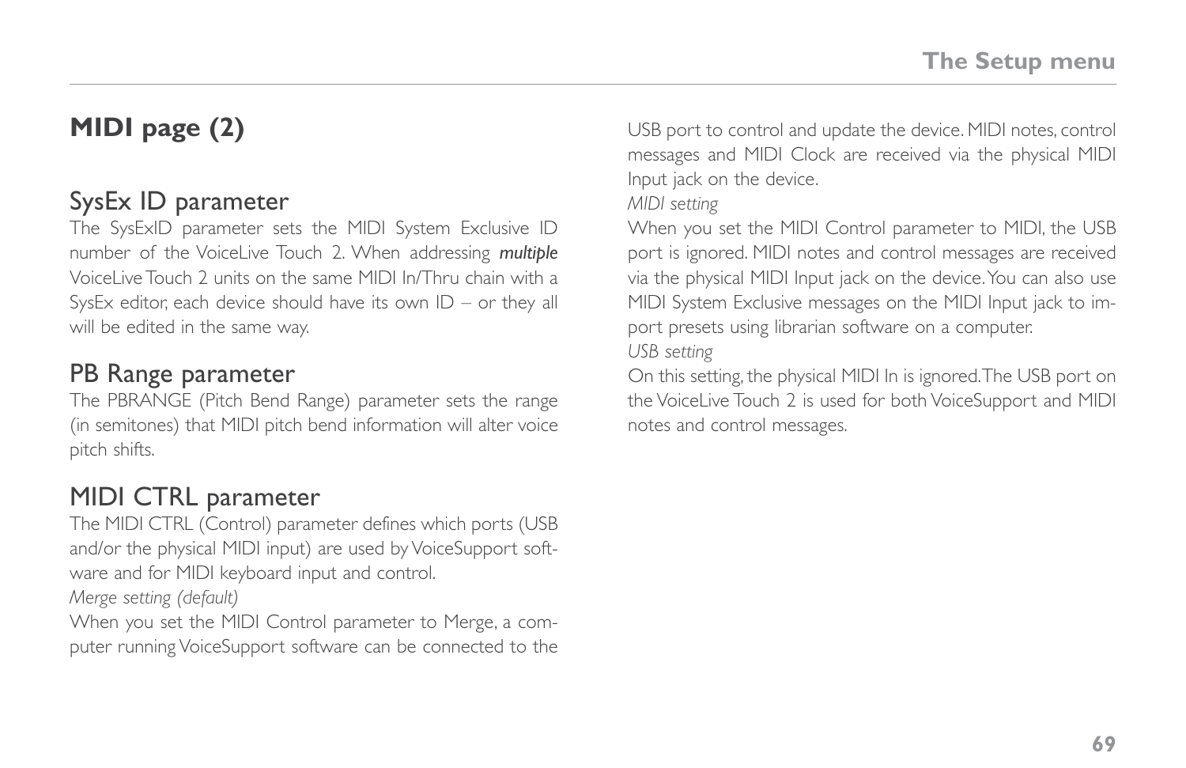# MIDI page (2)

## SysEx ID parameter

The SysExID parameter sets the MIDI System Exclusive ID number of the VoiceLive Touch 2. When addressing ***multiple*** VoiceLive Touch 2 units on the same MIDI In/Thru chain with a SysEx editor, each device should have its own ID – or they all will be edited in the same way.

## PB Range parameter

The PBRANGE (Pitch Bend Range) parameter sets the range (in semitones) that MIDI pitch bend information will alter voice pitch shifts.

## MIDI CTRL parameter

The MIDI CTRL (Control) parameter defines which ports (USB and/or the physical MIDI input) are used by VoiceSupport software and for MIDI keyboard input and control.

*Merge setting (default)*

When you set the MIDI Control parameter to Merge, a computer running VoiceSupport software can be connected to the USB port to control and update the device. MIDI notes, control messages and MIDI Clock are received via the physical MIDI Input jack on the device.

*MIDI setting*

When you set the MIDI Control parameter to MIDI, the USB port is ignored. MIDI notes and control messages are received via the physical MIDI Input jack on the device. You can also use MIDI System Exclusive messages on the MIDI Input jack to import presets using librarian software on a computer.

*USB setting*

On this setting, the physical MIDI In is ignored. The USB port on the VoiceLive Touch 2 is used for both VoiceSupport and MIDI notes and control messages.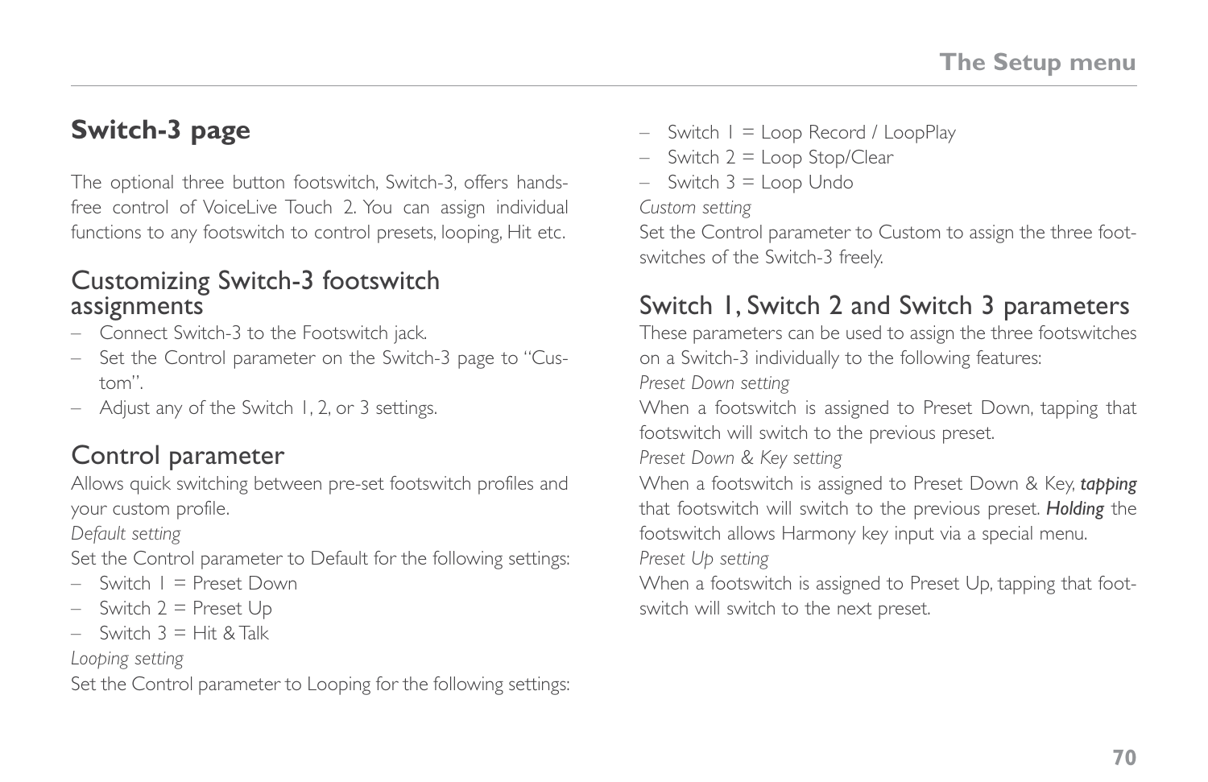# Switch-3 page

The optional three button footswitch, Switch-3, offers hands-free control of VoiceLive Touch 2. You can assign individual functions to any footswitch to control presets, looping, Hit etc.

## Customizing Switch-3 footswitch assignments

- Connect Switch-3 to the Footswitch jack.
- Set the Control parameter on the Switch-3 page to "Custom".
- Adjust any of the Switch 1, 2, or 3 settings.

## Control parameter

Allows quick switching between pre-set footswitch profiles and your custom profile.

*Default setting*

Set the Control parameter to Default for the following settings:

- Switch 1 = Preset Down
- Switch 2 = Preset Up
- Switch 3 = Hit & Talk

*Looping setting*

Set the Control parameter to Looping for the following settings:

- Switch 1 = Loop Record / LoopPlay
- Switch 2 = Loop Stop/Clear
- Switch 3 = Loop Undo

*Custom setting*

Set the Control parameter to Custom to assign the three footswitches of the Switch-3 freely.

## Switch 1, Switch 2 and Switch 3 parameters

These parameters can be used to assign the three footswitches on a Switch-3 individually to the following features:

*Preset Down setting*

When a footswitch is assigned to Preset Down, tapping that footswitch will switch to the previous preset.

*Preset Down & Key setting*

When a footswitch is assigned to Preset Down & Key, ***tapping*** that footswitch will switch to the previous preset. ***Holding*** the footswitch allows Harmony key input via a special menu.

*Preset Up setting*

When a footswitch is assigned to Preset Up, tapping that footswitch will switch to the next preset.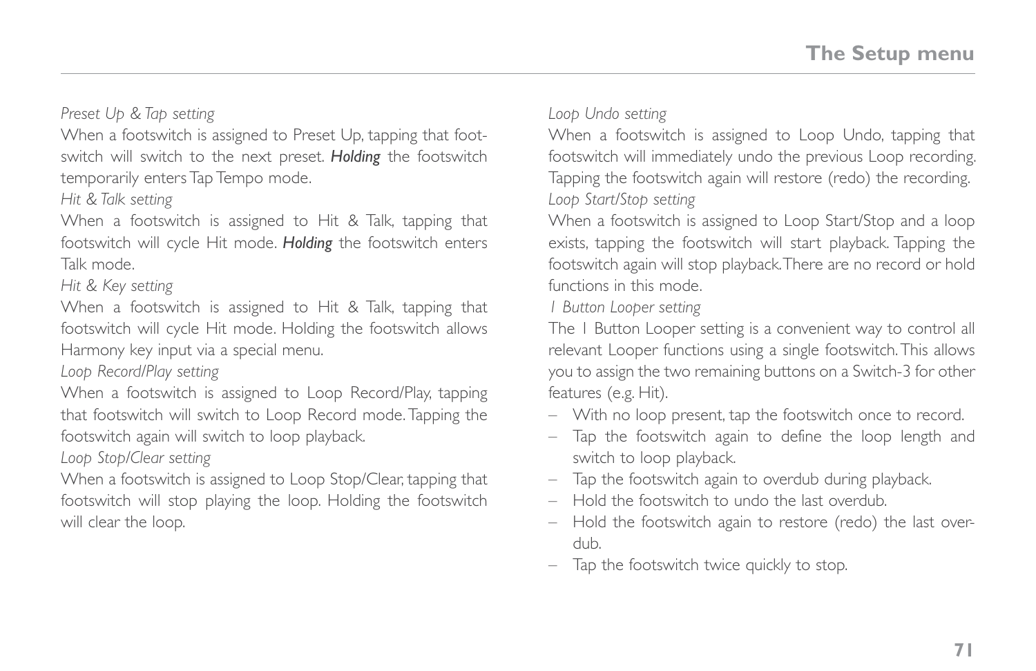*Preset Up & Tap setting*

When a footswitch is assigned to Preset Up, tapping that footswitch will switch to the next preset. ***Holding*** the footswitch temporarily enters Tap Tempo mode.

*Hit & Talk setting*

When a footswitch is assigned to Hit & Talk, tapping that footswitch will cycle Hit mode. ***Holding*** the footswitch enters Talk mode.

*Hit & Key setting*

When a footswitch is assigned to Hit & Talk, tapping that footswitch will cycle Hit mode. Holding the footswitch allows Harmony key input via a special menu.

*Loop Record/Play setting*

When a footswitch is assigned to Loop Record/Play, tapping that footswitch will switch to Loop Record mode. Tapping the footswitch again will switch to loop playback.

*Loop Stop/Clear setting*

When a footswitch is assigned to Loop Stop/Clear, tapping that footswitch will stop playing the loop. Holding the footswitch will clear the loop.

*Loop Undo setting*

When a footswitch is assigned to Loop Undo, tapping that footswitch will immediately undo the previous Loop recording. Tapping the footswitch again will restore (redo) the recording.

*Loop Start/Stop setting*

When a footswitch is assigned to Loop Start/Stop and a loop exists, tapping the footswitch will start playback. Tapping the footswitch again will stop playback. There are no record or hold functions in this mode.

*1 Button Looper setting*

The 1 Button Looper setting is a convenient way to control all relevant Looper functions using a single footswitch. This allows you to assign the two remaining buttons on a Switch-3 for other features (e.g. Hit).

- With no loop present, tap the footswitch once to record.
- Tap the footswitch again to define the loop length and switch to loop playback.
- Tap the footswitch again to overdub during playback.
- Hold the footswitch to undo the last overdub.
- Hold the footswitch again to restore (redo) the last overdub.
- Tap the footswitch twice quickly to stop.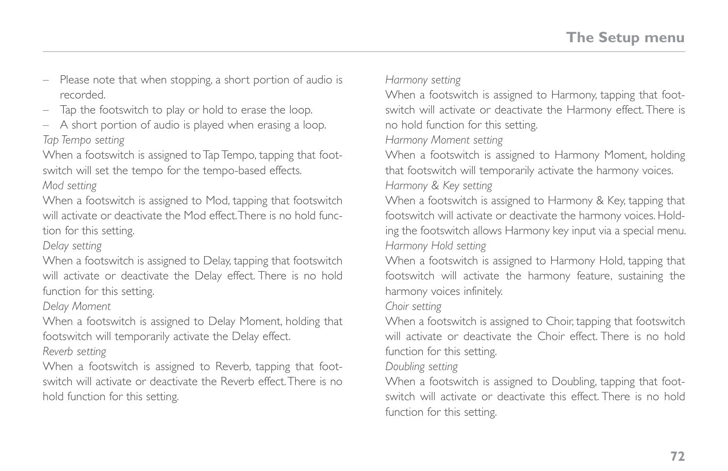- Please note that when stopping, a short portion of audio is recorded.
- Tap the footswitch to play or hold to erase the loop.
- A short portion of audio is played when erasing a loop.

*Tap Tempo setting*

When a footswitch is assigned to Tap Tempo, tapping that footswitch will set the tempo for the tempo-based effects.

*Mod setting*

When a footswitch is assigned to Mod, tapping that footswitch will activate or deactivate the Mod effect. There is no hold function for this setting.

*Delay setting*

When a footswitch is assigned to Delay, tapping that footswitch will activate or deactivate the Delay effect. There is no hold function for this setting.

*Delay Moment*

When a footswitch is assigned to Delay Moment, holding that footswitch will temporarily activate the Delay effect.

*Reverb setting*

When a footswitch is assigned to Reverb, tapping that footswitch will activate or deactivate the Reverb effect. There is no hold function for this setting.

*Harmony setting*

When a footswitch is assigned to Harmony, tapping that footswitch will activate or deactivate the Harmony effect. There is no hold function for this setting.

*Harmony Moment setting*

When a footswitch is assigned to Harmony Moment, holding that footswitch will temporarily activate the harmony voices.

*Harmony & Key setting*

When a footswitch is assigned to Harmony & Key, tapping that footswitch will activate or deactivate the harmony voices. Holding the footswitch allows Harmony key input via a special menu.

*Harmony Hold setting*

When a footswitch is assigned to Harmony Hold, tapping that footswitch will activate the harmony feature, sustaining the harmony voices infinitely.

*Choir setting*

When a footswitch is assigned to Choir, tapping that footswitch will activate or deactivate the Choir effect. There is no hold function for this setting.

*Doubling setting*

When a footswitch is assigned to Doubling, tapping that footswitch will activate or deactivate this effect. There is no hold function for this setting.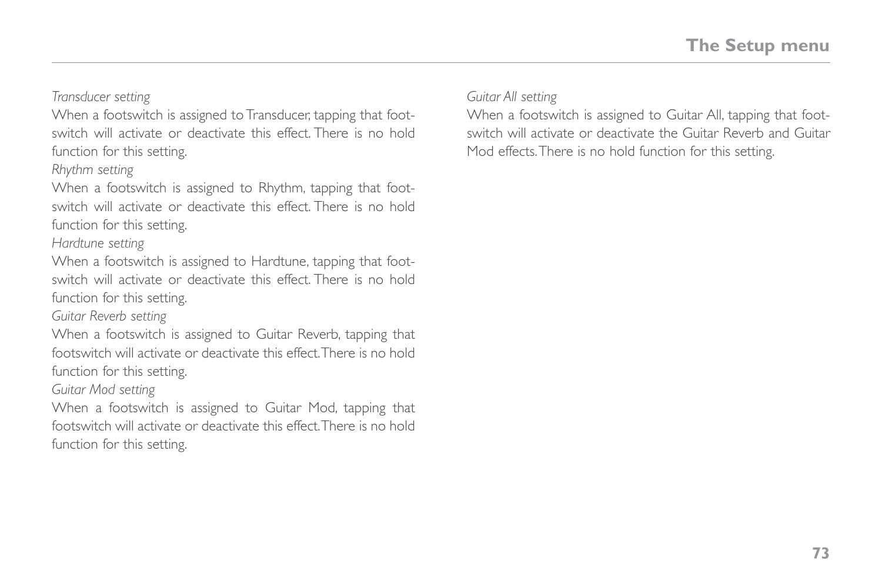*Transducer setting*

When a footswitch is assigned to Transducer, tapping that footswitch will activate or deactivate this effect. There is no hold function for this setting.

*Rhythm setting*

When a footswitch is assigned to Rhythm, tapping that footswitch will activate or deactivate this effect. There is no hold function for this setting.

*Hardtune setting*

When a footswitch is assigned to Hardtune, tapping that footswitch will activate or deactivate this effect. There is no hold function for this setting.

*Guitar Reverb setting*

When a footswitch is assigned to Guitar Reverb, tapping that footswitch will activate or deactivate this effect. There is no hold function for this setting.

*Guitar Mod setting*

When a footswitch is assigned to Guitar Mod, tapping that footswitch will activate or deactivate this effect. There is no hold function for this setting.

*Guitar All setting*

When a footswitch is assigned to Guitar All, tapping that footswitch will activate or deactivate the Guitar Reverb and Guitar Mod effects. There is no hold function for this setting.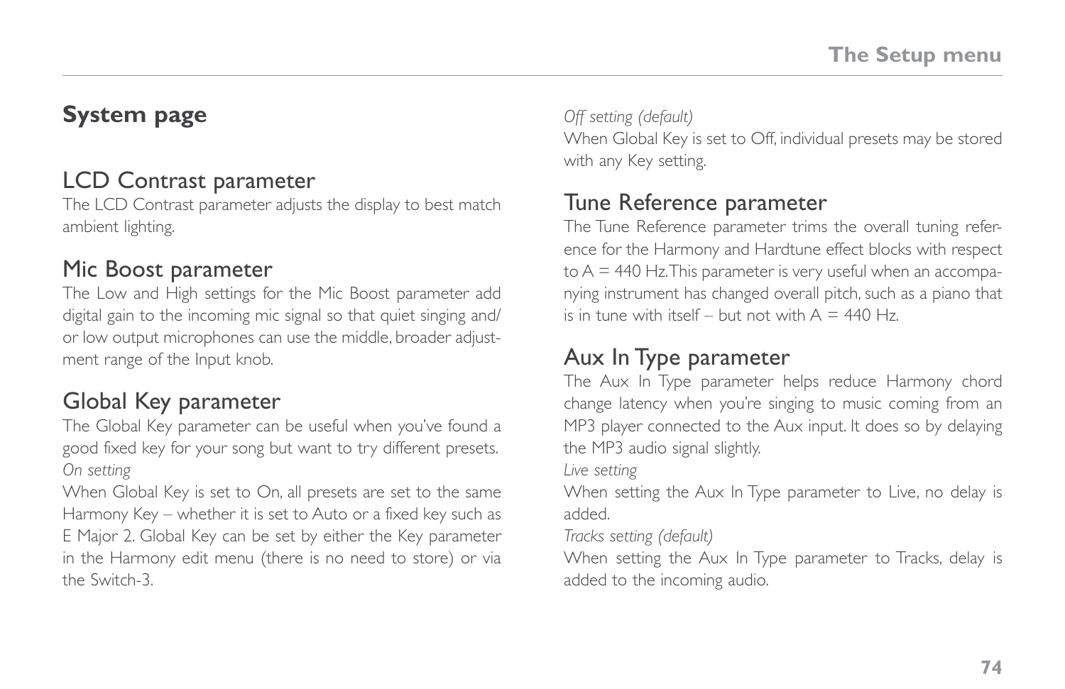## System page

### LCD Contrast parameter

The LCD Contrast parameter adjusts the display to best match ambient lighting.

### Mic Boost parameter

The Low and High settings for the Mic Boost parameter add digital gain to the incoming mic signal so that quiet singing and/or low output microphones can use the middle, broader adjustment range of the Input knob.

### Global Key parameter

The Global Key parameter can be useful when you've found a good fixed key for your song but want to try different presets.

*On setting*

When Global Key is set to On, all presets are set to the same Harmony Key – whether it is set to Auto or a fixed key such as E Major 2. Global Key can be set by either the Key parameter in the Harmony edit menu (there is no need to store) or via the Switch-3.

*Off setting (default)*

When Global Key is set to Off, individual presets may be stored with any Key setting.

### Tune Reference parameter

The Tune Reference parameter trims the overall tuning reference for the Harmony and Hardtune effect blocks with respect to A = 440 Hz. This parameter is very useful when an accompanying instrument has changed overall pitch, such as a piano that is in tune with itself – but not with A = 440 Hz.

### Aux In Type parameter

The Aux In Type parameter helps reduce Harmony chord change latency when you're singing to music coming from an MP3 player connected to the Aux input. It does so by delaying the MP3 audio signal slightly.

*Live setting*

When setting the Aux In Type parameter to Live, no delay is added.

*Tracks setting (default)*

When setting the Aux In Type parameter to Tracks, delay is added to the incoming audio.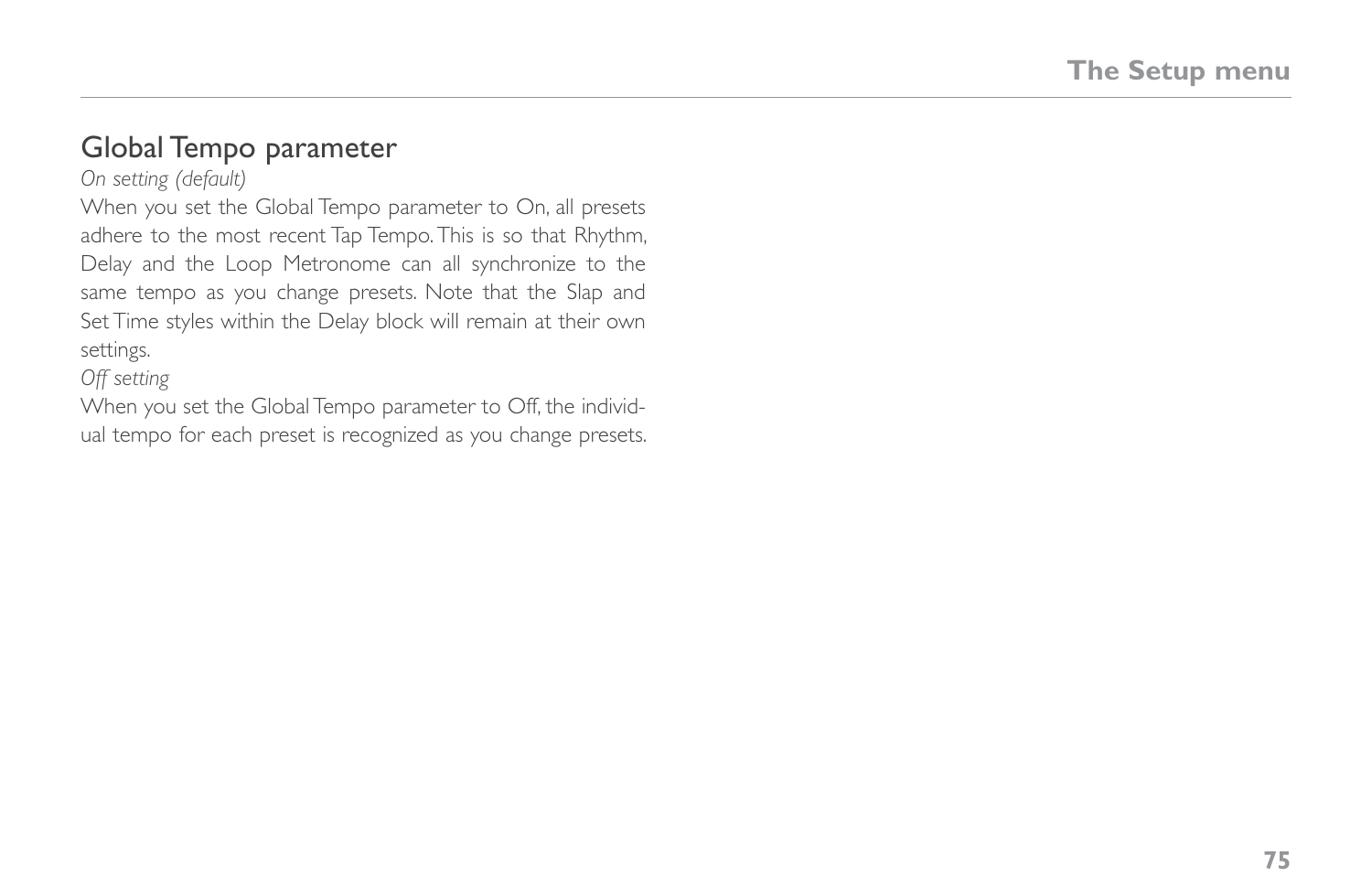## Global Tempo parameter

*On setting (default)*

When you set the Global Tempo parameter to On, all presets adhere to the most recent Tap Tempo. This is so that Rhythm, Delay and the Loop Metronome can all synchronize to the same tempo as you change presets. Note that the Slap and Set Time styles within the Delay block will remain at their own settings.

*Off setting*

When you set the Global Tempo parameter to Off, the individual tempo for each preset is recognized as you change presets.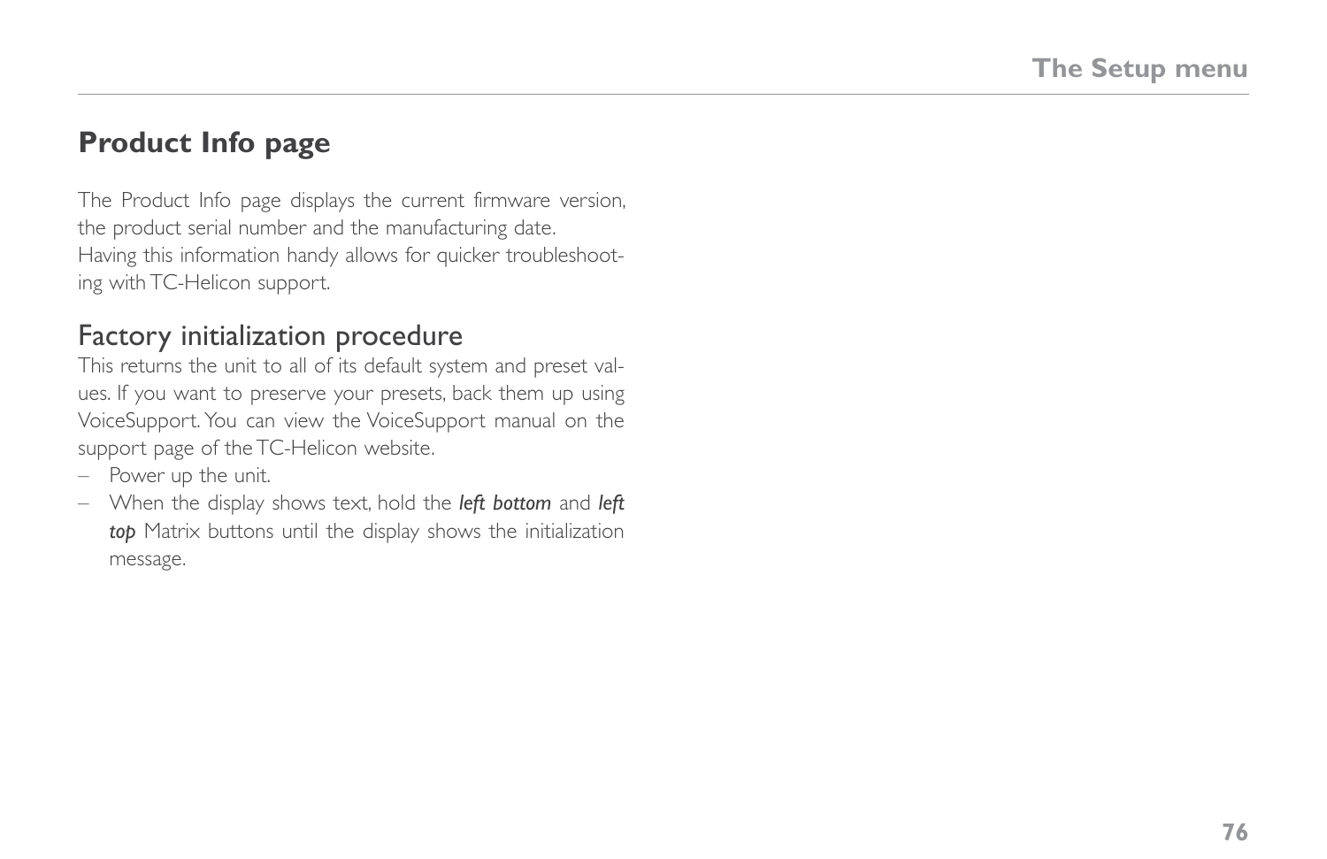## Product Info page

The Product Info page displays the current firmware version, the product serial number and the manufacturing date.
Having this information handy allows for quicker troubleshooting with TC-Helicon support.

### Factory initialization procedure

This returns the unit to all of its default system and preset values. If you want to preserve your presets, back them up using VoiceSupport. You can view the VoiceSupport manual on the support page of the TC-Helicon website.

– Power up the unit.
– When the display shows text, hold the ***left bottom*** and ***left top*** Matrix buttons until the display shows the initialization message.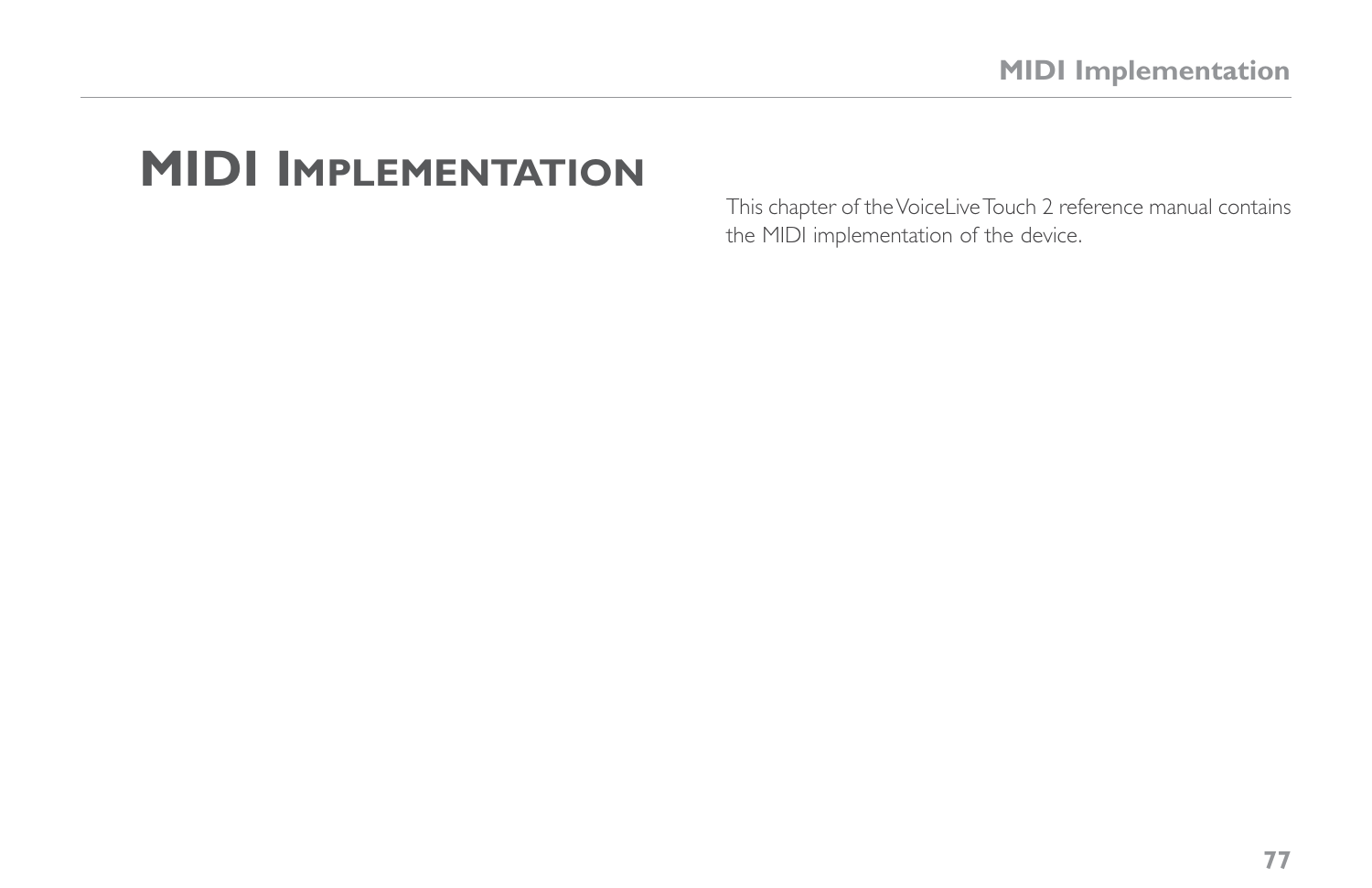# MIDI Implementation

This chapter of the VoiceLive Touch 2 reference manual contains the MIDI implementation of the device.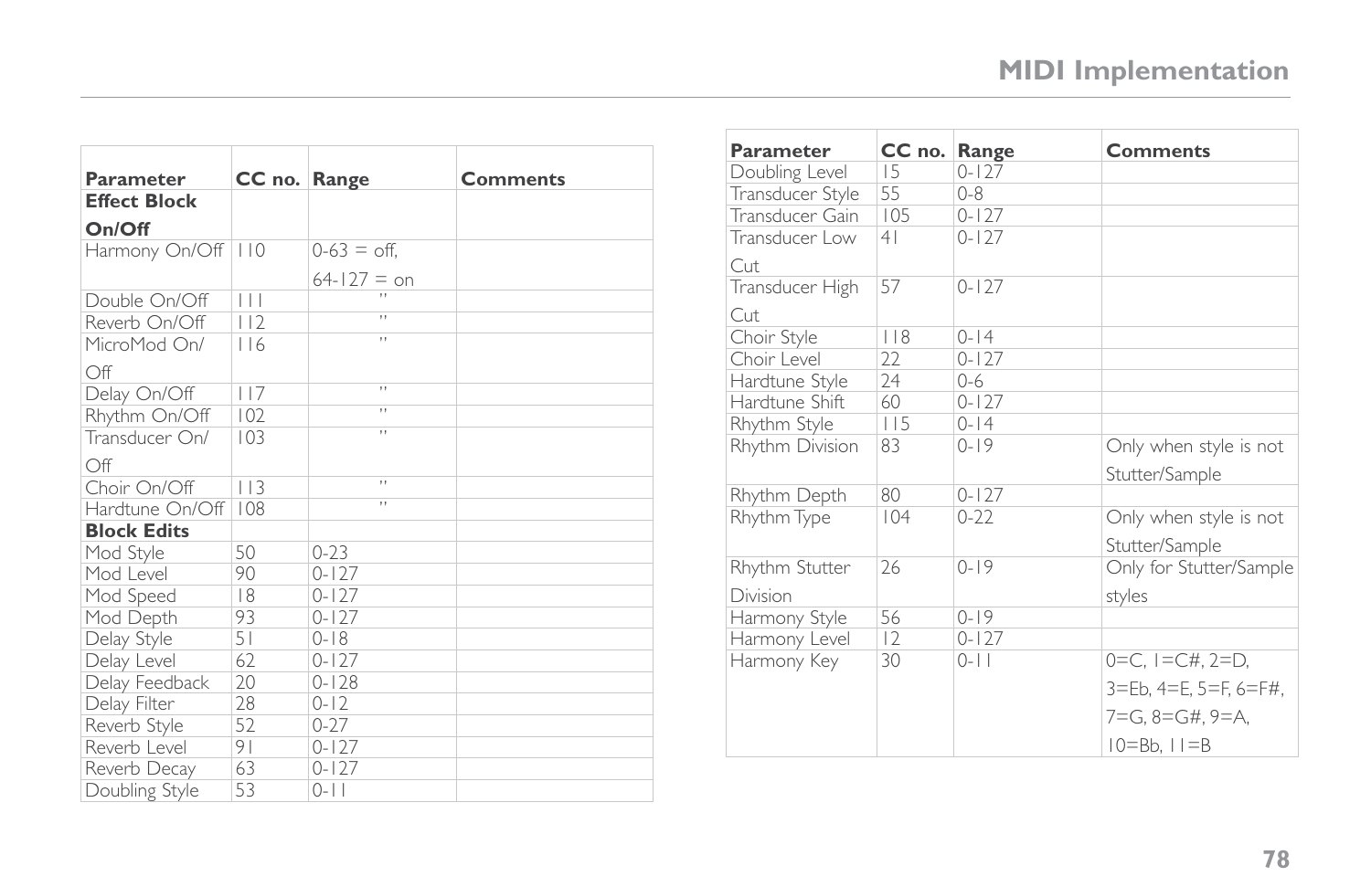# MIDI Implementation

| Parameter | CC no. | Range | Comments |
|---|---|---|---|
| **Effect Block On/Off** | | | |
| Harmony On/Off | 110 | 0-63 = off, 64-127 = on | |
| Double On/Off | 111 | " | |
| Reverb On/Off | 112 | " | |
| MicroMod On/Off | 116 | " | |
| Delay On/Off | 117 | " | |
| Rhythm On/Off | 102 | " | |
| Transducer On/Off | 103 | " | |
| Choir On/Off | 113 | " | |
| Hardtune On/Off | 108 | " | |
| **Block Edits** | | | |
| Mod Style | 50 | 0-23 | |
| Mod Level | 90 | 0-127 | |
| Mod Speed | 18 | 0-127 | |
| Mod Depth | 93 | 0-127 | |
| Delay Style | 51 | 0-18 | |
| Delay Level | 62 | 0-127 | |
| Delay Feedback | 20 | 0-128 | |
| Delay Filter | 28 | 0-12 | |
| Reverb Style | 52 | 0-27 | |
| Reverb Level | 91 | 0-127 | |
| Reverb Decay | 63 | 0-127 | |
| Doubling Style | 53 | 0-11 | |

| Parameter | CC no. | Range | Comments |
|---|---|---|---|
| Doubling Level | 15 | 0-127 | |
| Transducer Style | 55 | 0-8 | |
| Transducer Gain | 105 | 0-127 | |
| Transducer Low Cut | 41 | 0-127 | |
| Transducer High Cut | 57 | 0-127 | |
| Choir Style | 118 | 0-14 | |
| Choir Level | 22 | 0-127 | |
| Hardtune Style | 24 | 0-6 | |
| Hardtune Shift | 60 | 0-127 | |
| Rhythm Style | 115 | 0-14 | |
| Rhythm Division | 83 | 0-19 | Only when style is not Stutter/Sample |
| Rhythm Depth | 80 | 0-127 | |
| Rhythm Type | 104 | 0-22 | Only when style is not Stutter/Sample |
| Rhythm Stutter Division | 26 | 0-19 | Only for Stutter/Sample styles |
| Harmony Style | 56 | 0-19 | |
| Harmony Level | 12 | 0-127 | |
| Harmony Key | 30 | 0-11 | 0=C, 1=C#, 2=D, 3=Eb, 4=E, 5=F, 6=F#, 7=G, 8=G#, 9=A, 10=Bb, 11=B |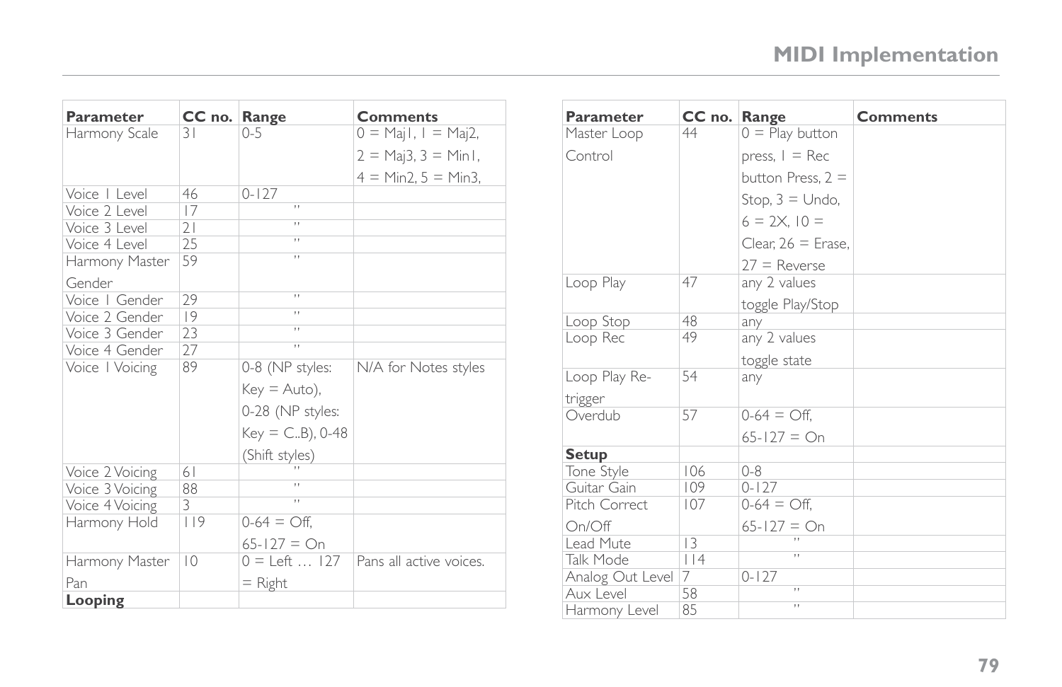## MIDI Implementation

| Parameter | CC no. | Range | Comments |
|---|---|---|---|
| Harmony Scale | 31 | 0-5 | 0 = Maj1, 1 = Maj2, 2 = Maj3, 3 = Min1, 4 = Min2, 5 = Min3, |
| Voice 1 Level | 46 | 0-127 | |
| Voice 2 Level | 17 | " | |
| Voice 3 Level | 21 | " | |
| Voice 4 Level | 25 | " | |
| Harmony Master Gender | 59 | " | |
| Voice 1 Gender | 29 | " | |
| Voice 2 Gender | 19 | " | |
| Voice 3 Gender | 23 | " | |
| Voice 4 Gender | 27 | " | |
| Voice 1 Voicing | 89 | 0-8 (NP styles: Key = Auto), 0-28 (NP styles: Key = C..B), 0-48 (Shift styles) | N/A for Notes styles |
| Voice 2 Voicing | 61 | " | |
| Voice 3 Voicing | 88 | " | |
| Voice 4 Voicing | 3 | " | |
| Harmony Hold | 119 | 0-64 = Off, 65-127 = On | |
| Harmony Master Pan | 10 | 0 = Left … 127 = Right | Pans all active voices. |
| **Looping** | | | |

| Parameter | CC no. | Range | Comments |
|---|---|---|---|
| Master Loop Control | 44 | 0 = Play button press, 1 = Rec button Press, 2 = Stop, 3 = Undo, 6 = 2X, 10 = Clear, 26 = Erase, 27 = Reverse | |
| Loop Play | 47 | any 2 values toggle Play/Stop | |
| Loop Stop | 48 | any | |
| Loop Rec | 49 | any 2 values toggle state | |
| Loop Play Re-trigger | 54 | any | |
| Overdub | 57 | 0-64 = Off, 65-127 = On | |
| **Setup** | | | |
| Tone Style | 106 | 0-8 | |
| Guitar Gain | 109 | 0-127 | |
| Pitch Correct On/Off | 107 | 0-64 = Off, 65-127 = On | |
| Lead Mute | 13 | " | |
| Talk Mode | 114 | " | |
| Analog Out Level | 7 | 0-127 | |
| Aux Level | 58 | " | |
| Harmony Level | 85 | " | |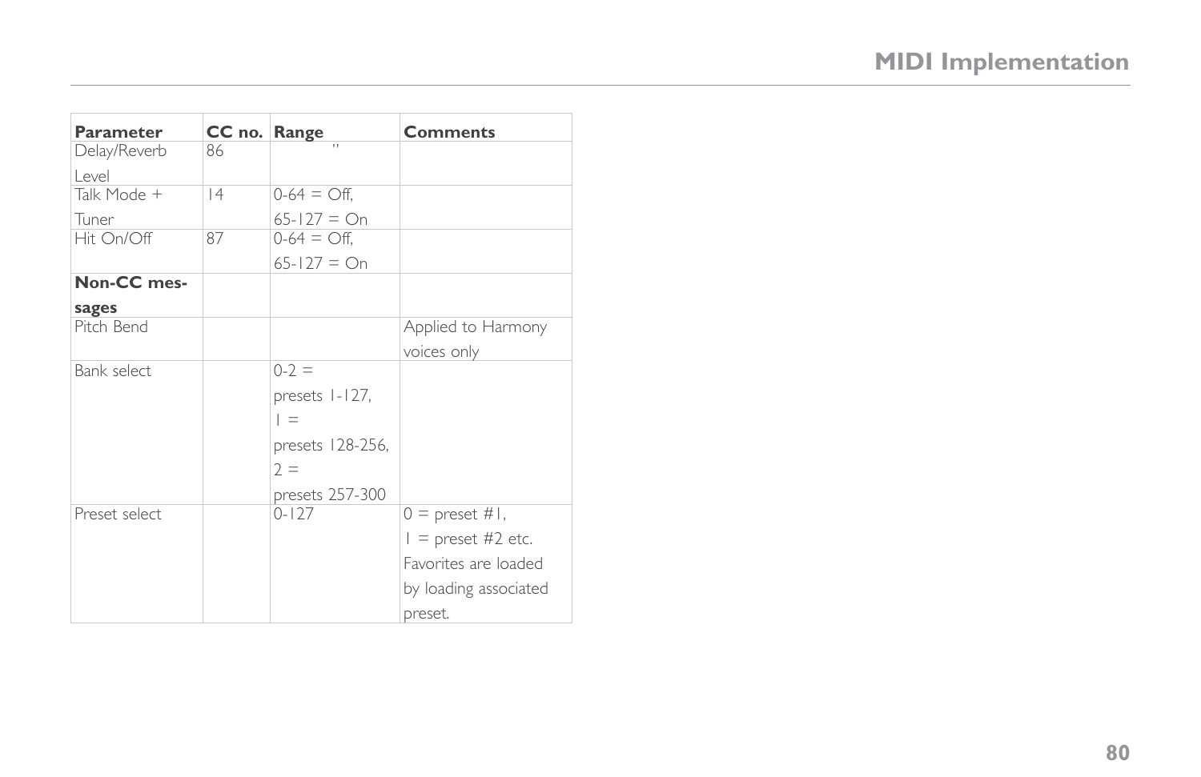| Parameter | CC no. | Range | Comments |
| --- | --- | --- | --- |
| Delay/Reverb Level | 86 | " | |
| Talk Mode + Tuner | 14 | 0-64 = Off, 65-127 = On | |
| Hit On/Off | 87 | 0-64 = Off, 65-127 = On | |
| **Non-CC messages** | | | |
| Pitch Bend | | | Applied to Harmony voices only |
| Bank select | | 0-2 = presets 1-127, 1 = presets 128-256, 2 = presets 257-300 | |
| Preset select | | 0-127 | 0 = preset #1, 1 = preset #2 etc. Favorites are loaded by loading associated preset. |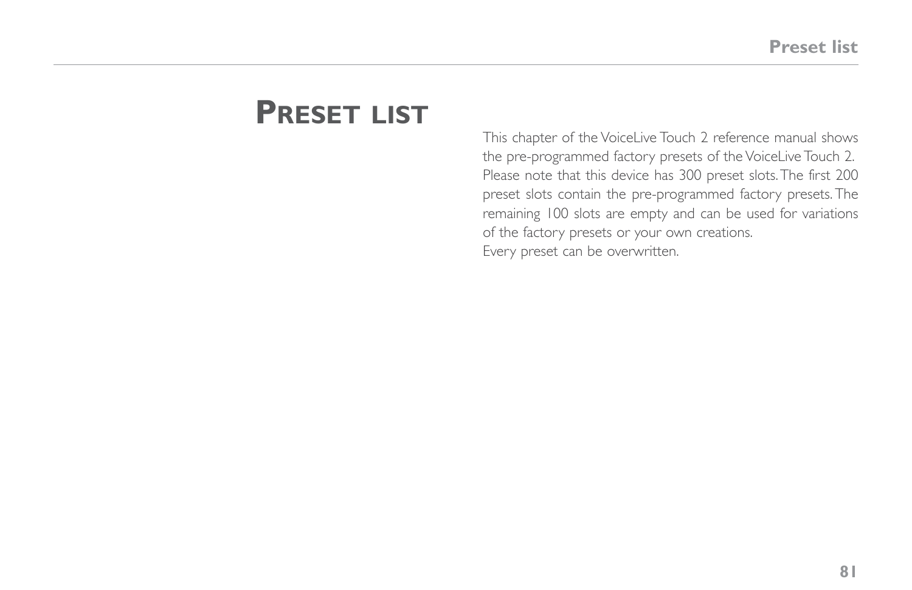# Preset list

This chapter of the VoiceLive Touch 2 reference manual shows the pre-programmed factory presets of the VoiceLive Touch 2. Please note that this device has 300 preset slots. The first 200 preset slots contain the pre-programmed factory presets. The remaining 100 slots are empty and can be used for variations of the factory presets or your own creations.
Every preset can be overwritten.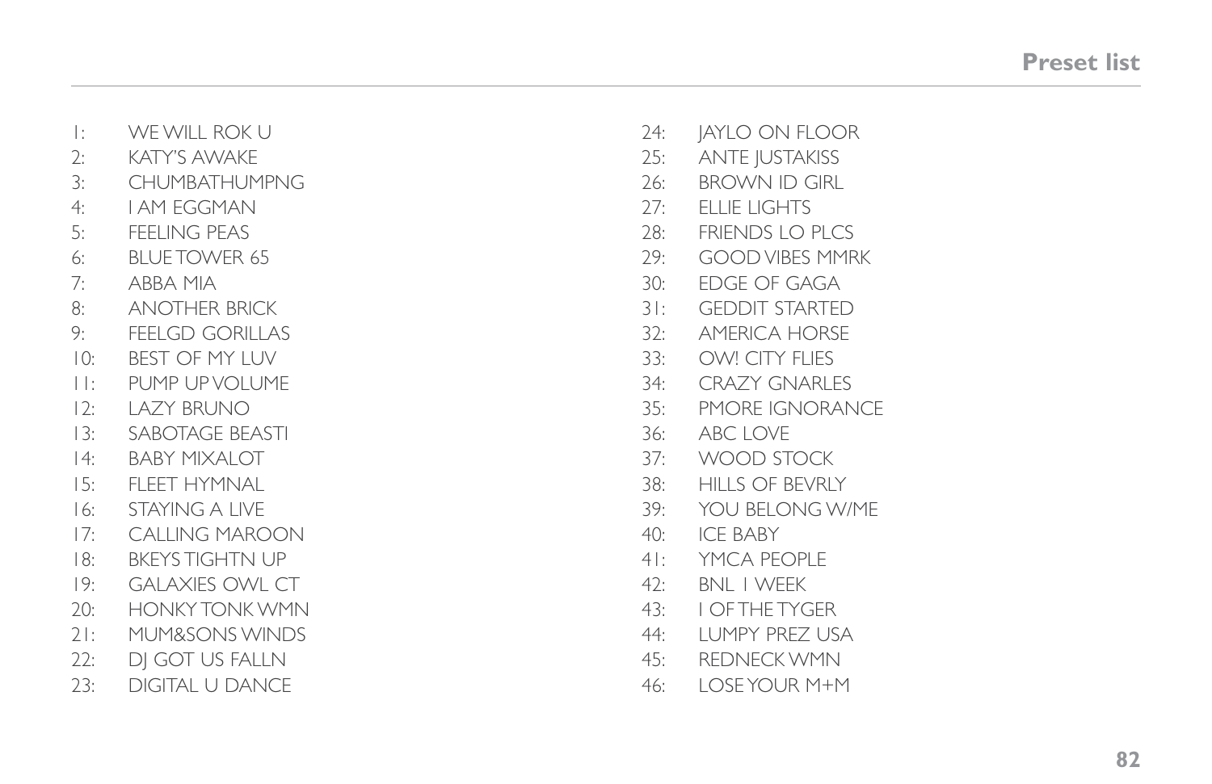# Preset list

1: WE WILL ROK U
2: KATY'S AWAKE
3: CHUMBATHUMPNG
4: I AM EGGMAN
5: FEELING PEAS
6: BLUE TOWER 65
7: ABBA MIA
8: ANOTHER BRICK
9: FEELGD GORILLAS
10: BEST OF MY LUV
11: PUMP UP VOLUME
12: LAZY BRUNO
13: SABOTAGE BEASTI
14: BABY MIXALOT
15: FLEET HYMNAL
16: STAYING A LIVE
17: CALLING MAROON
18: BKEYS TIGHTN UP
19: GALAXIES OWL CT
20: HONKY TONK WMN
21: MUM&SONS WINDS
22: DJ GOT US FALLN
23: DIGITAL U DANCE
24: JAYLO ON FLOOR
25: ANTE JUSTAKISS
26: BROWN ID GIRL
27: ELLIE LIGHTS
28: FRIENDS LO PLCS
29: GOOD VIBES MMRK
30: EDGE OF GAGA
31: GEDDIT STARTED
32: AMERICA HORSE
33: OW! CITY FLIES
34: CRAZY GNARLES
35: PMORE IGNORANCE
36: ABC LOVE
37: WOOD STOCK
38: HILLS OF BEVRLY
39: YOU BELONG W/ME
40: ICE BABY
41: YMCA PEOPLE
42: BNL 1 WEEK
43: I OF THE TYGER
44: LUMPY PREZ USA
45: REDNECK WMN
46: LOSE YOUR M+M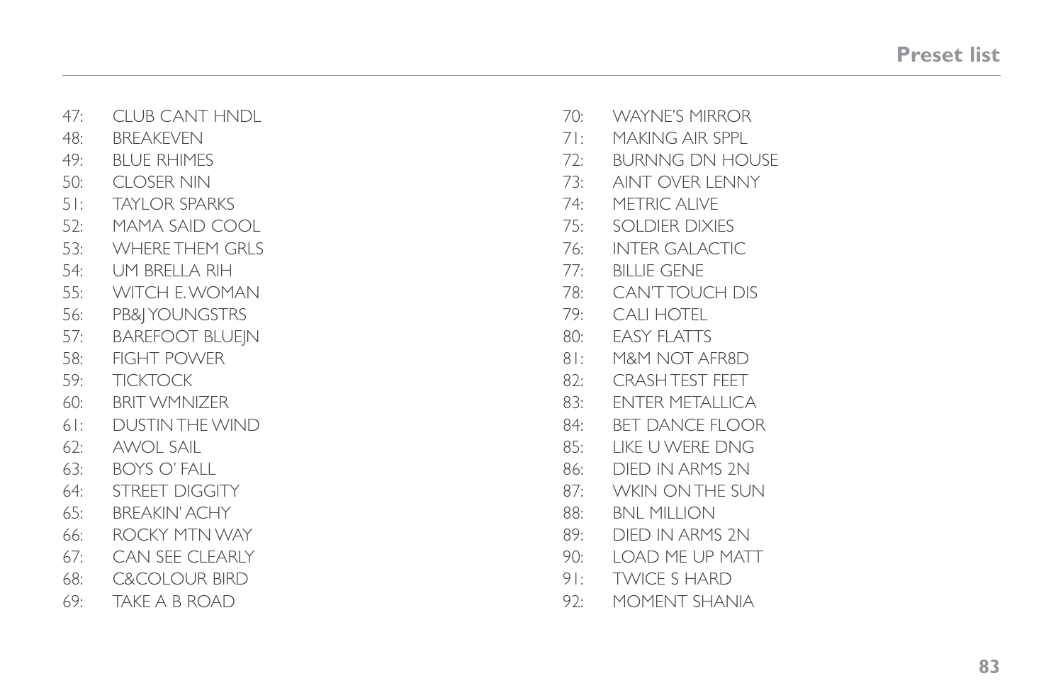## Preset list

47: CLUB CANT HNDL
48: BREAKEVEN
49: BLUE RHIMES
50: CLOSER NIN
51: TAYLOR SPARKS
52: MAMA SAID COOL
53: WHERE THEM GRLS
54: UM BRELLA RIH
55: WITCH E. WOMAN
56: PB&J YOUNGSTRS
57: BAREFOOT BLUEJN
58: FIGHT POWER
59: TICKTOCK
60: BRIT WMNIZER
61: DUSTIN THE WIND
62: AWOL SAIL
63: BOYS O' FALL
64: STREET DIGGITY
65: BREAKIN' ACHY
66: ROCKY MTN WAY
67: CAN SEE CLEARLY
68: C&COLOUR BIRD
69: TAKE A B ROAD
70: WAYNE'S MIRROR
71: MAKING AIR SPPL
72: BURNNG DN HOUSE
73: AINT OVER LENNY
74: METRIC ALIVE
75: SOLDIER DIXIES
76: INTER GALACTIC
77: BILLIE GENE
78: CAN'T TOUCH DIS
79: CALI HOTEL
80: EASY FLATTS
81: M&M NOT AFR8D
82: CRASH TEST FEET
83: ENTER METALLICA
84: BET DANCE FLOOR
85: LIKE U WERE DNG
86: DIED IN ARMS 2N
87: WKIN ON THE SUN
88: BNL MILLION
89: DIED IN ARMS 2N
90: LOAD ME UP MATT
91: TWICE S HARD
92: MOMENT SHANIA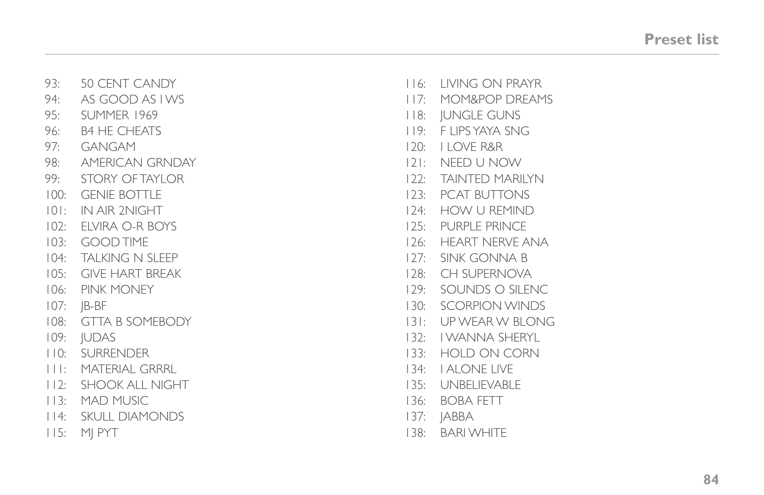93: 50 CENT CANDY
94: AS GOOD AS I WS
95: SUMMER 1969
96: B4 HE CHEATS
97: GANGAM
98: AMERICAN GRNDAY
99: STORY OF TAYLOR
100: GENIE BOTTLE
101: IN AIR 2NIGHT
102: ELVIRA O-R BOYS
103: GOOD TIME
104: TALKING N SLEEP
105: GIVE HART BREAK
106: PINK MONEY
107: JB-BF
108: GTTA B SOMEBODY
109: JUDAS
110: SURRENDER
111: MATERIAL GRRRL
112: SHOOK ALL NIGHT
113: MAD MUSIC
114: SKULL DIAMONDS
115: MJ PYT
116: LIVING ON PRAYR
117: MOM&POP DREAMS
118: JUNGLE GUNS
119: F LIPS YAYA SNG
120: I LOVE R&R
121: NEED U NOW
122: TAINTED MARILYN
123: PCAT BUTTONS
124: HOW U REMIND
125: PURPLE PRINCE
126: HEART NERVE ANA
127: SINK GONNA B
128: CH SUPERNOVA
129: SOUNDS O SILENC
130: SCORPION WINDS
131: UP WEAR W BLONG
132: I WANNA SHERYL
133: HOLD ON CORN
134: I ALONE LIVE
135: UNBELIEVABLE
136: BOBA FETT
137: JABBA
138: BARI WHITE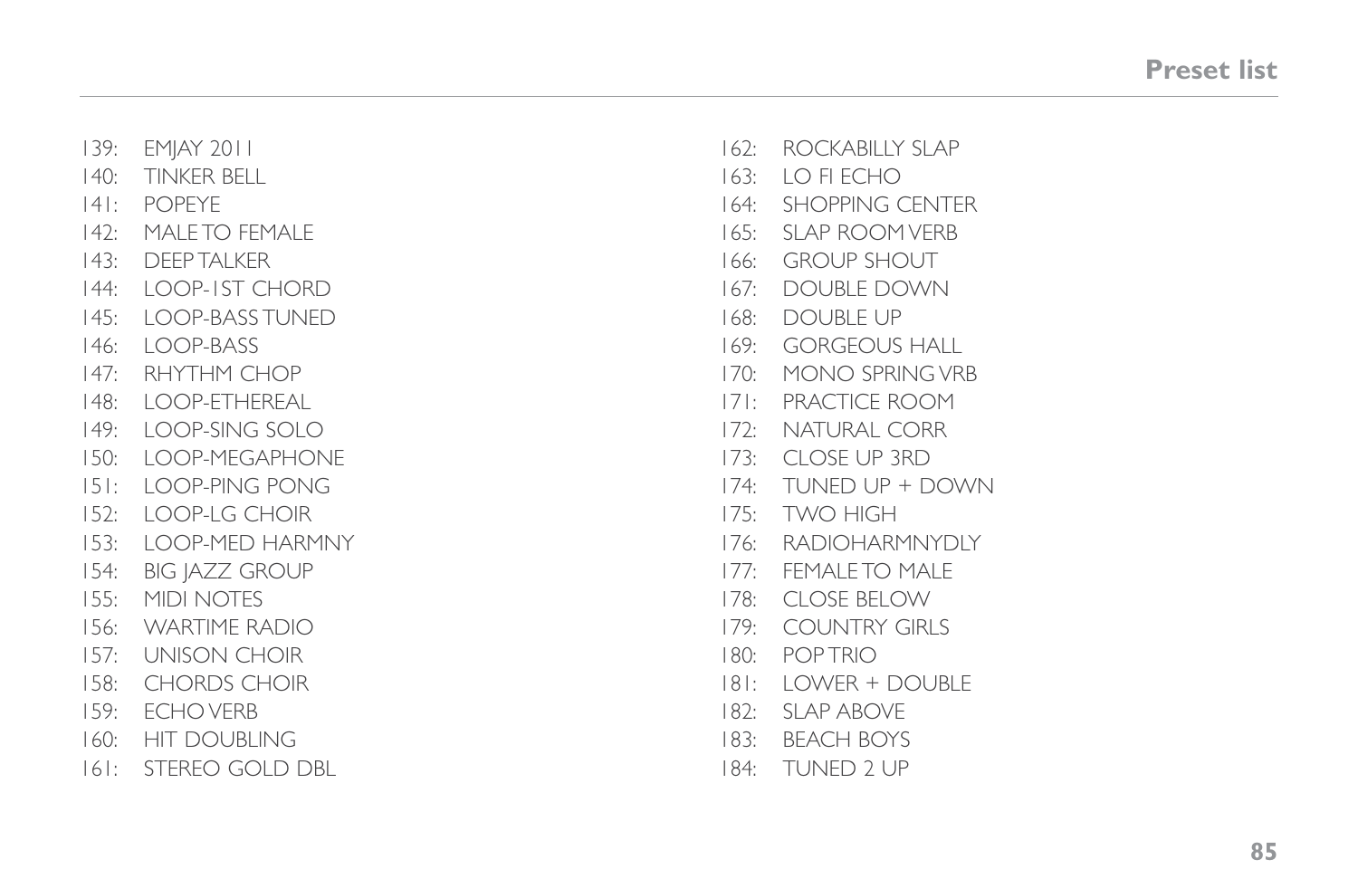139: EMJAY 2011
140: TINKER BELL
141: POPEYE
142: MALE TO FEMALE
143: DEEP TALKER
144: LOOP-1ST CHORD
145: LOOP-BASS TUNED
146: LOOP-BASS
147: RHYTHM CHOP
148: LOOP-ETHEREAL
149: LOOP-SING SOLO
150: LOOP-MEGAPHONE
151: LOOP-PING PONG
152: LOOP-LG CHOIR
153: LOOP-MED HARMNY
154: BIG JAZZ GROUP
155: MIDI NOTES
156: WARTIME RADIO
157: UNISON CHOIR
158: CHORDS CHOIR
159: ECHO VERB
160: HIT DOUBLING
161: STEREO GOLD DBL
162: ROCKABILLY SLAP
163: LO FI ECHO
164: SHOPPING CENTER
165: SLAP ROOM VERB
166: GROUP SHOUT
167: DOUBLE DOWN
168: DOUBLE UP
169: GORGEOUS HALL
170: MONO SPRING VRB
171: PRACTICE ROOM
172: NATURAL CORR
173: CLOSE UP 3RD
174: TUNED UP + DOWN
175: TWO HIGH
176: RADIOHARMNYDLY
177: FEMALE TO MALE
178: CLOSE BELOW
179: COUNTRY GIRLS
180: POP TRIO
181: LOWER + DOUBLE
182: SLAP ABOVE
183: BEACH BOYS
184: TUNED 2 UP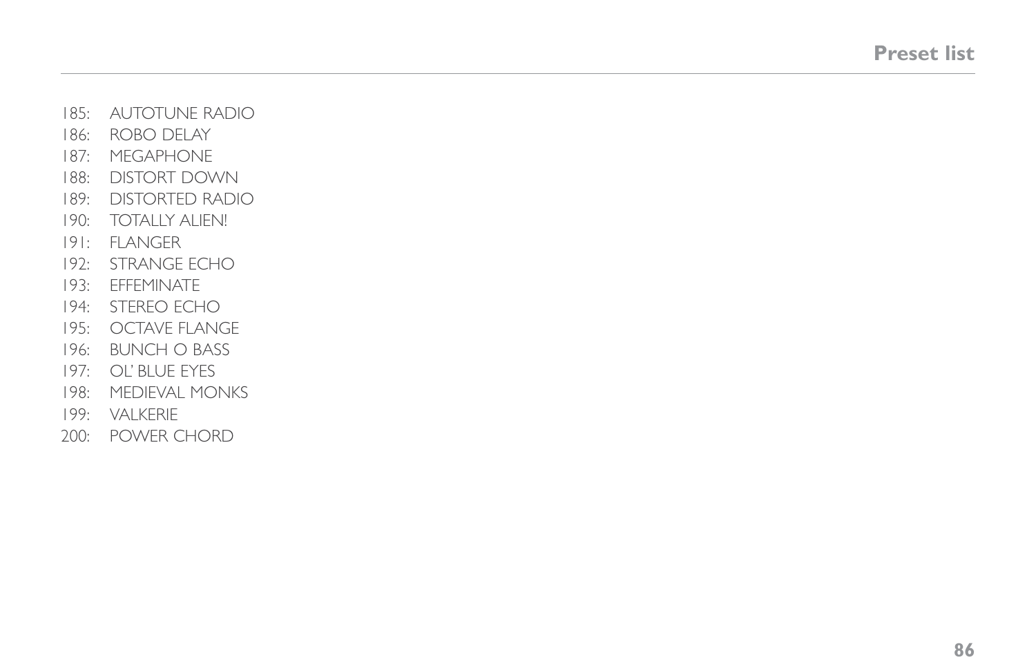185: AUTOTUNE RADIO
186: ROBO DELAY
187: MEGAPHONE
188: DISTORT DOWN
189: DISTORTED RADIO
190: TOTALLY ALIEN!
191: FLANGER
192: STRANGE ECHO
193: EFFEMINATE
194: STEREO ECHO
195: OCTAVE FLANGE
196: BUNCH O BASS
197: OL' BLUE EYES
198: MEDIEVAL MONKS
199: VALKERIE
200: POWER CHORD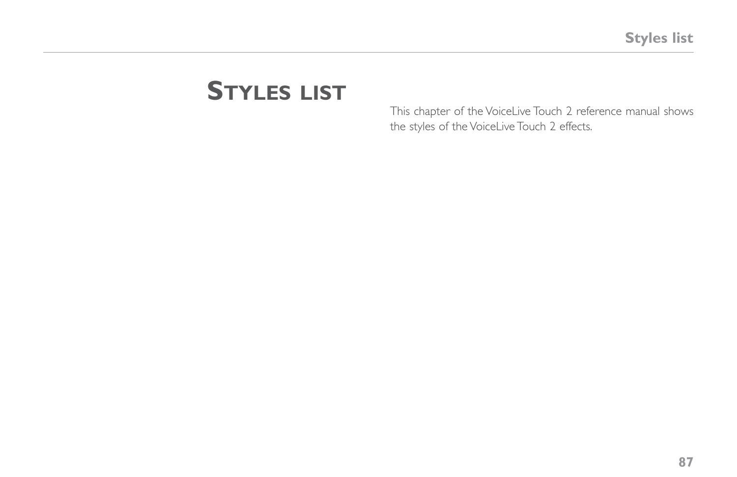# Styles list

This chapter of the VoiceLive Touch 2 reference manual shows the styles of the VoiceLive Touch 2 effects.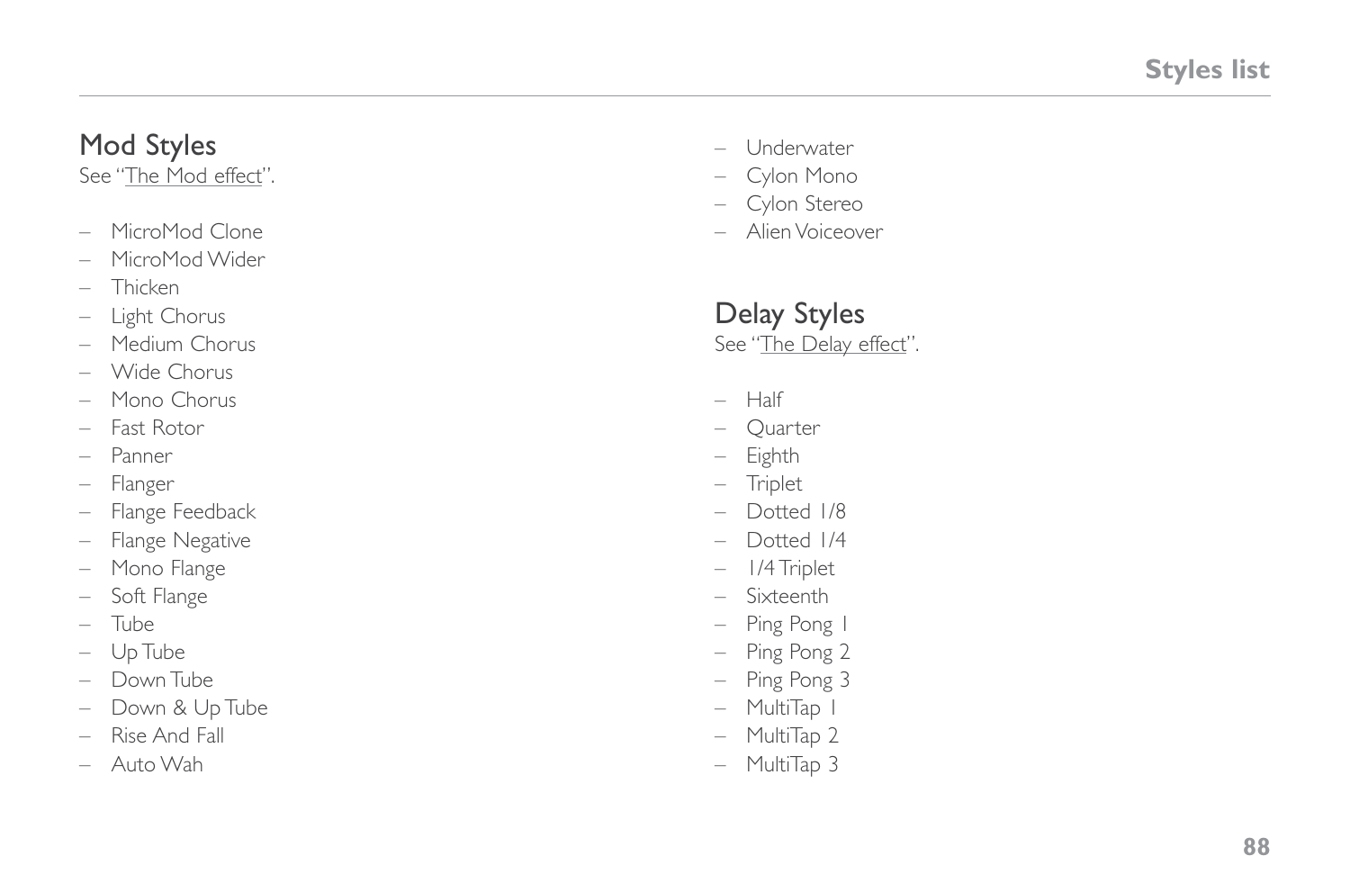## Mod Styles

See "The Mod effect".

- MicroMod Clone
- MicroMod Wider
- Thicken
- Light Chorus
- Medium Chorus
- Wide Chorus
- Mono Chorus
- Fast Rotor
- Panner
- Flanger
- Flange Feedback
- Flange Negative
- Mono Flange
- Soft Flange
- Tube
- Up Tube
- Down Tube
- Down & Up Tube
- Rise And Fall
- Auto Wah
- Underwater
- Cylon Mono
- Cylon Stereo
- Alien Voiceover

## Delay Styles

See "The Delay effect".

- Half
- Quarter
- Eighth
- Triplet
- Dotted 1/8
- Dotted 1/4
- 1/4 Triplet
- Sixteenth
- Ping Pong 1
- Ping Pong 2
- Ping Pong 3
- MultiTap 1
- MultiTap 2
- MultiTap 3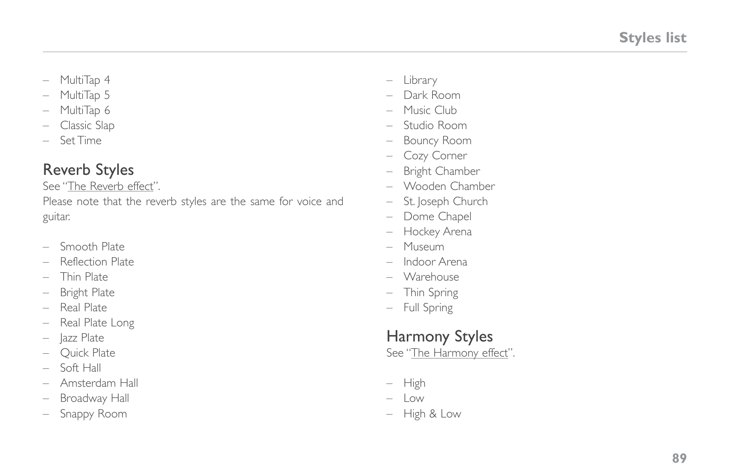- MultiTap 4
- MultiTap 5
- MultiTap 6
- Classic Slap
- Set Time

## Reverb Styles

See "The Reverb effect".

Please note that the reverb styles are the same for voice and guitar.

- Smooth Plate
- Reflection Plate
- Thin Plate
- Bright Plate
- Real Plate
- Real Plate Long
- Jazz Plate
- Quick Plate
- Soft Hall
- Amsterdam Hall
- Broadway Hall
- Snappy Room
- Library
- Dark Room
- Music Club
- Studio Room
- Bouncy Room
- Cozy Corner
- Bright Chamber
- Wooden Chamber
- St. Joseph Church
- Dome Chapel
- Hockey Arena
- Museum
- Indoor Arena
- Warehouse
- Thin Spring
- Full Spring

## Harmony Styles

See "The Harmony effect".

- High
- Low
- High & Low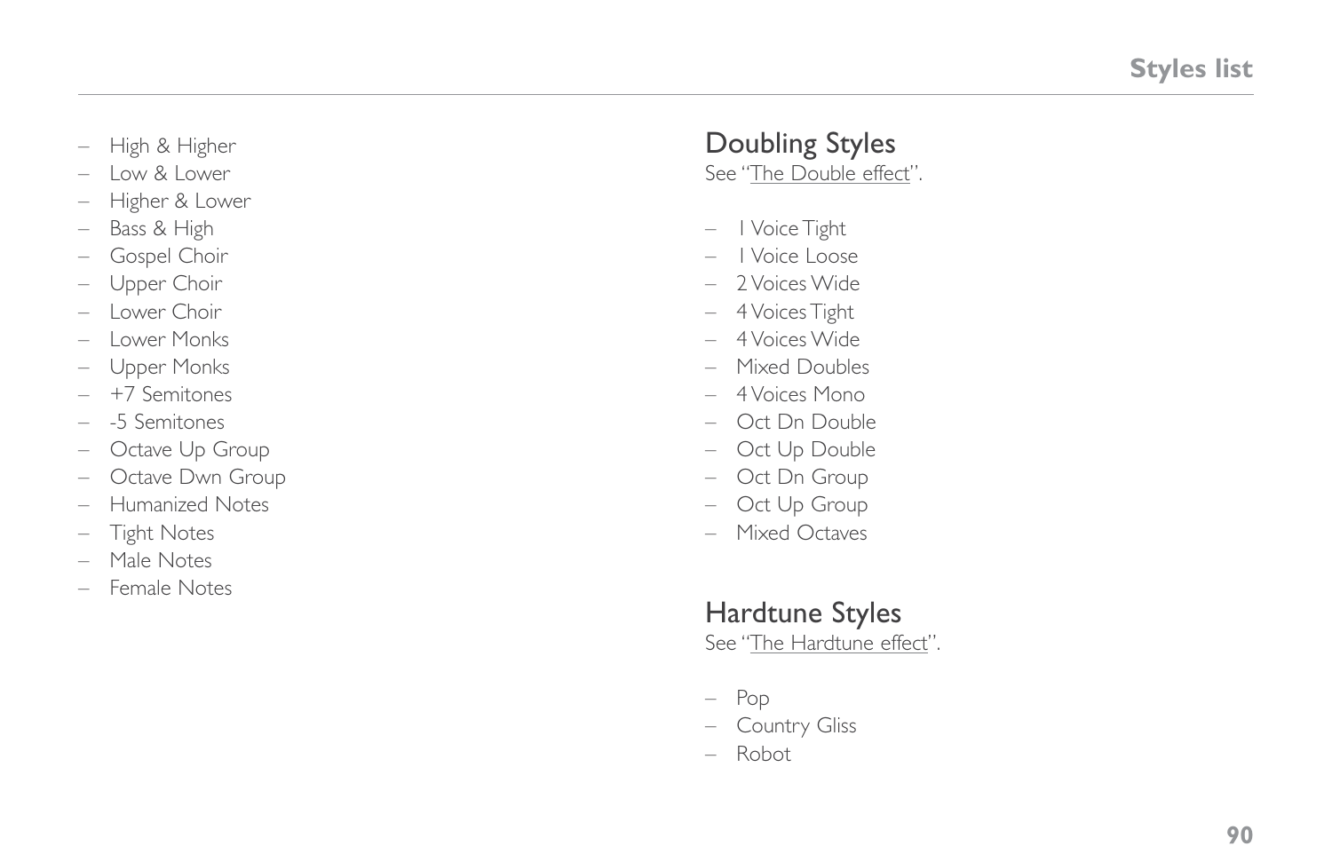- High & Higher
- Low & Lower
- Higher & Lower
- Bass & High
- Gospel Choir
- Upper Choir
- Lower Choir
- Lower Monks
- Upper Monks
- +7 Semitones
- -5 Semitones
- Octave Up Group
- Octave Dwn Group
- Humanized Notes
- Tight Notes
- Male Notes
- Female Notes

## Doubling Styles

See "The Double effect".

- 1 Voice Tight
- 1 Voice Loose
- 2 Voices Wide
- 4 Voices Tight
- 4 Voices Wide
- Mixed Doubles
- 4 Voices Mono
- Oct Dn Double
- Oct Up Double
- Oct Dn Group
- Oct Up Group
- Mixed Octaves

## Hardtune Styles

See "The Hardtune effect".

- Pop
- Country Gliss
- Robot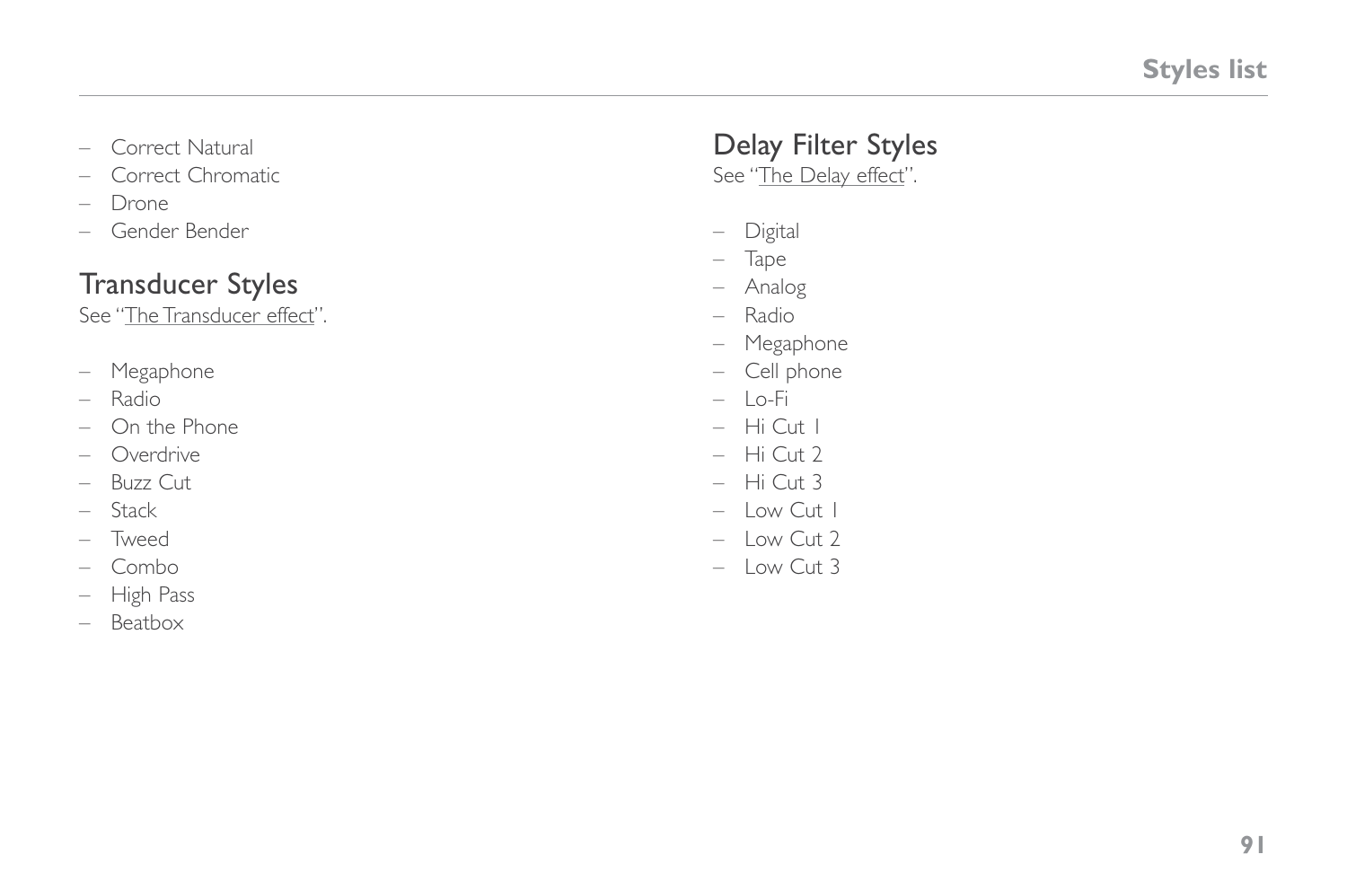- Correct Natural
- Correct Chromatic
- Drone
- Gender Bender

## Transducer Styles

See "The Transducer effect".

- Megaphone
- Radio
- On the Phone
- Overdrive
- Buzz Cut
- Stack
- Tweed
- Combo
- High Pass
- Beatbox

## Delay Filter Styles

See "The Delay effect".

- Digital
- Tape
- Analog
- Radio
- Megaphone
- Cell phone
- Lo-Fi
- Hi Cut 1
- Hi Cut 2
- Hi Cut 3
- Low Cut 1
- Low Cut 2
- Low Cut 3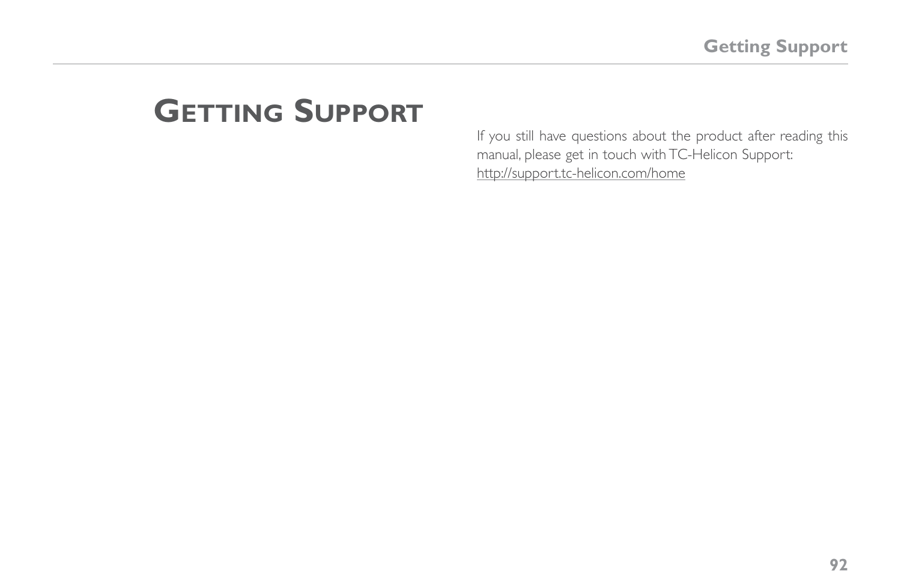# Getting Support

If you still have questions about the product after reading this manual, please get in touch with TC-Helicon Support:
http://support.tc-helicon.com/home